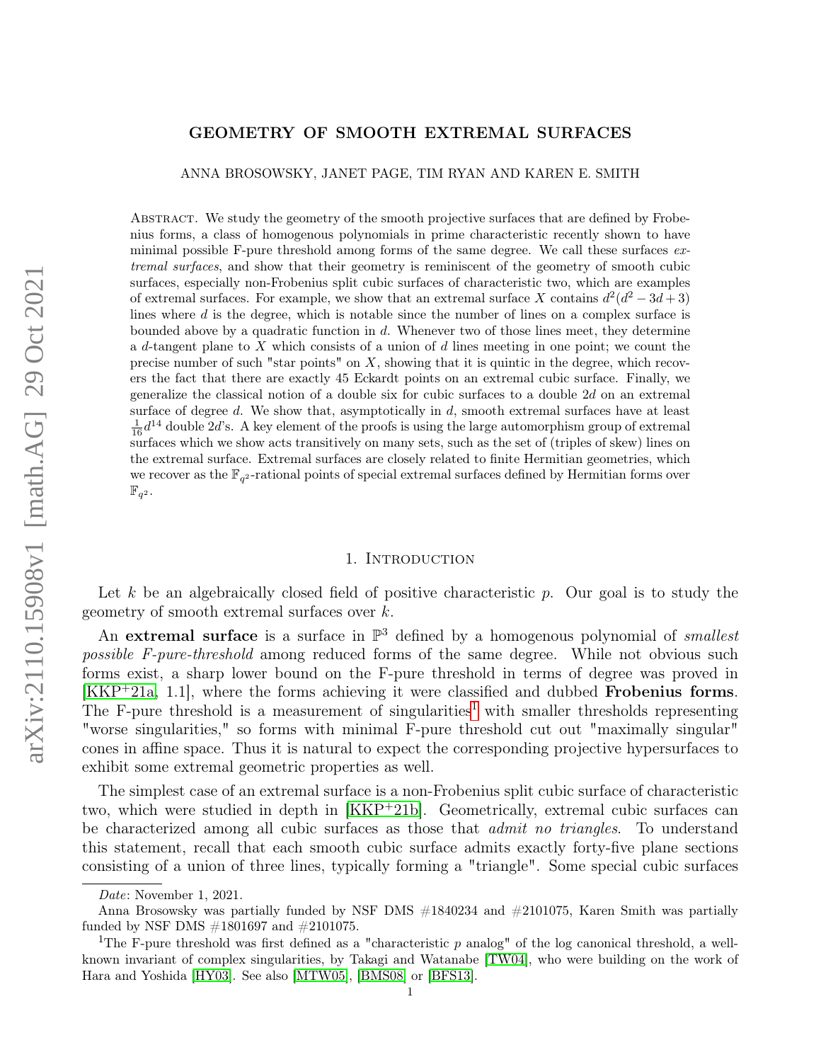# GEOMETRY OF SMOOTH EXTREMAL SURFACES

ANNA BROSOWSKY, JANET PAGE, TIM RYAN AND KAREN E. SMITH

Abstract. We study the geometry of the smooth projective surfaces that are defined by Frobenius forms, a class of homogenous polynomials in prime characteristic recently shown to have minimal possible F-pure threshold among forms of the same degree. We call these surfaces *extremal surfaces*, and show that their geometry is reminiscent of the geometry of smooth cubic surfaces, especially non-Frobenius split cubic surfaces of characteristic two, which are examples of extremal surfaces. For example, we show that an extremal surface $X$ contains $d^2(d^2-3d+3)$ lines where $d$ is the degree, which is notable since the number of lines on a complex surface is bounded above by a quadratic function in $d$. Whenever two of those lines meet, they determine a $d$-tangent plane to $X$ which consists of a union of $d$ lines meeting in one point; we count the precise number of such "star points" on $X$, showing that it is quintic in the degree, which recovers the fact that there are exactly 45 Eckardt points on an extremal cubic surface. Finally, we generalize the classical notion of a double six for cubic surfaces to a double $2d$ on an extremal surface of degree $d$. We show that, asymptotically in $d$, smooth extremal surfaces have at least $\frac{1}{16}d^{14}$ double $2d$'s. A key element of the proofs is using the large automorphism group of extremal surfaces which we show acts transitively on many sets, such as the set of (triples of skew) lines on the extremal surface. Extremal surfaces are closely related to finite Hermitian geometries, which we recover as the $\mathbb{F}_{q^2}$-rational points of special extremal surfaces defined by Hermitian forms over $\mathbb{F}_{q^2}$.

## 1. Introduction

Let $k$ be an algebraically closed field of positive characteristic $p$. Our goal is to study the geometry of smooth extremal surfaces over $k$.

An **extremal surface** is a surface in $\mathbb{P}^3$ defined by a homogenous polynomial of *smallest possible F-pure-threshold* among reduced forms of the same degree. While not obvious such forms exist, a sharp lower bound on the F-pure threshold in terms of degree was proved in [KKP+21a, 1.1], where the forms achieving it were classified and dubbed **Frobenius forms**. The F-pure threshold is a measurement of singularities[1] with smaller thresholds representing "worse singularities," so forms with minimal F-pure threshold cut out "maximally singular" cones in affine space. Thus it is natural to expect the corresponding projective hypersurfaces to exhibit some extremal geometric properties as well.

The simplest case of an extremal surface is a non-Frobenius split cubic surface of characteristic two, which were studied in depth in [KKP+21b]. Geometrically, extremal cubic surfaces can be characterized among all cubic surfaces as those that *admit no triangles*. To understand this statement, recall that each smooth cubic surface admits exactly forty-five plane sections consisting of a union of three lines, typically forming a "triangle". Some special cubic surfaces

Date: November 1, 2021.

Anna Brosowsky was partially funded by NSF DMS #1840234 and #2101075, Karen Smith was partially funded by NSF DMS #1801697 and #2101075.

[1] The F-pure threshold was first defined as a "characteristic $p$ analog" of the log canonical threshold, a well-known invariant of complex singularities, by Takagi and Watanabe [TW04], who were building on the work of Hara and Yoshida [HY03]. See also [MTW05], [BMS08] or [BFS13].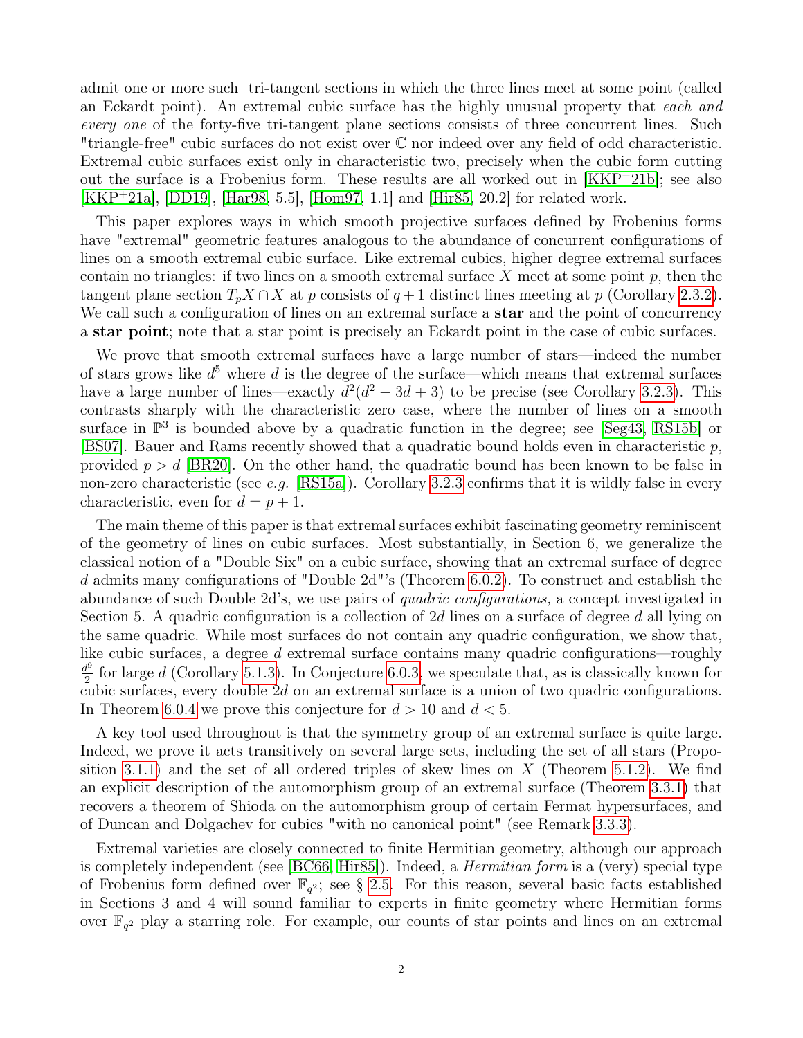admit one or more such tri-tangent sections in which the three lines meet at some point (called an Eckardt point). An extremal cubic surface has the highly unusual property that *each and every one* of the forty-five tri-tangent plane sections consists of three concurrent lines. Such "triangle-free" cubic surfaces do not exist over $\mathbb{C}$ nor indeed over any field of odd characteristic. Extremal cubic surfaces exist only in characteristic two, precisely when the cubic form cutting out the surface is a Frobenius form. These results are all worked out in [KKP+21b]; see also [KKP+21a], [DD19], [Har98, 5.5], [Hom97, 1.1] and [Hir85, 20.2] for related work.

This paper explores ways in which smooth projective surfaces defined by Frobenius forms have "extremal" geometric features analogous to the abundance of concurrent configurations of lines on a smooth extremal cubic surface. Like extremal cubics, higher degree extremal surfaces contain no triangles: if two lines on a smooth extremal surface $X$ meet at some point $p$, then the tangent plane section $T_pX \cap X$ at $p$ consists of $q+1$ distinct lines meeting at $p$ (Corollary 2.3.2). We call such a configuration of lines on an extremal surface a **star** and the point of concurrency a **star point**; note that a star point is precisely an Eckardt point in the case of cubic surfaces.

We prove that smooth extremal surfaces have a large number of stars—indeed the number of stars grows like $d^5$ where $d$ is the degree of the surface—which means that extremal surfaces have a large number of lines—exactly $d^2(d^2 - 3d + 3)$ to be precise (see Corollary 3.2.3). This contrasts sharply with the characteristic zero case, where the number of lines on a smooth surface in $\mathbb{P}^3$ is bounded above by a quadratic function in the degree; see [Seg43, RS15b] or [BS07]. Bauer and Rams recently showed that a quadratic bound holds even in characteristic $p$, provided $p > d$ [BR20]. On the other hand, the quadratic bound has been known to be false in non-zero characteristic (see *e.g.* [RS15a]). Corollary 3.2.3 confirms that it is wildly false in every characteristic, even for $d = p + 1$.

The main theme of this paper is that extremal surfaces exhibit fascinating geometry reminiscent of the geometry of lines on cubic surfaces. Most substantially, in Section 6, we generalize the classical notion of a "Double Six" on a cubic surface, showing that an extremal surface of degree $d$ admits many configurations of "Double 2d"'s (Theorem 6.0.2). To construct and establish the abundance of such Double 2d's, we use pairs of *quadric configurations,* a concept investigated in Section 5. A quadric configuration is a collection of $2d$ lines on a surface of degree $d$ all lying on the same quadric. While most surfaces do not contain any quadric configuration, we show that, like cubic surfaces, a degree $d$ extremal surface contains many quadric configurations—roughly $\frac{d^9}{2}$ for large $d$ (Corollary 5.1.3). In Conjecture 6.0.3, we speculate that, as is classically known for cubic surfaces, every double $2d$ on an extremal surface is a union of two quadric configurations. In Theorem 6.0.4 we prove this conjecture for $d > 10$ and $d < 5$.

A key tool used throughout is that the symmetry group of an extremal surface is quite large. Indeed, we prove it acts transitively on several large sets, including the set of all stars (Proposition 3.1.1) and the set of all ordered triples of skew lines on $X$ (Theorem 5.1.2). We find an explicit description of the automorphism group of an extremal surface (Theorem 3.3.1) that recovers a theorem of Shioda on the automorphism group of certain Fermat hypersurfaces, and of Duncan and Dolgachev for cubics "with no canonical point" (see Remark 3.3.3).

Extremal varieties are closely connected to finite Hermitian geometry, although our approach is completely independent (see [BC66, Hir85]). Indeed, a *Hermitian form* is a (very) special type of Frobenius form defined over $\mathbb{F}_{q^2}$; see § 2.5. For this reason, several basic facts established in Sections 3 and 4 will sound familiar to experts in finite geometry where Hermitian forms over $\mathbb{F}_{q^2}$ play a starring role. For example, our counts of star points and lines on an extremal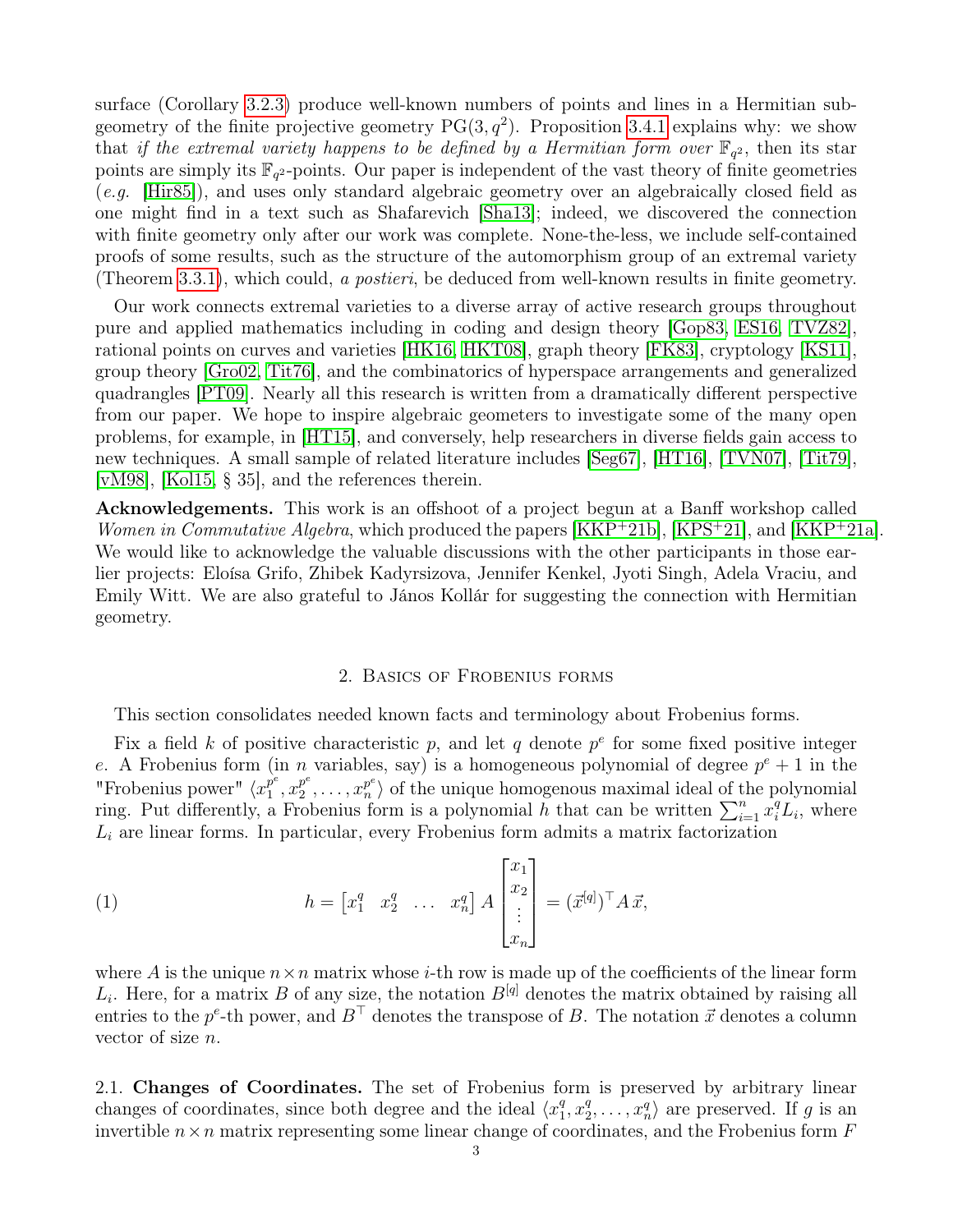surface (Corollary 3.2.3) produce well-known numbers of points and lines in a Hermitian subgeometry of the finite projective geometry $\mathrm{PG}(3, q^2)$. Proposition 3.4.1 explains why: we show that *if the extremal variety happens to be defined by a Hermitian form over* $\mathbb{F}_{q^2}$, then its star points are simply its $\mathbb{F}_{q^2}$-points. Our paper is independent of the vast theory of finite geometries (*e.g.* [Hir85]), and uses only standard algebraic geometry over an algebraically closed field as one might find in a text such as Shafarevich [Sha13]; indeed, we discovered the connection with finite geometry only after our work was complete. None-the-less, we include self-contained proofs of some results, such as the structure of the automorphism group of an extremal variety (Theorem 3.3.1), which could, *a postieri*, be deduced from well-known results in finite geometry.

Our work connects extremal varieties to a diverse array of active research groups throughout pure and applied mathematics including in coding and design theory [Gop83, ES16, TVZ82], rational points on curves and varieties [HK16, HKT08], graph theory [FK83], cryptology [KS11], group theory [Gro02, Tit76], and the combinatorics of hyperspace arrangements and generalized quadrangles [PT09]. Nearly all this research is written from a dramatically different perspective from our paper. We hope to inspire algebraic geometers to investigate some of the many open problems, for example, in [HT15], and conversely, help researchers in diverse fields gain access to new techniques. A small sample of related literature includes [Seg67], [HT16], [TVN07], [Tit79], [vM98], [Kol15, § 35], and the references therein.

**Acknowledgements.** This work is an offshoot of a project begun at a Banff workshop called *Women in Commutative Algebra*, which produced the papers [KKP+21b], [KPS+21], and [KKP+21a]. We would like to acknowledge the valuable discussions with the other participants in those earlier projects: Eloísa Grifo, Zhibek Kadyrsizova, Jennifer Kenkel, Jyoti Singh, Adela Vraciu, and Emily Witt. We are also grateful to János Kollár for suggesting the connection with Hermitian geometry.

## 2. Basics of Frobenius forms

This section consolidates needed known facts and terminology about Frobenius forms.

Fix a field $k$ of positive characteristic $p$, and let $q$ denote $p^e$ for some fixed positive integer $e$. A Frobenius form (in $n$ variables, say) is a homogeneous polynomial of degree $p^e + 1$ in the "Frobenius power" $\langle x_1^{p^e}, x_2^{p^e}, \ldots, x_n^{p^e} \rangle$ of the unique homogenous maximal ideal of the polynomial ring. Put differently, a Frobenius form is a polynomial $h$ that can be written $\sum_{i=1}^{n} x_i^q L_i$, where $L_i$ are linear forms. In particular, every Frobenius form admits a matrix factorization

$$h = \begin{bmatrix} x_1^q & x_2^q & \ldots & x_n^q \end{bmatrix} A \begin{bmatrix} x_1 \\ x_2 \\ \vdots \\ x_n \end{bmatrix} = (\vec{x}^{[q]})^\top A \, \vec{x}, \tag{1}$$

where $A$ is the unique $n \times n$ matrix whose $i$-th row is made up of the coefficients of the linear form $L_i$. Here, for a matrix $B$ of any size, the notation $B^{[q]}$ denotes the matrix obtained by raising all entries to the $p^e$-th power, and $B^\top$ denotes the transpose of $B$. The notation $\vec{x}$ denotes a column vector of size $n$.

2.1. **Changes of Coordinates.** The set of Frobenius form is preserved by arbitrary linear changes of coordinates, since both degree and the ideal $\langle x_1^q, x_2^q, \ldots, x_n^q \rangle$ are preserved. If $g$ is an invertible $n \times n$ matrix representing some linear change of coordinates, and the Frobenius form $F$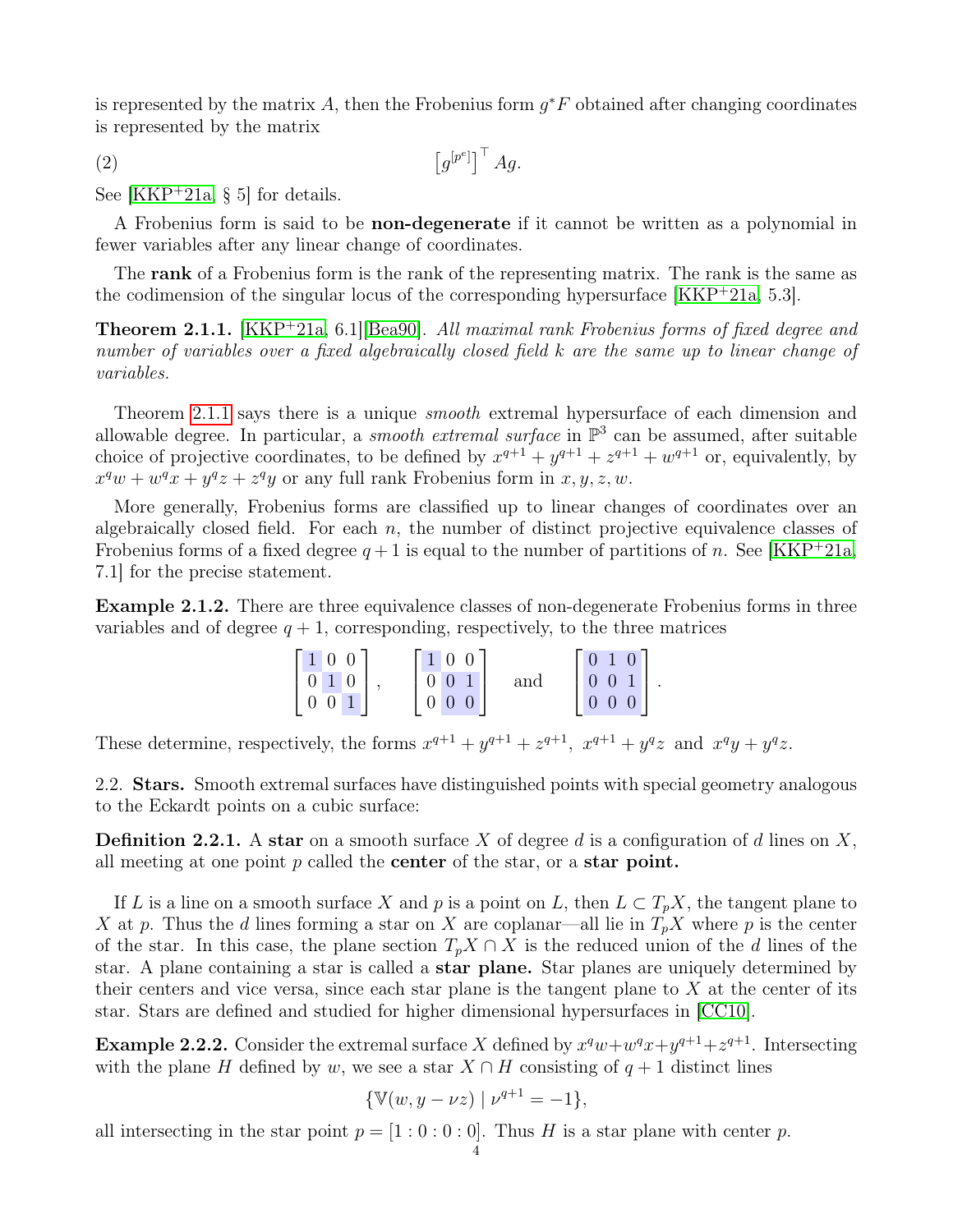is represented by the matrix $A$, then the Frobenius form $g^*F$ obtained after changing coordinates is represented by the matrix

$$\left[g^{[p^e]}\right]^\top Ag. \tag{2}$$

See [KKP⁺21a, § 5] for details.

A Frobenius form is said to be **non-degenerate** if it cannot be written as a polynomial in fewer variables after any linear change of coordinates.

The **rank** of a Frobenius form is the rank of the representing matrix. The rank is the same as the codimension of the singular locus of the corresponding hypersurface [KKP⁺21a, 5.3].

**Theorem 2.1.1.** [KKP⁺21a, 6.1][Bea90]. *All maximal rank Frobenius forms of fixed degree and number of variables over a fixed algebraically closed field $k$ are the same up to linear change of variables.*

Theorem 2.1.1 says there is a unique *smooth* extremal hypersurface of each dimension and allowable degree. In particular, a *smooth extremal surface* in $\mathbb{P}^3$ can be assumed, after suitable choice of projective coordinates, to be defined by $x^{q+1} + y^{q+1} + z^{q+1} + w^{q+1}$ or, equivalently, by $x^q w + w^q x + y^q z + z^q y$ or any full rank Frobenius form in $x, y, z, w$.

More generally, Frobenius forms are classified up to linear changes of coordinates over an algebraically closed field. For each $n$, the number of distinct projective equivalence classes of Frobenius forms of a fixed degree $q+1$ is equal to the number of partitions of $n$. See [KKP⁺21a, 7.1] for the precise statement.

**Example 2.1.2.** There are three equivalence classes of non-degenerate Frobenius forms in three variables and of degree $q+1$, corresponding, respectively, to the three matrices

$$\begin{bmatrix} 1 & 0 & 0 \\ 0 & 1 & 0 \\ 0 & 0 & 1 \end{bmatrix}, \quad \begin{bmatrix} 1 & 0 & 0 \\ 0 & 0 & 1 \\ 0 & 0 & 0 \end{bmatrix} \quad \text{and} \quad \begin{bmatrix} 0 & 1 & 0 \\ 0 & 0 & 1 \\ 0 & 0 & 0 \end{bmatrix}.$$

These determine, respectively, the forms $x^{q+1} + y^{q+1} + z^{q+1}$, $x^{q+1} + y^q z$ and $x^q y + y^q z$.

2.2. **Stars.** Smooth extremal surfaces have distinguished points with special geometry analogous to the Eckardt points on a cubic surface:

**Definition 2.2.1.** A **star** on a smooth surface $X$ of degree $d$ is a configuration of $d$ lines on $X$, all meeting at one point $p$ called the **center** of the star, or a **star point.**

If $L$ is a line on a smooth surface $X$ and $p$ is a point on $L$, then $L \subset T_pX$, the tangent plane to $X$ at $p$. Thus the $d$ lines forming a star on $X$ are coplanar—all lie in $T_pX$ where $p$ is the center of the star. In this case, the plane section $T_pX \cap X$ is the reduced union of the $d$ lines of the star. A plane containing a star is called a **star plane.** Star planes are uniquely determined by their centers and vice versa, since each star plane is the tangent plane to $X$ at the center of its star. Stars are defined and studied for higher dimensional hypersurfaces in [CC10].

**Example 2.2.2.** Consider the extremal surface $X$ defined by $x^q w + w^q x + y^{q+1} + z^{q+1}$. Intersecting with the plane $H$ defined by $w$, we see a star $X \cap H$ consisting of $q+1$ distinct lines

$$\{\mathbb{V}(w, y - \nu z) \mid \nu^{q+1} = -1\},$$

all intersecting in the star point $p = [1 : 0 : 0 : 0]$. Thus $H$ is a star plane with center $p$.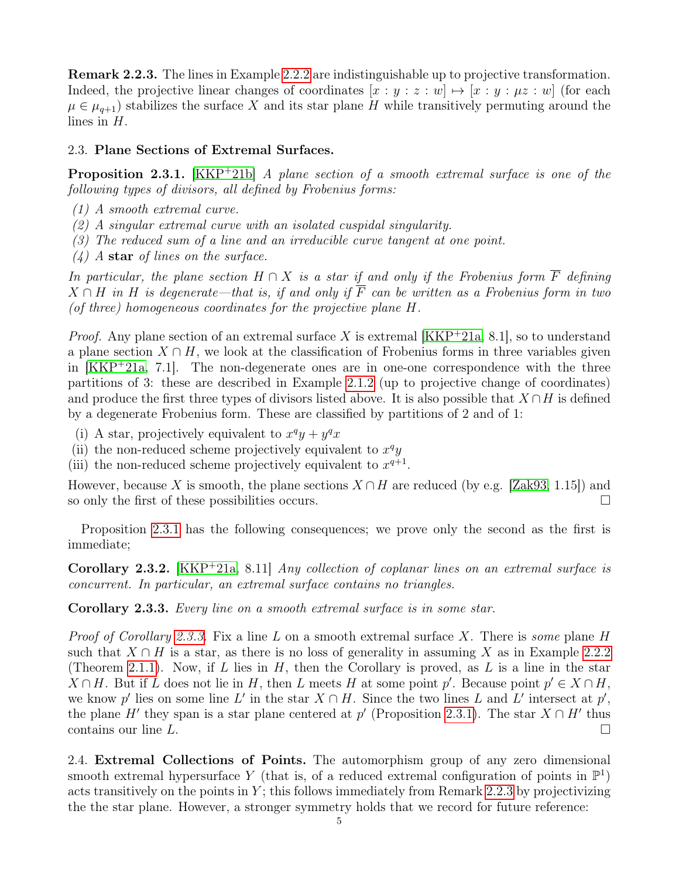**Remark 2.2.3.** The lines in Example 2.2.2 are indistinguishable up to projective transformation. Indeed, the projective linear changes of coordinates $[x : y : z : w] \mapsto [x : y : \mu z : w]$ (for each $\mu \in \mu_{q+1}$) stabilizes the surface $X$ and its star plane $H$ while transitively permuting around the lines in $H$.

## 2.3. Plane Sections of Extremal Surfaces.

**Proposition 2.3.1.** [KKP+21b] *A plane section of a smooth extremal surface is one of the following types of divisors, all defined by Frobenius forms:*

*(1) A smooth extremal curve.*
*(2) A singular extremal curve with an isolated cuspidal singularity.*
*(3) The reduced sum of a line and an irreducible curve tangent at one point.*
*(4) A* **star** *of lines on the surface.*

*In particular, the plane section $H \cap X$ is a star if and only if the Frobenius form $\overline{F}$ defining $X \cap H$ in $H$ is degenerate—that is, if and only if $\overline{F}$ can be written as a Frobenius form in two (of three) homogeneous coordinates for the projective plane $H$.*

*Proof.* Any plane section of an extremal surface $X$ is extremal [KKP+21a, 8.1], so to understand a plane section $X \cap H$, we look at the classification of Frobenius forms in three variables given in [KKP+21a, 7.1]. The non-degenerate ones are in one-one correspondence with the three partitions of 3: these are described in Example 2.1.2 (up to projective change of coordinates) and produce the first three types of divisors listed above. It is also possible that $X \cap H$ is defined by a degenerate Frobenius form. These are classified by partitions of 2 and of 1:

(i) A star, projectively equivalent to $x^q y + y^q x$
(ii) the non-reduced scheme projectively equivalent to $x^q y$
(iii) the non-reduced scheme projectively equivalent to $x^{q+1}$.

However, because $X$ is smooth, the plane sections $X \cap H$ are reduced (by e.g. [Zak93, 1.15]) and so only the first of these possibilities occurs. □

Proposition 2.3.1 has the following consequences; we prove only the second as the first is immediate;

**Corollary 2.3.2.** [KKP+21a, 8.11] *Any collection of coplanar lines on an extremal surface is concurrent. In particular, an extremal surface contains no triangles.*

**Corollary 2.3.3.** *Every line on a smooth extremal surface is in some star.*

*Proof of Corollary 2.3.3.* Fix a line $L$ on a smooth extremal surface $X$. There is *some* plane $H$ such that $X \cap H$ is a star, as there is no loss of generality in assuming $X$ as in Example 2.2.2 (Theorem 2.1.1). Now, if $L$ lies in $H$, then the Corollary is proved, as $L$ is a line in the star $X \cap H$. But if $L$ does not lie in $H$, then $L$ meets $H$ at some point $p'$. Because point $p' \in X \cap H$, we know $p'$ lies on some line $L'$ in the star $X \cap H$. Since the two lines $L$ and $L'$ intersect at $p'$, the plane $H'$ they span is a star plane centered at $p'$ (Proposition 2.3.1). The star $X \cap H'$ thus contains our line $L$. □

2.4. **Extremal Collections of Points.** The automorphism group of any zero dimensional smooth extremal hypersurface $Y$ (that is, of a reduced extremal configuration of points in $\mathbb{P}^1$) acts transitively on the points in $Y$; this follows immediately from Remark 2.2.3 by projectivizing the the star plane. However, a stronger symmetry holds that we record for future reference: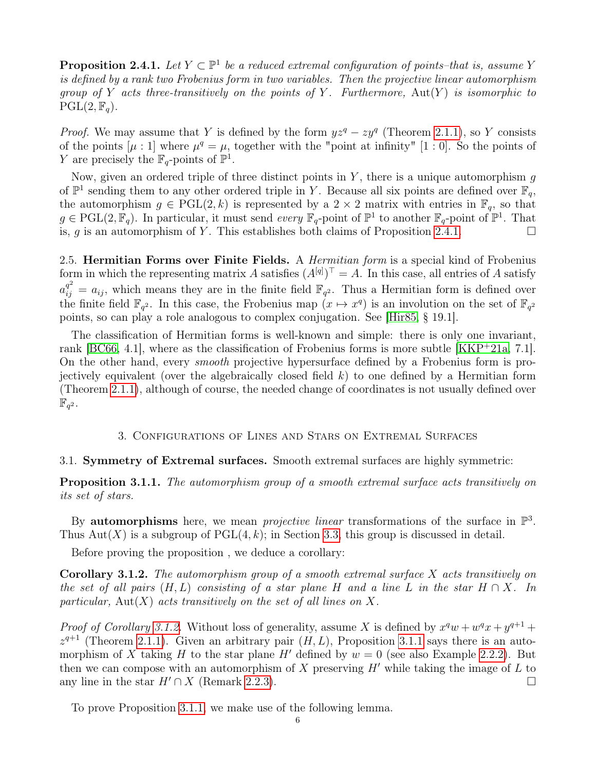**Proposition 2.4.1.** *Let $Y \subset \mathbb{P}^1$ be a reduced extremal configuration of points–that is, assume $Y$ is defined by a rank two Frobenius form in two variables. Then the projective linear automorphism group of $Y$ acts three-transitively on the points of $Y$. Furthermore, $\mathrm{Aut}(Y)$ is isomorphic to $\mathrm{PGL}(2, \mathbb{F}_q)$.*

*Proof.* We may assume that $Y$ is defined by the form $yz^q - zy^q$ (Theorem 2.1.1), so $Y$ consists of the points $[\mu : 1]$ where $\mu^q = \mu$, together with the "point at infinity" $[1 : 0]$. So the points of $Y$ are precisely the $\mathbb{F}_q$-points of $\mathbb{P}^1$.

Now, given an ordered triple of three distinct points in $Y$, there is a unique automorphism $g$ of $\mathbb{P}^1$ sending them to any other ordered triple in $Y$. Because all six points are defined over $\mathbb{F}_q$, the automorphism $g \in \mathrm{PGL}(2, k)$ is represented by a $2 \times 2$ matrix with entries in $\mathbb{F}_q$, so that $g \in \mathrm{PGL}(2, \mathbb{F}_q)$. In particular, it must send *every* $\mathbb{F}_q$-point of $\mathbb{P}^1$ to another $\mathbb{F}_q$-point of $\mathbb{P}^1$. That is, $g$ is an automorphism of $Y$. This establishes both claims of Proposition 2.4.1. $\square$

2.5. **Hermitian Forms over Finite Fields.** A *Hermitian form* is a special kind of Frobenius form in which the representing matrix $A$ satisfies $(A^{[q]})^\top = A$. In this case, all entries of $A$ satisfy $a_{ij}^{q^2} = a_{ij}$, which means they are in the finite field $\mathbb{F}_{q^2}$. Thus a Hermitian form is defined over the finite field $\mathbb{F}_{q^2}$. In this case, the Frobenius map $(x \mapsto x^q)$ is an involution on the set of $\mathbb{F}_{q^2}$ points, so can play a role analogous to complex conjugation. See [Hir85, § 19.1].

The classification of Hermitian forms is well-known and simple: there is only one invariant, rank [BC66, 4.1], where as the classification of Frobenius forms is more subtle [KKP+21a, 7.1]. On the other hand, every *smooth* projective hypersurface defined by a Frobenius form is projectively equivalent (over the algebraically closed field $k$) to one defined by a Hermitian form (Theorem 2.1.1), although of course, the needed change of coordinates is not usually defined over $\mathbb{F}_{q^2}$.

## 3. Configurations of Lines and Stars on Extremal Surfaces

3.1. **Symmetry of Extremal surfaces.** Smooth extremal surfaces are highly symmetric:

**Proposition 3.1.1.** *The automorphism group of a smooth extremal surface acts transitively on its set of stars.*

By **automorphisms** here, we mean *projective linear* transformations of the surface in $\mathbb{P}^3$. Thus $\mathrm{Aut}(X)$ is a subgroup of $\mathrm{PGL}(4, k)$; in Section 3.3, this group is discussed in detail.

Before proving the proposition , we deduce a corollary:

**Corollary 3.1.2.** *The automorphism group of a smooth extremal surface $X$ acts transitively on the set of all pairs $(H, L)$ consisting of a star plane $H$ and a line $L$ in the star $H \cap X$. In particular, $\mathrm{Aut}(X)$ acts transitively on the set of all lines on $X$.*

*Proof of Corollary 3.1.2.* Without loss of generality, assume $X$ is defined by $x^q w + w^q x + y^{q+1} + z^{q+1}$ (Theorem 2.1.1). Given an arbitrary pair $(H, L)$, Proposition 3.1.1 says there is an automorphism of $X$ taking $H$ to the star plane $H'$ defined by $w = 0$ (see also Example 2.2.2). But then we can compose with an automorphism of $X$ preserving $H'$ while taking the image of $L$ to any line in the star $H' \cap X$ (Remark 2.2.3). $\square$

To prove Proposition 3.1.1, we make use of the following lemma.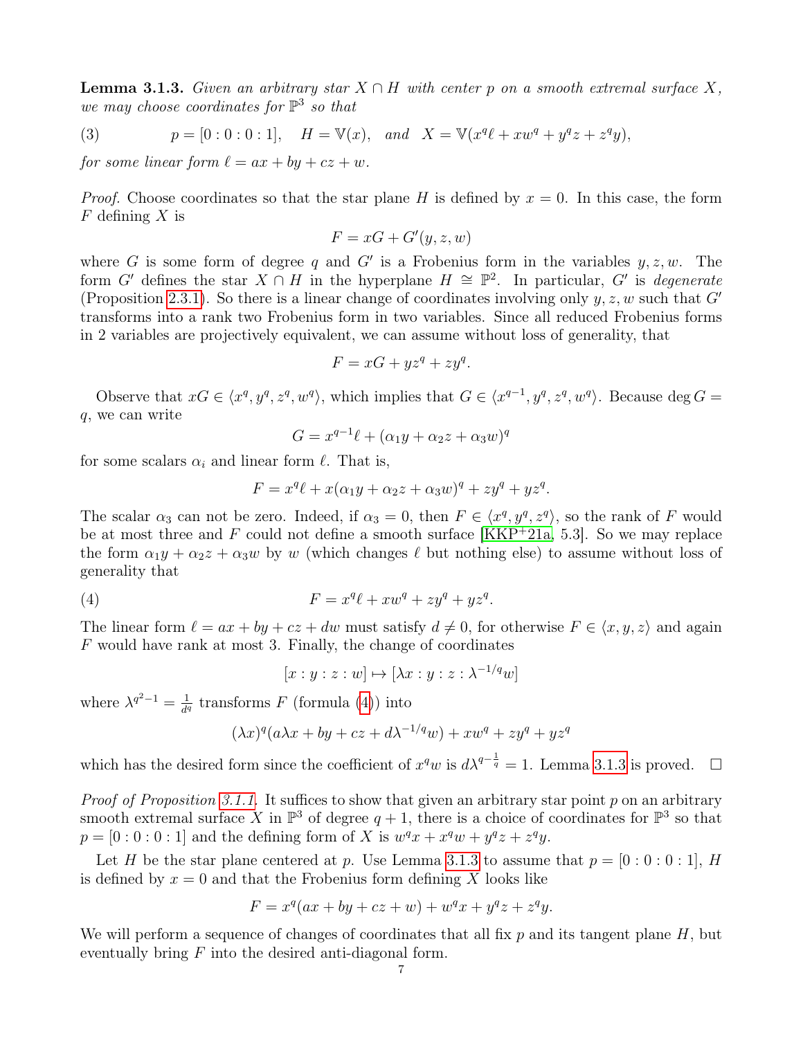**Lemma 3.1.3.** *Given an arbitrary star $X \cap H$ with center $p$ on a smooth extremal surface $X$, we may choose coordinates for $\mathbb{P}^3$ so that*

$$p = [0:0:0:1], \quad H = \mathbb{V}(x), \quad \text{and} \quad X = \mathbb{V}(x^q \ell + x w^q + y^q z + z^q y), \tag{3}$$

*for some linear form $\ell = ax + by + cz + w$.*

*Proof.* Choose coordinates so that the star plane $H$ is defined by $x = 0$. In this case, the form $F$ defining $X$ is

$$F = xG + G'(y, z, w)$$

where $G$ is some form of degree $q$ and $G'$ is a Frobenius form in the variables $y, z, w$. The form $G'$ defines the star $X \cap H$ in the hyperplane $H \cong \mathbb{P}^2$. In particular, $G'$ is *degenerate* (Proposition 2.3.1). So there is a linear change of coordinates involving only $y, z, w$ such that $G'$ transforms into a rank two Frobenius form in two variables. Since all reduced Frobenius forms in 2 variables are projectively equivalent, we can assume without loss of generality, that

$$F = xG + yz^q + zy^q.$$

Observe that $xG \in \langle x^q, y^q, z^q, w^q \rangle$, which implies that $G \in \langle x^{q-1}, y^q, z^q, w^q \rangle$. Because $\deg G = q$, we can write

$$G = x^{q-1}\ell + (\alpha_1 y + \alpha_2 z + \alpha_3 w)^q$$

for some scalars $\alpha_i$ and linear form $\ell$. That is,

$$F = x^q \ell + x(\alpha_1 y + \alpha_2 z + \alpha_3 w)^q + zy^q + yz^q.$$

The scalar $\alpha_3$ can not be zero. Indeed, if $\alpha_3 = 0$, then $F \in \langle x^q, y^q, z^q \rangle$, so the rank of $F$ would be at most three and $F$ could not define a smooth surface [KKP+21a, 5.3]. So we may replace the form $\alpha_1 y + \alpha_2 z + \alpha_3 w$ by $w$ (which changes $\ell$ but nothing else) to assume without loss of generality that

$$F = x^q \ell + x w^q + z y^q + y z^q. \tag{4}$$

The linear form $\ell = ax + by + cz + dw$ must satisfy $d \neq 0$, for otherwise $F \in \langle x, y, z \rangle$ and again $F$ would have rank at most 3. Finally, the change of coordinates

$$[x : y : z : w] \mapsto [\lambda x : y : z : \lambda^{-1/q} w]$$

where $\lambda^{q^2-1} = \frac{1}{d^q}$ transforms $F$ (formula (4)) into

$$(\lambda x)^q (a\lambda x + by + cz + d\lambda^{-1/q} w) + x w^q + z y^q + y z^q$$

which has the desired form since the coefficient of $x^q w$ is $d\lambda^{q-\frac{1}{q}} = 1$. Lemma 3.1.3 is proved. $\square$

*Proof of Proposition 3.1.1.* It suffices to show that given an arbitrary star point $p$ on an arbitrary smooth extremal surface $X$ in $\mathbb{P}^3$ of degree $q+1$, there is a choice of coordinates for $\mathbb{P}^3$ so that $p = [0:0:0:1]$ and the defining form of $X$ is $w^q x + x^q w + y^q z + z^q y$.

Let $H$ be the star plane centered at $p$. Use Lemma 3.1.3 to assume that $p = [0:0:0:1]$, $H$ is defined by $x = 0$ and that the Frobenius form defining $X$ looks like

$$F = x^q (ax + by + cz + w) + w^q x + y^q z + z^q y.$$

We will perform a sequence of changes of coordinates that all fix $p$ and its tangent plane $H$, but eventually bring $F$ into the desired anti-diagonal form.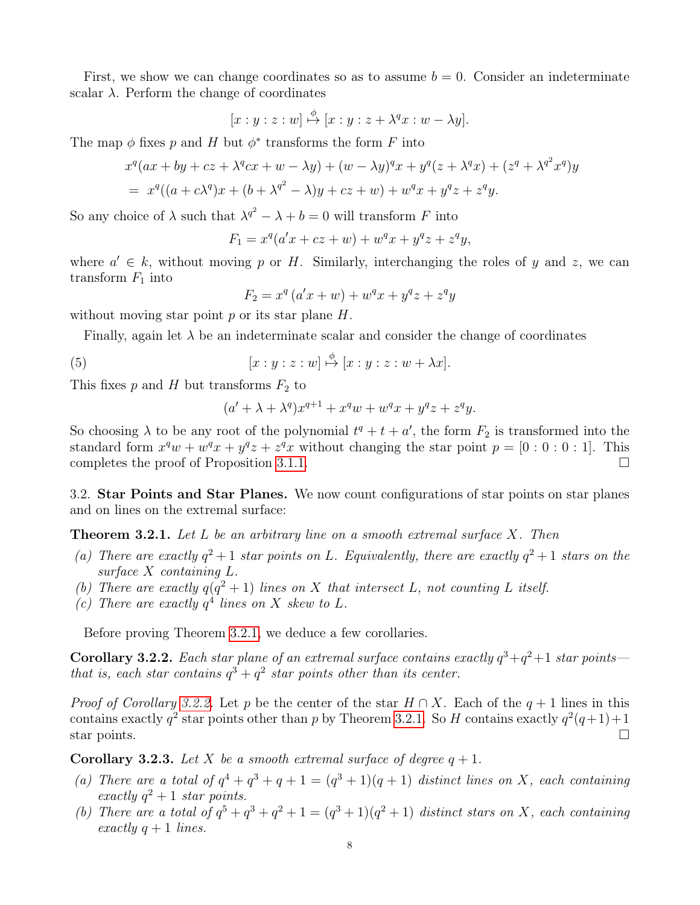First, we show we can change coordinates so as to assume $b = 0$. Consider an indeterminate scalar $\lambda$. Perform the change of coordinates

$$[x : y : z : w] \overset{\phi}{\mapsto} [x : y : z + \lambda^q x : w - \lambda y].$$

The map $\phi$ fixes $p$ and $H$ but $\phi^*$ transforms the form $F$ into

$$\begin{aligned} & x^q(ax + by + cz + \lambda^q cx + w - \lambda y) + (w - \lambda y)^q x + y^q(z + \lambda^q x) + (z^q + \lambda^{q^2} x^q)y \\ = \;& x^q((a + c\lambda^q)x + (b + \lambda^{q^2} - \lambda)y + cz + w) + w^q x + y^q z + z^q y. \end{aligned}$$

So any choice of $\lambda$ such that $\lambda^{q^2} - \lambda + b = 0$ will transform $F$ into

$$F_1 = x^q(a'x + cz + w) + w^q x + y^q z + z^q y,$$

where $a' \in k$, without moving $p$ or $H$. Similarly, interchanging the roles of $y$ and $z$, we can transform $F_1$ into

$$F_2 = x^q\,(a'x + w) + w^q x + y^q z + z^q y$$

without moving star point $p$ or its star plane $H$.

Finally, again let $\lambda$ be an indeterminate scalar and consider the change of coordinates

$$[x : y : z : w] \overset{\phi}{\mapsto} [x : y : z : w + \lambda x]. \tag{5}$$

This fixes $p$ and $H$ but transforms $F_2$ to

$$(a' + \lambda + \lambda^q)x^{q+1} + x^q w + w^q x + y^q z + z^q y.$$

So choosing $\lambda$ to be any root of the polynomial $t^q + t + a'$, the form $F_2$ is transformed into the standard form $x^q w + w^q x + y^q z + z^q x$ without changing the star point $p = [0 : 0 : 0 : 1]$. This completes the proof of Proposition 3.1.1. ☐

3.2. **Star Points and Star Planes.** We now count configurations of star points on star planes and on lines on the extremal surface:

**Theorem 3.2.1.** *Let $L$ be an arbitrary line on a smooth extremal surface $X$. Then*

*(a) There are exactly $q^2+1$ star points on $L$. Equivalently, there are exactly $q^2+1$ stars on the surface $X$ containing $L$.*
*(b) There are exactly $q(q^2+1)$ lines on $X$ that intersect $L$, not counting $L$ itself.*
*(c) There are exactly $q^4$ lines on $X$ skew to $L$.*

Before proving Theorem 3.2.1, we deduce a few corollaries.

**Corollary 3.2.2.** *Each star plane of an extremal surface contains exactly $q^3+q^2+1$ star points—that is, each star contains $q^3+q^2$ star points other than its center.*

*Proof of Corollary 3.2.2.* Let $p$ be the center of the star $H \cap X$. Each of the $q+1$ lines in this contains exactly $q^2$ star points other than $p$ by Theorem 3.2.1. So $H$ contains exactly $q^2(q+1)+1$ star points. ☐

**Corollary 3.2.3.** *Let $X$ be a smooth extremal surface of degree $q+1$.*

*(a) There are a total of $q^4+q^3+q+1 = (q^3+1)(q+1)$ distinct lines on $X$, each containing exactly $q^2+1$ star points.*
*(b) There are a total of $q^5+q^3+q^2+1 = (q^3+1)(q^2+1)$ distinct stars on $X$, each containing exactly $q+1$ lines.*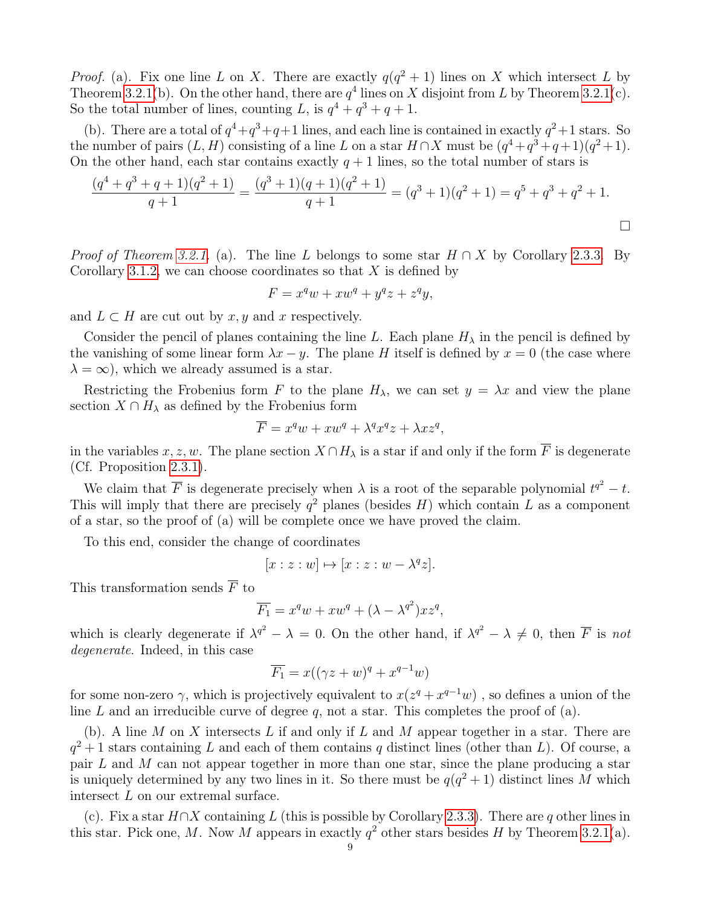*Proof.* (a). Fix one line $L$ on $X$. There are exactly $q(q^2+1)$ lines on $X$ which intersect $L$ by Theorem 3.2.1(b). On the other hand, there are $q^4$ lines on $X$ disjoint from $L$ by Theorem 3.2.1(c). So the total number of lines, counting $L$, is $q^4+q^3+q+1$.

(b). There are a total of $q^4+q^3+q+1$ lines, and each line is contained in exactly $q^2+1$ stars. So the number of pairs $(L, H)$ consisting of a line $L$ on a star $H \cap X$ must be $(q^4+q^3+q+1)(q^2+1)$. On the other hand, each star contains exactly $q+1$ lines, so the total number of stars is

$$\frac{(q^4+q^3+q+1)(q^2+1)}{q+1} = \frac{(q^3+1)(q+1)(q^2+1)}{q+1} = (q^3+1)(q^2+1) = q^5+q^3+q^2+1.$$

$\square$

*Proof of Theorem 3.2.1.* (a). The line $L$ belongs to some star $H \cap X$ by Corollary 2.3.3. By Corollary 3.1.2, we can choose coordinates so that $X$ is defined by

$$F = x^q w + x w^q + y^q z + z^q y,$$

and $L \subset H$ are cut out by $x, y$ and $x$ respectively.

Consider the pencil of planes containing the line $L$. Each plane $H_\lambda$ in the pencil is defined by the vanishing of some linear form $\lambda x - y$. The plane $H$ itself is defined by $x = 0$ (the case where $\lambda = \infty$), which we already assumed is a star.

Restricting the Frobenius form $F$ to the plane $H_\lambda$, we can set $y = \lambda x$ and view the plane section $X \cap H_\lambda$ as defined by the Frobenius form

$$\overline{F} = x^q w + x w^q + \lambda^q x^q z + \lambda x z^q,$$

in the variables $x, z, w$. The plane section $X \cap H_\lambda$ is a star if and only if the form $\overline{F}$ is degenerate (Cf. Proposition 2.3.1).

We claim that $\overline{F}$ is degenerate precisely when $\lambda$ is a root of the separable polynomial $t^{q^2} - t$. This will imply that there are precisely $q^2$ planes (besides $H$) which contain $L$ as a component of a star, so the proof of (a) will be complete once we have proved the claim.

To this end, consider the change of coordinates

$$[x : z : w] \mapsto [x : z : w - \lambda^q z].$$

This transformation sends $\overline{F}$ to

$$\overline{F_1} = x^q w + x w^q + (\lambda - \lambda^{q^2}) x z^q,$$

which is clearly degenerate if $\lambda^{q^2} - \lambda = 0$. On the other hand, if $\lambda^{q^2} - \lambda \neq 0$, then $\overline{F}$ is *not degenerate*. Indeed, in this case

$$\overline{F_1} = x((\gamma z + w)^q + x^{q-1} w)$$

for some non-zero $\gamma$, which is projectively equivalent to $x(z^q + x^{q-1}w)$ , so defines a union of the line $L$ and an irreducible curve of degree $q$, not a star. This completes the proof of (a).

(b). A line $M$ on $X$ intersects $L$ if and only if $L$ and $M$ appear together in a star. There are $q^2+1$ stars containing $L$ and each of them contains $q$ distinct lines (other than $L$). Of course, a pair $L$ and $M$ can not appear together in more than one star, since the plane producing a star is uniquely determined by any two lines in it. So there must be $q(q^2+1)$ distinct lines $M$ which intersect $L$ on our extremal surface.

(c). Fix a star $H \cap X$ containing $L$ (this is possible by Corollary 2.3.3). There are $q$ other lines in this star. Pick one, $M$. Now $M$ appears in exactly $q^2$ other stars besides $H$ by Theorem 3.2.1(a).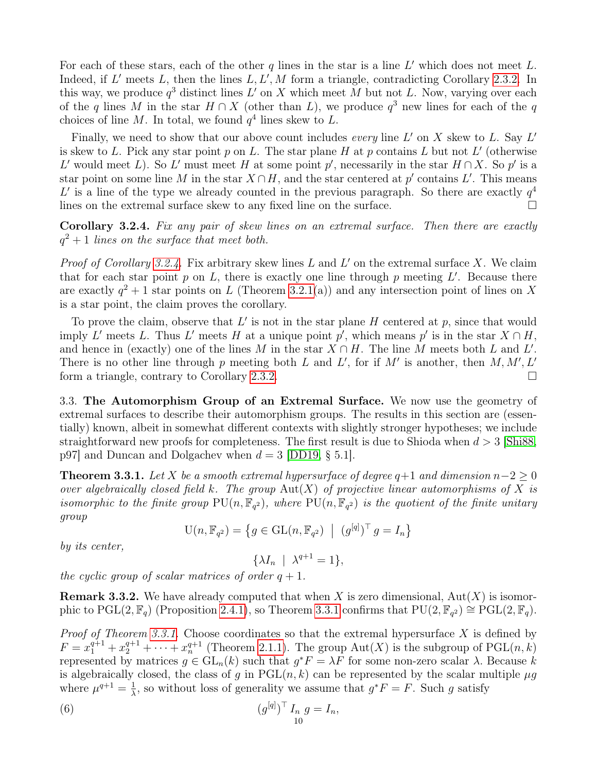For each of these stars, each of the other $q$ lines in the star is a line $L'$ which does not meet $L$. Indeed, if $L'$ meets $L$, then the lines $L, L', M$ form a triangle, contradicting Corollary 2.3.2. In this way, we produce $q^3$ distinct lines $L'$ on $X$ which meet $M$ but not $L$. Now, varying over each of the $q$ lines $M$ in the star $H \cap X$ (other than $L$), we produce $q^3$ new lines for each of the $q$ choices of line $M$. In total, we found $q^4$ lines skew to $L$.

Finally, we need to show that our above count includes *every* line $L'$ on $X$ skew to $L$. Say $L'$ is skew to $L$. Pick any star point $p$ on $L$. The star plane $H$ at $p$ contains $L$ but not $L'$ (otherwise $L'$ would meet $L$). So $L'$ must meet $H$ at some point $p'$, necessarily in the star $H \cap X$. So $p'$ is a star point on some line $M$ in the star $X \cap H$, and the star centered at $p'$ contains $L'$. This means $L'$ is a line of the type we already counted in the previous paragraph. So there are exactly $q^4$ lines on the extremal surface skew to any fixed line on the surface. □

**Corollary 3.2.4.** *Fix any pair of skew lines on an extremal surface. Then there are exactly $q^2 + 1$ lines on the surface that meet both.*

*Proof of Corollary 3.2.4.* Fix arbitrary skew lines $L$ and $L'$ on the extremal surface $X$. We claim that for each star point $p$ on $L$, there is exactly one line through $p$ meeting $L'$. Because there are exactly $q^2 + 1$ star points on $L$ (Theorem 3.2.1(a)) and any intersection point of lines on $X$ is a star point, the claim proves the corollary.

To prove the claim, observe that $L'$ is not in the star plane $H$ centered at $p$, since that would imply $L'$ meets $L$. Thus $L'$ meets $H$ at a unique point $p'$, which means $p'$ is in the star $X \cap H$, and hence in (exactly) one of the lines $M$ in the star $X \cap H$. The line $M$ meets both $L$ and $L'$. There is no other line through $p$ meeting both $L$ and $L'$, for if $M'$ is another, then $M, M', L'$ form a triangle, contrary to Corollary 2.3.2. □

3.3. **The Automorphism Group of an Extremal Surface.** We now use the geometry of extremal surfaces to describe their automorphism groups. The results in this section are (essentially) known, albeit in somewhat different contexts with slightly stronger hypotheses; we include straightforward new proofs for completeness. The first result is due to Shioda when $d > 3$ [Shi88, p97] and Duncan and Dolgachev when $d = 3$ [DD19, § 5.1].

**Theorem 3.3.1.** *Let $X$ be a smooth extremal hypersurface of degree $q+1$ and dimension $n-2 \geq 0$ over algebraically closed field $k$. The group $\mathrm{Aut}(X)$ of projective linear automorphisms of $X$ is isomorphic to the finite group $\mathrm{PU}(n, \mathbb{F}_{q^2})$, where $\mathrm{PU}(n, \mathbb{F}_{q^2})$ is the quotient of the finite unitary group*

$$\mathrm{U}(n, \mathbb{F}_{q^2}) = \left\{ g \in \mathrm{GL}(n, \mathbb{F}_{q^2}) \;\middle|\; (g^{[q]})^\top g = I_n \right\}$$

*by its center,*

$$\{\lambda I_n \mid \lambda^{q+1} = 1\},$$

*the cyclic group of scalar matrices of order $q + 1$.*

**Remark 3.3.2.** We have already computed that when $X$ is zero dimensional, $\mathrm{Aut}(X)$ is isomorphic to $\mathrm{PGL}(2, \mathbb{F}_q)$ (Proposition 2.4.1), so Theorem 3.3.1 confirms that $\mathrm{PU}(2, \mathbb{F}_{q^2}) \cong \mathrm{PGL}(2, \mathbb{F}_q)$.

*Proof of Theorem 3.3.1.* Choose coordinates so that the extremal hypersurface $X$ is defined by $F = x_1^{q+1} + x_2^{q+1} + \cdots + x_n^{q+1}$ (Theorem 2.1.1). The group $\mathrm{Aut}(X)$ is the subgroup of $\mathrm{PGL}(n, k)$ represented by matrices $g \in \mathrm{GL}_n(k)$ such that $g^*F = \lambda F$ for some non-zero scalar $\lambda$. Because $k$ is algebraically closed, the class of $g$ in $\mathrm{PGL}(n, k)$ can be represented by the scalar multiple $\mu g$ where $\mu^{q+1} = \frac{1}{\lambda}$, so without loss of generality we assume that $g^*F = F$. Such $g$ satisfy

$$(g^{[q]})^\top I_n \, g = I_n, \tag{6}$$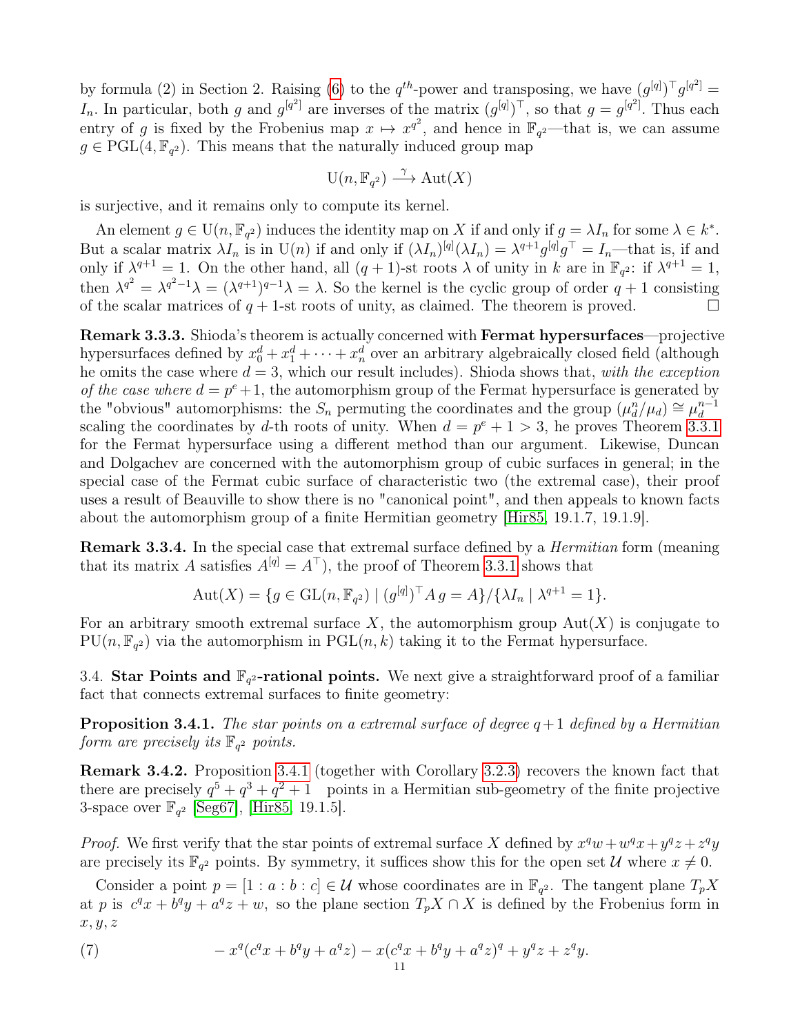by formula (2) in Section 2. Raising (6) to the $q^{th}$-power and transposing, we have $(g^{[q]})^\top g^{[q^2]} = I_n$. In particular, both $g$ and $g^{[q^2]}$ are inverses of the matrix $(g^{[q]})^\top$, so that $g = g^{[q^2]}$. Thus each entry of $g$ is fixed by the Frobenius map $x \mapsto x^{q^2}$, and hence in $\mathbb{F}_{q^2}$—that is, we can assume $g \in \mathrm{PGL}(4, \mathbb{F}_{q^2})$. This means that the naturally induced group map

$$\mathrm{U}(n, \mathbb{F}_{q^2}) \xrightarrow{\gamma} \mathrm{Aut}(X)$$

is surjective, and it remains only to compute its kernel.

An element $g \in \mathrm{U}(n, \mathbb{F}_{q^2})$ induces the identity map on $X$ if and only if $g = \lambda I_n$ for some $\lambda \in k^*$. But a scalar matrix $\lambda I_n$ is in $\mathrm{U}(n)$ if and only if $(\lambda I_n)^{[q]}(\lambda I_n) = \lambda^{q+1} g^{[q]} g^\top = I_n$—that is, if and only if $\lambda^{q+1} = 1$. On the other hand, all $(q+1)$-st roots $\lambda$ of unity in $k$ are in $\mathbb{F}_{q^2}$: if $\lambda^{q+1} = 1$, then $\lambda^{q^2} = \lambda^{q^2-1}\lambda = (\lambda^{q+1})^{q-1}\lambda = \lambda$. So the kernel is the cyclic group of order $q+1$ consisting of the scalar matrices of $q+1$-st roots of unity, as claimed. The theorem is proved. □

**Remark 3.3.3.** Shioda's theorem is actually concerned with **Fermat hypersurfaces**—projective hypersurfaces defined by $x_0^d + x_1^d + \cdots + x_n^d$ over an arbitrary algebraically closed field (although he omits the case where $d = 3$, which our result includes). Shioda shows that, *with the exception of the case where* $d = p^e + 1$, the automorphism group of the Fermat hypersurface is generated by the "obvious" automorphisms: the $S_n$ permuting the coordinates and the group $(\mu_d^n/\mu_d) \cong \mu_d^{n-1}$ scaling the coordinates by $d$-th roots of unity. When $d = p^e + 1 > 3$, he proves Theorem 3.3.1 for the Fermat hypersurface using a different method than our argument. Likewise, Duncan and Dolgachev are concerned with the automorphism group of cubic surfaces in general; in the special case of the Fermat cubic surface of characteristic two (the extremal case), their proof uses a result of Beauville to show there is no "canonical point", and then appeals to known facts about the automorphism group of a finite Hermitian geometry [Hir85, 19.1.7, 19.1.9].

**Remark 3.3.4.** In the special case that extremal surface defined by a *Hermitian* form (meaning that its matrix $A$ satisfies $A^{[q]} = A^\top$), the proof of Theorem 3.3.1 shows that

$$\mathrm{Aut}(X) = \{g \in \mathrm{GL}(n, \mathbb{F}_{q^2}) \mid (g^{[q]})^\top A\, g = A\}/\{\lambda I_n \mid \lambda^{q+1} = 1\}.$$

For an arbitrary smooth extremal surface $X$, the automorphism group $\mathrm{Aut}(X)$ is conjugate to $\mathrm{PU}(n, \mathbb{F}_{q^2})$ via the automorphism in $\mathrm{PGL}(n, k)$ taking it to the Fermat hypersurface.

## 3.4. **Star Points and $\mathbb{F}_{q^2}$-rational points.**

We next give a straightforward proof of a familiar fact that connects extremal surfaces to finite geometry:

**Proposition 3.4.1.** *The star points on a extremal surface of degree $q+1$ defined by a Hermitian form are precisely its $\mathbb{F}_{q^2}$ points.*

**Remark 3.4.2.** Proposition 3.4.1 (together with Corollary 3.2.3) recovers the known fact that there are precisely $q^5 + q^3 + q^2 + 1$ points in a Hermitian sub-geometry of the finite projective 3-space over $\mathbb{F}_{q^2}$ [Seg67], [Hir85, 19.1.5].

*Proof.* We first verify that the star points of extremal surface $X$ defined by $x^q w + w^q x + y^q z + z^q y$ are precisely its $\mathbb{F}_{q^2}$ points. By symmetry, it suffices show this for the open set $\mathcal{U}$ where $x \neq 0$.

Consider a point $p = [1 : a : b : c] \in \mathcal{U}$ whose coordinates are in $\mathbb{F}_{q^2}$. The tangent plane $T_pX$ at $p$ is $c^q x + b^q y + a^q z + w$, so the plane section $T_pX \cap X$ is defined by the Frobenius form in $x, y, z$

$$-x^q(c^q x + b^q y + a^q z) - x(c^q x + b^q y + a^q z)^q + y^q z + z^q y. \tag{7}$$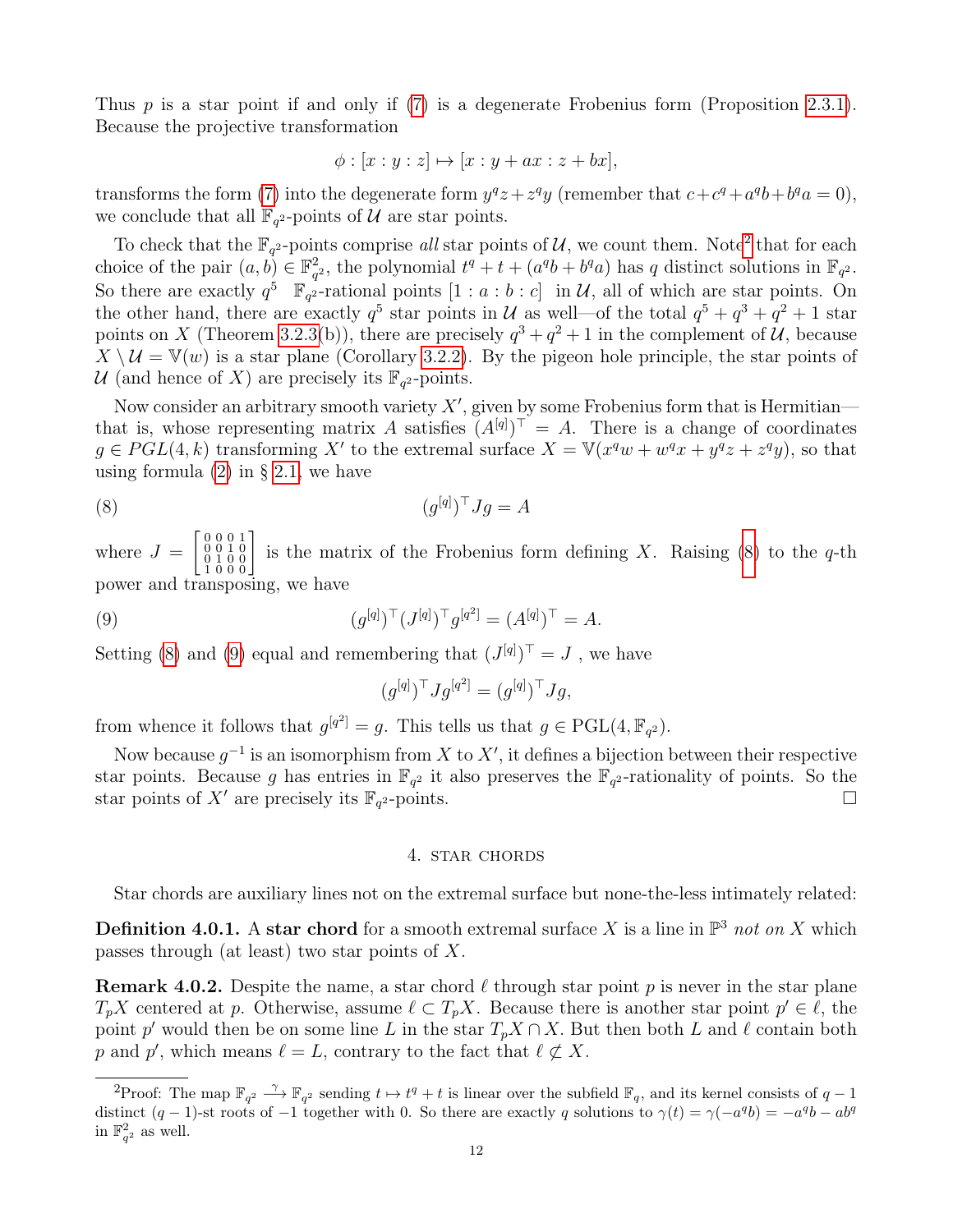Thus $p$ is a star point if and only if (7) is a degenerate Frobenius form (Proposition 2.3.1). Because the projective transformation

$$\phi : [x : y : z] \mapsto [x : y + ax : z + bx],$$

transforms the form (7) into the degenerate form $y^q z + z^q y$ (remember that $c + c^q + a^q b + b^q a = 0$), we conclude that all $\mathbb{F}_{q^2}$-points of $\mathcal{U}$ are star points.

To check that the $\mathbb{F}_{q^2}$-points comprise *all* star points of $\mathcal{U}$, we count them. Note[2] that for each choice of the pair $(a, b) \in \mathbb{F}_{q^2}^2$, the polynomial $t^q + t + (a^q b + b^q a)$ has $q$ distinct solutions in $\mathbb{F}_{q^2}$. So there are exactly $q^5$ $\mathbb{F}_{q^2}$-rational points $[1 : a : b : c]$ in $\mathcal{U}$, all of which are star points. On the other hand, there are exactly $q^5$ star points in $\mathcal{U}$ as well—of the total $q^5 + q^3 + q^2 + 1$ star points on $X$ (Theorem 3.2.3(b)), there are precisely $q^3 + q^2 + 1$ in the complement of $\mathcal{U}$, because $X \setminus \mathcal{U} = \mathbb{V}(w)$ is a star plane (Corollary 3.2.2). By the pigeon hole principle, the star points of $\mathcal{U}$ (and hence of $X$) are precisely its $\mathbb{F}_{q^2}$-points.

Now consider an arbitrary smooth variety $X'$, given by some Frobenius form that is Hermitian—that is, whose representing matrix $A$ satisfies $(A^{[q]})^\top = A$. There is a change of coordinates $g \in PGL(4, k)$ transforming $X'$ to the extremal surface $X = \mathbb{V}(x^q w + w^q x + y^q z + z^q y)$, so that using formula (2) in § 2.1, we have

$$(g^{[q]})^\top J g = A \tag{8}$$

where $J = \begin{bmatrix} 0&0&0&1 \\ 0&0&1&0 \\ 0&1&0&0 \\ 1&0&0&0 \end{bmatrix}$ is the matrix of the Frobenius form defining $X$. Raising (8) to the $q$-th power and transposing, we have

$$(g^{[q]})^\top (J^{[q]})^\top g^{[q^2]} = (A^{[q]})^\top = A. \tag{9}$$

Setting (8) and (9) equal and remembering that $(J^{[q]})^\top = J$ , we have

$$(g^{[q]})^\top J g^{[q^2]} = (g^{[q]})^\top J g,$$

from whence it follows that $g^{[q^2]} = g$. This tells us that $g \in \mathrm{PGL}(4, \mathbb{F}_{q^2})$.

Now because $g^{-1}$ is an isomorphism from $X$ to $X'$, it defines a bijection between their respective star points. Because $g$ has entries in $\mathbb{F}_{q^2}$ it also preserves the $\mathbb{F}_{q^2}$-rationality of points. So the star points of $X'$ are precisely its $\mathbb{F}_{q^2}$-points. $\square$

## 4. Star chords

Star chords are auxiliary lines not on the extremal surface but none-the-less intimately related:

**Definition 4.0.1.** A **star chord** for a smooth extremal surface $X$ is a line in $\mathbb{P}^3$ *not on* $X$ which passes through (at least) two star points of $X$.

**Remark 4.0.2.** Despite the name, a star chord $\ell$ through star point $p$ is never in the star plane $T_pX$ centered at $p$. Otherwise, assume $\ell \subset T_pX$. Because there is another star point $p' \in \ell$, the point $p'$ would then be on some line $L$ in the star $T_pX \cap X$. But then both $L$ and $\ell$ contain both $p$ and $p'$, which means $\ell = L$, contrary to the fact that $\ell \not\subset X$.

---

[2]Proof: The map $\mathbb{F}_{q^2} \xrightarrow{\gamma} \mathbb{F}_{q^2}$ sending $t \mapsto t^q + t$ is linear over the subfield $\mathbb{F}_q$, and its kernel consists of $q - 1$ distinct $(q-1)$-st roots of $-1$ together with 0. So there are exactly $q$ solutions to $\gamma(t) = \gamma(-a^q b) = -a^q b - ab^q$ in $\mathbb{F}_{q^2}^2$ as well.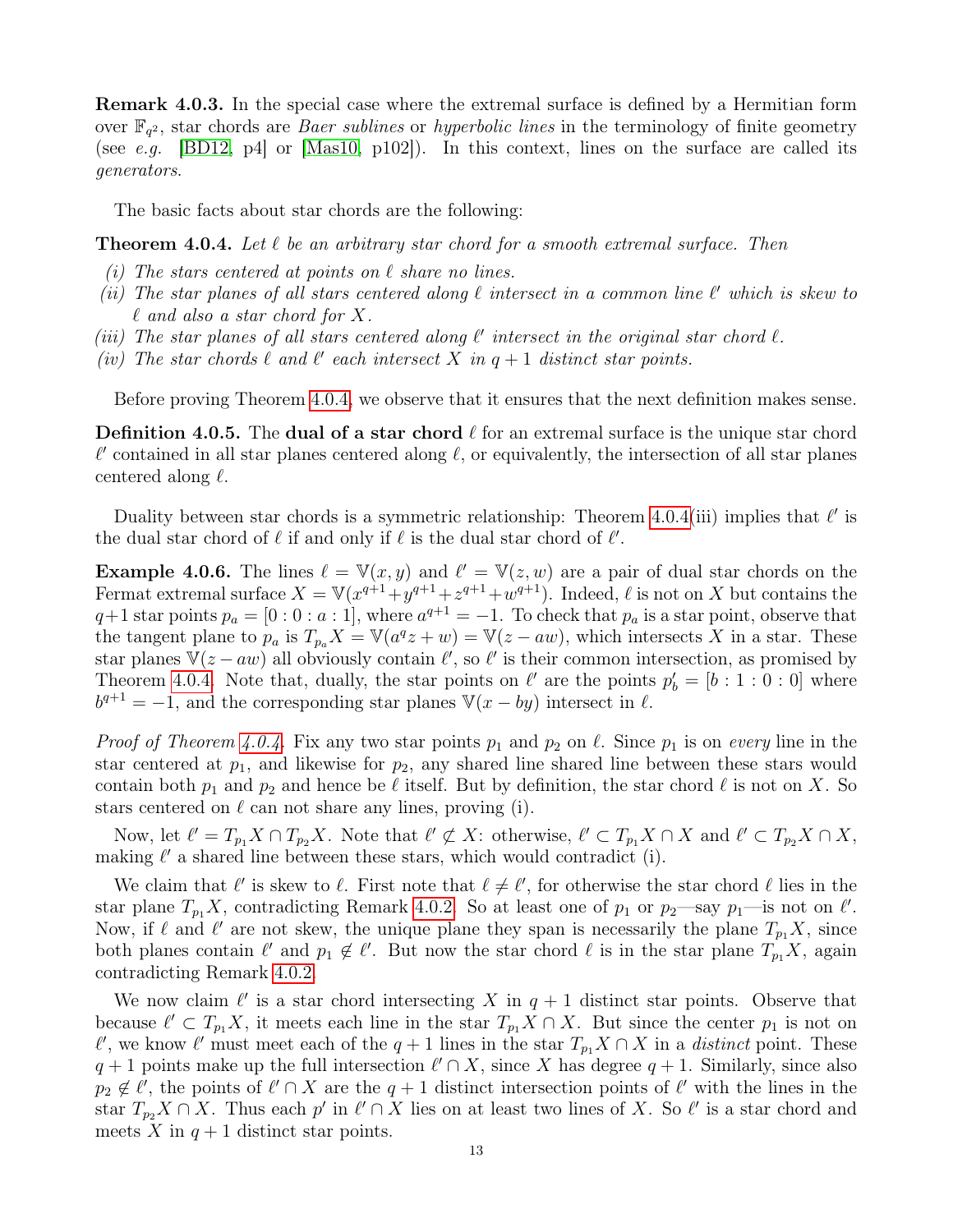**Remark 4.0.3.** In the special case where the extremal surface is defined by a Hermitian form over $\mathbb{F}_{q^2}$, star chords are *Baer sublines* or *hyperbolic lines* in the terminology of finite geometry (see *e.g.* [BD12, p4] or [Mas10, p102]). In this context, lines on the surface are called its *generators*.

The basic facts about star chords are the following:

**Theorem 4.0.4.** *Let $\ell$ be an arbitrary star chord for a smooth extremal surface. Then*

*(i) The stars centered at points on $\ell$ share no lines.*
*(ii) The star planes of all stars centered along $\ell$ intersect in a common line $\ell'$ which is skew to $\ell$ and also a star chord for $X$.*
*(iii) The star planes of all stars centered along $\ell'$ intersect in the original star chord $\ell$.*
*(iv) The star chords $\ell$ and $\ell'$ each intersect $X$ in $q+1$ distinct star points.*

Before proving Theorem 4.0.4, we observe that it ensures that the next definition makes sense.

**Definition 4.0.5.** The **dual of a star chord** $\ell$ for an extremal surface is the unique star chord $\ell'$ contained in all star planes centered along $\ell$, or equivalently, the intersection of all star planes centered along $\ell$.

Duality between star chords is a symmetric relationship: Theorem 4.0.4(iii) implies that $\ell'$ is the dual star chord of $\ell$ if and only if $\ell$ is the dual star chord of $\ell'$.

**Example 4.0.6.** The lines $\ell = \mathbb{V}(x, y)$ and $\ell' = \mathbb{V}(z, w)$ are a pair of dual star chords on the Fermat extremal surface $X = \mathbb{V}(x^{q+1}+y^{q+1}+z^{q+1}+w^{q+1})$. Indeed, $\ell$ is not on $X$ but contains the $q+1$ star points $p_a = [0 : 0 : a : 1]$, where $a^{q+1} = -1$. To check that $p_a$ is a star point, observe that the tangent plane to $p_a$ is $T_{p_a}X = \mathbb{V}(a^q z + w) = \mathbb{V}(z - aw)$, which intersects $X$ in a star. These star planes $\mathbb{V}(z - aw)$ all obviously contain $\ell'$, so $\ell'$ is their common intersection, as promised by Theorem 4.0.4. Note that, dually, the star points on $\ell'$ are the points $p'_b = [b : 1 : 0 : 0]$ where $b^{q+1} = -1$, and the corresponding star planes $\mathbb{V}(x - by)$ intersect in $\ell$.

*Proof of Theorem 4.0.4.* Fix any two star points $p_1$ and $p_2$ on $\ell$. Since $p_1$ is on *every* line in the star centered at $p_1$, and likewise for $p_2$, any shared line shared line between these stars would contain both $p_1$ and $p_2$ and hence be $\ell$ itself. But by definition, the star chord $\ell$ is not on $X$. So stars centered on $\ell$ can not share any lines, proving (i).

Now, let $\ell' = T_{p_1}X \cap T_{p_2}X$. Note that $\ell' \not\subset X$: otherwise, $\ell' \subset T_{p_1}X \cap X$ and $\ell' \subset T_{p_2}X \cap X$, making $\ell'$ a shared line between these stars, which would contradict (i).

We claim that $\ell'$ is skew to $\ell$. First note that $\ell \neq \ell'$, for otherwise the star chord $\ell$ lies in the star plane $T_{p_1}X$, contradicting Remark 4.0.2. So at least one of $p_1$ or $p_2$—say $p_1$—is not on $\ell'$. Now, if $\ell$ and $\ell'$ are not skew, the unique plane they span is necessarily the plane $T_{p_1}X$, since both planes contain $\ell'$ and $p_1 \notin \ell'$. But now the star chord $\ell$ is in the star plane $T_{p_1}X$, again contradicting Remark 4.0.2.

We now claim $\ell'$ is a star chord intersecting $X$ in $q+1$ distinct star points. Observe that because $\ell' \subset T_{p_1}X$, it meets each line in the star $T_{p_1}X \cap X$. But since the center $p_1$ is not on $\ell'$, we know $\ell'$ must meet each of the $q+1$ lines in the star $T_{p_1}X \cap X$ in a *distinct* point. These $q+1$ points make up the full intersection $\ell' \cap X$, since $X$ has degree $q+1$. Similarly, since also $p_2 \notin \ell'$, the points of $\ell' \cap X$ are the $q+1$ distinct intersection points of $\ell'$ with the lines in the star $T_{p_2}X \cap X$. Thus each $p'$ in $\ell' \cap X$ lies on at least two lines of $X$. So $\ell'$ is a star chord and meets $X$ in $q+1$ distinct star points.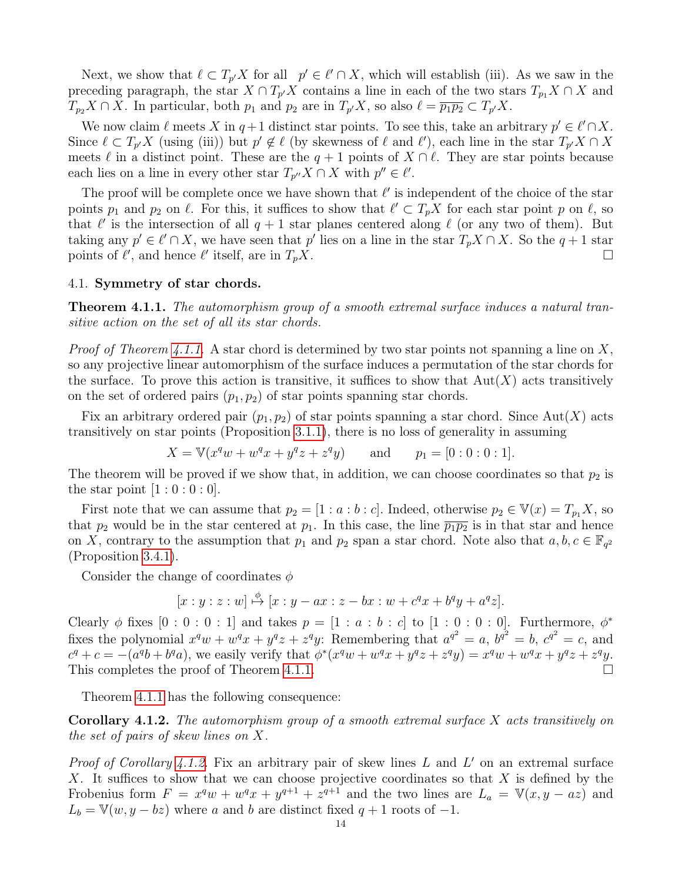Next, we show that $\ell \subset T_{p'}X$ for all $p' \in \ell' \cap X$, which will establish (iii). As we saw in the preceding paragraph, the star $X \cap T_{p'}X$ contains a line in each of the two stars $T_{p_1}X \cap X$ and $T_{p_2}X \cap X$. In particular, both $p_1$ and $p_2$ are in $T_{p'}X$, so also $\ell = \overline{p_1p_2} \subset T_{p'}X$.

We now claim $\ell$ meets $X$ in $q+1$ distinct star points. To see this, take an arbitrary $p' \in \ell' \cap X$. Since $\ell \subset T_{p'}X$ (using (iii)) but $p' \notin \ell$ (by skewness of $\ell$ and $\ell'$), each line in the star $T_{p'}X \cap X$ meets $\ell$ in a distinct point. These are the $q+1$ points of $X \cap \ell$. They are star points because each lies on a line in every other star $T_{p''}X \cap X$ with $p'' \in \ell'$.

The proof will be complete once we have shown that $\ell'$ is independent of the choice of the star points $p_1$ and $p_2$ on $\ell$. For this, it suffices to show that $\ell' \subset T_pX$ for each star point $p$ on $\ell$, so that $\ell'$ is the intersection of all $q+1$ star planes centered along $\ell$ (or any two of them). But taking any $p' \in \ell' \cap X$, we have seen that $p'$ lies on a line in the star $T_pX \cap X$. So the $q+1$ star points of $\ell'$, and hence $\ell'$ itself, are in $T_pX$. □

## 4.1. Symmetry of star chords.

**Theorem 4.1.1.** *The automorphism group of a smooth extremal surface induces a natural transitive action on the set of all its star chords.*

*Proof of Theorem 4.1.1.* A star chord is determined by two star points not spanning a line on $X$, so any projective linear automorphism of the surface induces a permutation of the star chords for the surface. To prove this action is transitive, it suffices to show that $\text{Aut}(X)$ acts transitively on the set of ordered pairs $(p_1, p_2)$ of star points spanning star chords.

Fix an arbitrary ordered pair $(p_1, p_2)$ of star points spanning a star chord. Since $\text{Aut}(X)$ acts transitively on star points (Proposition 3.1.1), there is no loss of generality in assuming

$$X = \mathbb{V}(x^q w + w^q x + y^q z + z^q y) \qquad \text{and} \qquad p_1 = [0:0:0:1].$$

The theorem will be proved if we show that, in addition, we can choose coordinates so that $p_2$ is the star point $[1:0:0:0]$.

First note that we can assume that $p_2 = [1:a:b:c]$. Indeed, otherwise $p_2 \in \mathbb{V}(x) = T_{p_1}X$, so that $p_2$ would be in the star centered at $p_1$. In this case, the line $\overline{p_1p_2}$ is in that star and hence on $X$, contrary to the assumption that $p_1$ and $p_2$ span a star chord. Note also that $a, b, c \in \mathbb{F}_{q^2}$ (Proposition 3.4.1).

Consider the change of coordinates $\phi$

$$[x:y:z:w] \overset{\phi}{\mapsto} [x : y - ax : z - bx : w + c^q x + b^q y + a^q z].$$

Clearly $\phi$ fixes $[0:0:0:1]$ and takes $p = [1:a:b:c]$ to $[1:0:0:0]$. Furthermore, $\phi^*$ fixes the polynomial $x^q w + w^q x + y^q z + z^q y$: Remembering that $a^{q^2} = a$, $b^{q^2} = b$, $c^{q^2} = c$, and $c^q + c = -(a^q b + b^q a)$, we easily verify that $\phi^*(x^q w + w^q x + y^q z + z^q y) = x^q w + w^q x + y^q z + z^q y$. This completes the proof of Theorem 4.1.1. □

Theorem 4.1.1 has the following consequence:

**Corollary 4.1.2.** *The automorphism group of a smooth extremal surface $X$ acts transitively on the set of pairs of skew lines on $X$.*

*Proof of Corollary 4.1.2.* Fix an arbitrary pair of skew lines $L$ and $L'$ on an extremal surface $X$. It suffices to show that we can choose projective coordinates so that $X$ is defined by the Frobenius form $F = x^q w + w^q x + y^{q+1} + z^{q+1}$ and the two lines are $L_a = \mathbb{V}(x, y - az)$ and $L_b = \mathbb{V}(w, y - bz)$ where $a$ and $b$ are distinct fixed $q+1$ roots of $-1$.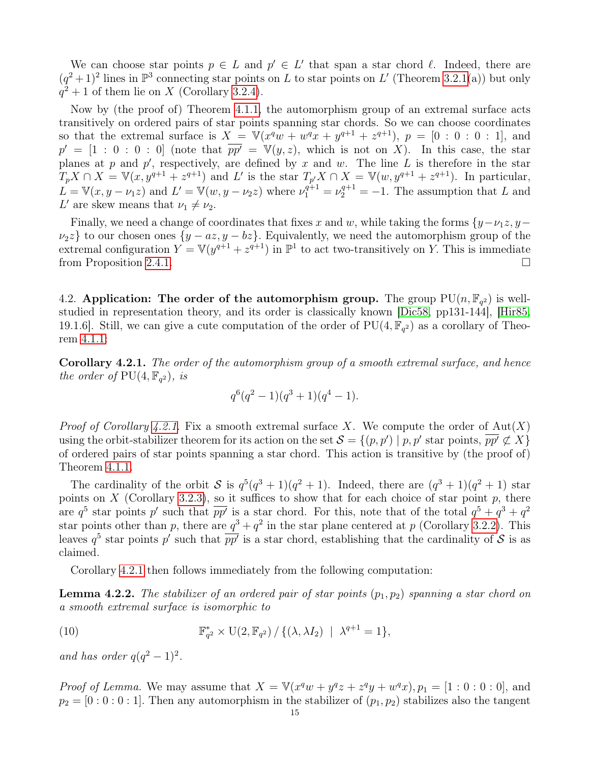We can choose star points $p \in L$ and $p' \in L'$ that span a star chord $\ell$. Indeed, there are $(q^2+1)^2$ lines in $\mathbb{P}^3$ connecting star points on $L$ to star points on $L'$ (Theorem 3.2.1(a)) but only $q^2+1$ of them lie on $X$ (Corollary 3.2.4).

Now by (the proof of) Theorem 4.1.1, the automorphism group of an extremal surface acts transitively on ordered pairs of star points spanning star chords. So we can choose coordinates so that the extremal surface is $X = \mathbb{V}(x^q w + w^q x + y^{q+1} + z^{q+1})$, $p = [0:0:0:1]$, and $p' = [1:0:0:0]$ (note that $\overline{pp'} = \mathbb{V}(y,z)$, which is not on $X$). In this case, the star planes at $p$ and $p'$, respectively, are defined by $x$ and $w$. The line $L$ is therefore in the star $T_pX \cap X = \mathbb{V}(x, y^{q+1}+z^{q+1})$ and $L'$ is the star $T_{p'}X \cap X = \mathbb{V}(w, y^{q+1}+z^{q+1})$. In particular, $L = \mathbb{V}(x, y-\nu_1 z)$ and $L' = \mathbb{V}(w, y - \nu_2 z)$ where $\nu_1^{q+1} = \nu_2^{q+1} = -1$. The assumption that $L$ and $L'$ are skew means that $\nu_1 \neq \nu_2$.

Finally, we need a change of coordinates that fixes $x$ and $w$, while taking the forms $\{y-\nu_1 z, y-\nu_2 z\}$ to our chosen ones $\{y-az, y-bz\}$. Equivalently, we need the automorphism group of the extremal configuration $Y = \mathbb{V}(y^{q+1}+z^{q+1})$ in $\mathbb{P}^1$ to act two-transitively on $Y$. This is immediate from Proposition 2.4.1. $\square$

4.2. **Application: The order of the automorphism group.** The group $\mathrm{PU}(n, \mathbb{F}_{q^2})$ is well-studied in representation theory, and its order is classically known [Dic58, pp131-144], [Hir85, 19.1.6]. Still, we can give a cute computation of the order of $\mathrm{PU}(4, \mathbb{F}_{q^2})$ as a corollary of Theorem 4.1.1:

**Corollary 4.2.1.** *The order of the automorphism group of a smooth extremal surface, and hence the order of* $\mathrm{PU}(4, \mathbb{F}_{q^2})$*, is*

$$q^6(q^2-1)(q^3+1)(q^4-1).$$

*Proof of Corollary 4.2.1.* Fix a smooth extremal surface $X$. We compute the order of $\mathrm{Aut}(X)$ using the orbit-stabilizer theorem for its action on the set $\mathcal{S} = \{(p,p') \mid p, p' \text{ star points}, \overline{pp'} \not\subset X\}$ of ordered pairs of star points spanning a star chord. This action is transitive by (the proof of) Theorem 4.1.1.

The cardinality of the orbit $\mathcal{S}$ is $q^5(q^3+1)(q^2+1)$. Indeed, there are $(q^3+1)(q^2+1)$ star points on $X$ (Corollary 3.2.3), so it suffices to show that for each choice of star point $p$, there are $q^5$ star points $p'$ such that $\overline{pp'}$ is a star chord. For this, note that of the total $q^5+q^3+q^2$ star points other than $p$, there are $q^3+q^2$ in the star plane centered at $p$ (Corollary 3.2.2). This leaves $q^5$ star points $p'$ such that $\overline{pp'}$ is a star chord, establishing that the cardinality of $\mathcal{S}$ is as claimed.

Corollary 4.2.1 then follows immediately from the following computation:

**Lemma 4.2.2.** *The stabilizer of an ordered pair of star points $(p_1, p_2)$ spanning a star chord on a smooth extremal surface is isomorphic to*

$$\mathbb{F}_{q^2}^* \times \mathrm{U}(2, \mathbb{F}_{q^2}) \,/\, \{(\lambda, \lambda I_2) \mid \lambda^{q+1} = 1\}, \tag{10}$$

*and has order $q(q^2-1)^2$.*

*Proof of Lemma.* We may assume that $X = \mathbb{V}(x^q w + y^q z + z^q y + w^q x)$, $p_1 = [1:0:0:0]$, and $p_2 = [0:0:0:1]$. Then any automorphism in the stabilizer of $(p_1, p_2)$ stabilizes also the tangent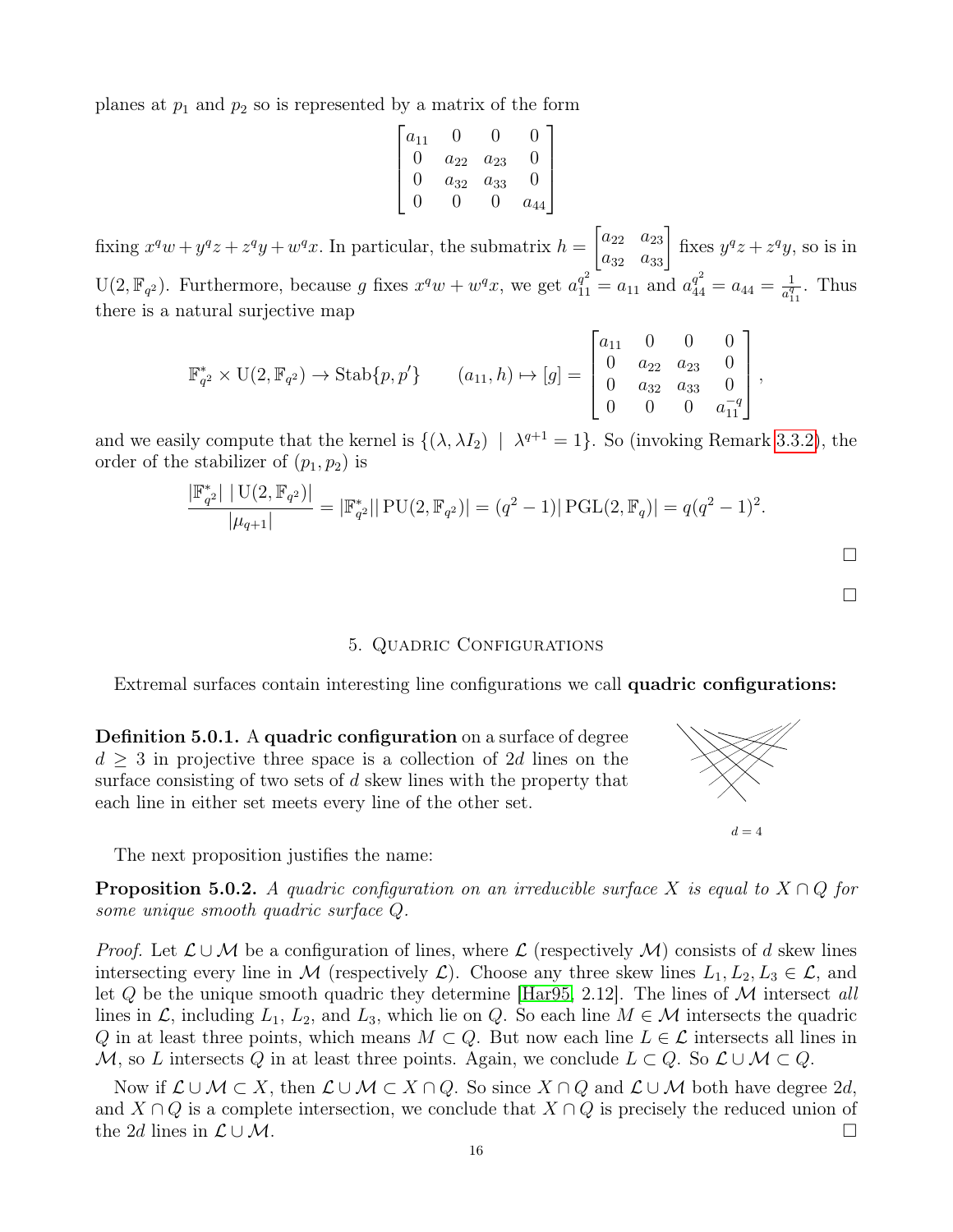planes at $p_1$ and $p_2$ so is represented by a matrix of the form

$$\begin{bmatrix} a_{11} & 0 & 0 & 0 \\ 0 & a_{22} & a_{23} & 0 \\ 0 & a_{32} & a_{33} & 0 \\ 0 & 0 & 0 & a_{44} \end{bmatrix}$$

fixing $x^q w + y^q z + z^q y + w^q x$. In particular, the submatrix $h = \begin{bmatrix} a_{22} & a_{23} \\ a_{32} & a_{33} \end{bmatrix}$ fixes $y^q z + z^q y$, so is in $\mathrm{U}(2, \mathbb{F}_{q^2})$. Furthermore, because $g$ fixes $x^q w + w^q x$, we get $a_{11}^{q^2} = a_{11}$ and $a_{44}^{q^2} = a_{44} = \frac{1}{a_{11}^q}$. Thus there is a natural surjective map

$$\mathbb{F}_{q^2}^* \times \mathrm{U}(2, \mathbb{F}_{q^2}) \to \mathrm{Stab}\{p, p'\} \qquad (a_{11}, h) \mapsto [g] = \begin{bmatrix} a_{11} & 0 & 0 & 0 \\ 0 & a_{22} & a_{23} & 0 \\ 0 & a_{32} & a_{33} & 0 \\ 0 & 0 & 0 & a_{11}^{-q} \end{bmatrix},$$

and we easily compute that the kernel is $\{(\lambda, \lambda I_2) \mid \lambda^{q+1} = 1\}$. So (invoking Remark 3.3.2), the order of the stabilizer of $(p_1, p_2)$ is

$$\frac{|\mathbb{F}_{q^2}^*| \, |\mathrm{U}(2, \mathbb{F}_{q^2})|}{|\mu_{q+1}|} = |\mathbb{F}_{q^2}^*| |\mathrm{PU}(2, \mathbb{F}_{q^2})| = (q^2 - 1)|\mathrm{PGL}(2, \mathbb{F}_q)| = q(q^2 - 1)^2.$$

□

□

## 5. Quadric Configurations

Extremal surfaces contain interesting line configurations we call **quadric configurations:**

**Definition 5.0.1.** A **quadric configuration** on a surface of degree $d \geq 3$ in projective three space is a collection of $2d$ lines on the surface consisting of two sets of $d$ skew lines with the property that each line in either set meets every line of the other set.

$d = 4$

The next proposition justifies the name:

**Proposition 5.0.2.** *A quadric configuration on an irreducible surface $X$ is equal to $X \cap Q$ for some unique smooth quadric surface $Q$.*

*Proof.* Let $\mathcal{L} \cup \mathcal{M}$ be a configuration of lines, where $\mathcal{L}$ (respectively $\mathcal{M}$) consists of $d$ skew lines intersecting every line in $\mathcal{M}$ (respectively $\mathcal{L}$). Choose any three skew lines $L_1, L_2, L_3 \in \mathcal{L}$, and let $Q$ be the unique smooth quadric they determine [Har95, 2.12]. The lines of $\mathcal{M}$ intersect *all* lines in $\mathcal{L}$, including $L_1$, $L_2$, and $L_3$, which lie on $Q$. So each line $M \in \mathcal{M}$ intersects the quadric $Q$ in at least three points, which means $M \subset Q$. But now each line $L \in \mathcal{L}$ intersects all lines in $\mathcal{M}$, so $L$ intersects $Q$ in at least three points. Again, we conclude $L \subset Q$. So $\mathcal{L} \cup \mathcal{M} \subset Q$.

Now if $\mathcal{L} \cup \mathcal{M} \subset X$, then $\mathcal{L} \cup \mathcal{M} \subset X \cap Q$. So since $X \cap Q$ and $\mathcal{L} \cup \mathcal{M}$ both have degree $2d$, and $X \cap Q$ is a complete intersection, we conclude that $X \cap Q$ is precisely the reduced union of the $2d$ lines in $\mathcal{L} \cup \mathcal{M}$. □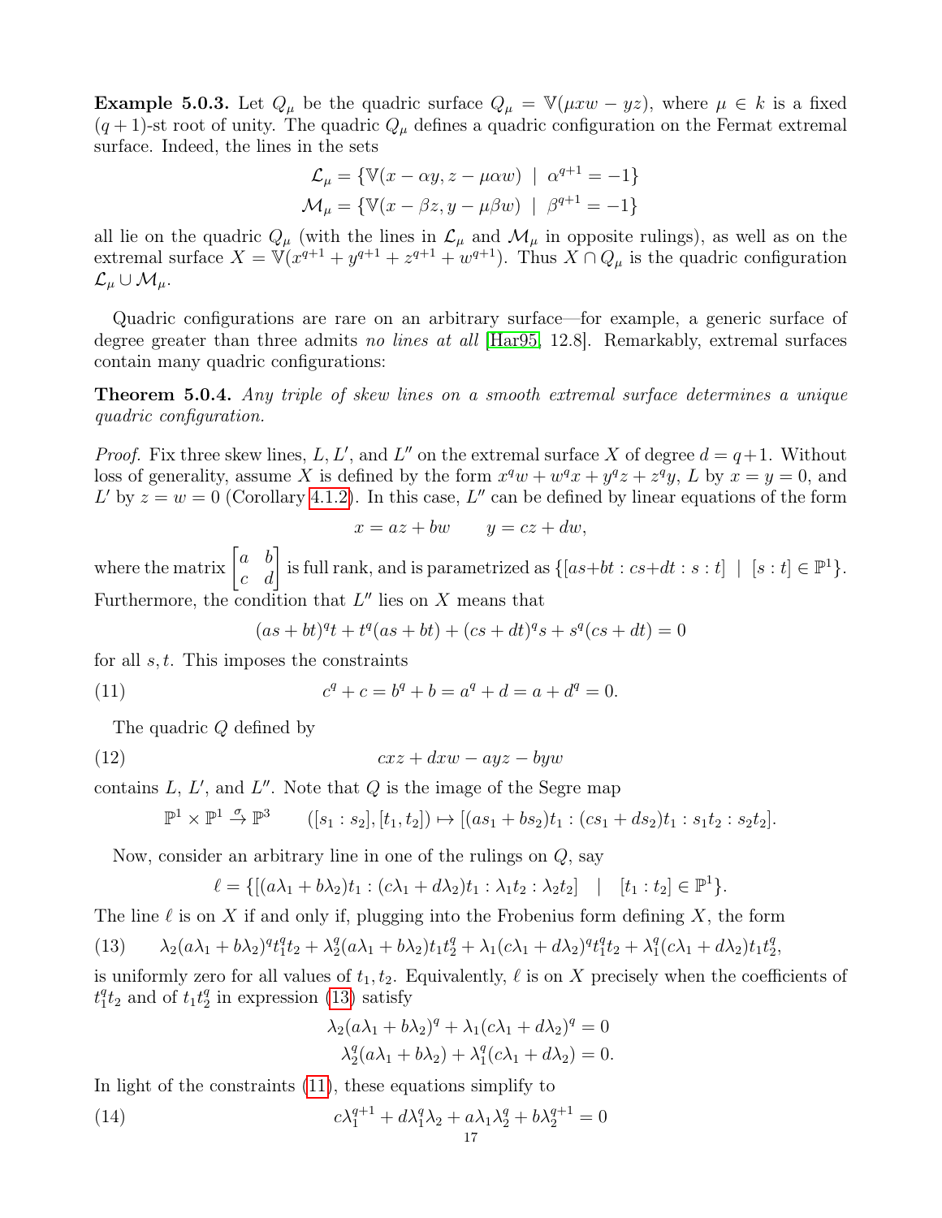**Example 5.0.3.** Let $Q_\mu$ be the quadric surface $Q_\mu = \mathbb{V}(\mu xw - yz)$, where $\mu \in k$ is a fixed $(q+1)$-st root of unity. The quadric $Q_\mu$ defines a quadric configuration on the Fermat extremal surface. Indeed, the lines in the sets

$$\mathcal{L}_\mu = \{\mathbb{V}(x - \alpha y, z - \mu\alpha w) \mid \alpha^{q+1} = -1\}$$
$$\mathcal{M}_\mu = \{\mathbb{V}(x - \beta z, y - \mu\beta w) \mid \beta^{q+1} = -1\}$$

all lie on the quadric $Q_\mu$ (with the lines in $\mathcal{L}_\mu$ and $\mathcal{M}_\mu$ in opposite rulings), as well as on the extremal surface $X = \mathbb{V}(x^{q+1} + y^{q+1} + z^{q+1} + w^{q+1})$. Thus $X \cap Q_\mu$ is the quadric configuration $\mathcal{L}_\mu \cup \mathcal{M}_\mu$.

Quadric configurations are rare on an arbitrary surface—for example, a generic surface of degree greater than three admits *no lines at all* [Har95, 12.8]. Remarkably, extremal surfaces contain many quadric configurations:

**Theorem 5.0.4.** *Any triple of skew lines on a smooth extremal surface determines a unique quadric configuration.*

*Proof.* Fix three skew lines, $L, L'$, and $L''$ on the extremal surface $X$ of degree $d = q+1$. Without loss of generality, assume $X$ is defined by the form $x^q w + w^q x + y^q z + z^q y$, $L$ by $x = y = 0$, and $L'$ by $z = w = 0$ (Corollary 4.1.2). In this case, $L''$ can be defined by linear equations of the form

$$x = az + bw \qquad y = cz + dw,$$

where the matrix $\begin{bmatrix} a & b \\ c & d \end{bmatrix}$ is full rank, and is parametrized as $\{[as+bt : cs+dt : s : t] \mid [s:t] \in \mathbb{P}^1\}$. Furthermore, the condition that $L''$ lies on $X$ means that

$$(as+bt)^q t + t^q(as+bt) + (cs+dt)^q s + s^q(cs+dt) = 0$$

for all $s, t$. This imposes the constraints

$$c^q + c = b^q + b = a^q + d = a + d^q = 0. \tag{11}$$

The quadric $Q$ defined by

$$cxz + dxw - ayz - byw \tag{12}$$

contains $L$, $L'$, and $L''$. Note that $Q$ is the image of the Segre map

$$\mathbb{P}^1 \times \mathbb{P}^1 \xrightarrow{\sigma} \mathbb{P}^3 \qquad ([s_1 : s_2], [t_1, t_2]) \mapsto [(as_1 + bs_2)t_1 : (cs_1 + ds_2)t_1 : s_1 t_2 : s_2 t_2].$$

Now, consider an arbitrary line in one of the rulings on $Q$, say

$$\ell = \{[(a\lambda_1 + b\lambda_2)t_1 : (c\lambda_1 + d\lambda_2)t_1 : \lambda_1 t_2 : \lambda_2 t_2] \quad | \quad [t_1 : t_2] \in \mathbb{P}^1\}.$$

The line $\ell$ is on $X$ if and only if, plugging into the Frobenius form defining $X$, the form

$$\lambda_2(a\lambda_1 + b\lambda_2)^q t_1^q t_2 + \lambda_2^q(a\lambda_1 + b\lambda_2)t_1 t_2^q + \lambda_1(c\lambda_1 + d\lambda_2)^q t_1^q t_2 + \lambda_1^q(c\lambda_1 + d\lambda_2)t_1 t_2^q, \tag{13}$$

is uniformly zero for all values of $t_1, t_2$. Equivalently, $\ell$ is on $X$ precisely when the coefficients of $t_1^q t_2$ and of $t_1 t_2^q$ in expression (13) satisfy

$$\lambda_2(a\lambda_1 + b\lambda_2)^q + \lambda_1(c\lambda_1 + d\lambda_2)^q = 0$$
$$\lambda_2^q(a\lambda_1 + b\lambda_2) + \lambda_1^q(c\lambda_1 + d\lambda_2) = 0.$$

In light of the constraints (11), these equations simplify to

$$c\lambda_1^{q+1} + d\lambda_1^q \lambda_2 + a\lambda_1 \lambda_2^q + b\lambda_2^{q+1} = 0 \tag{14}$$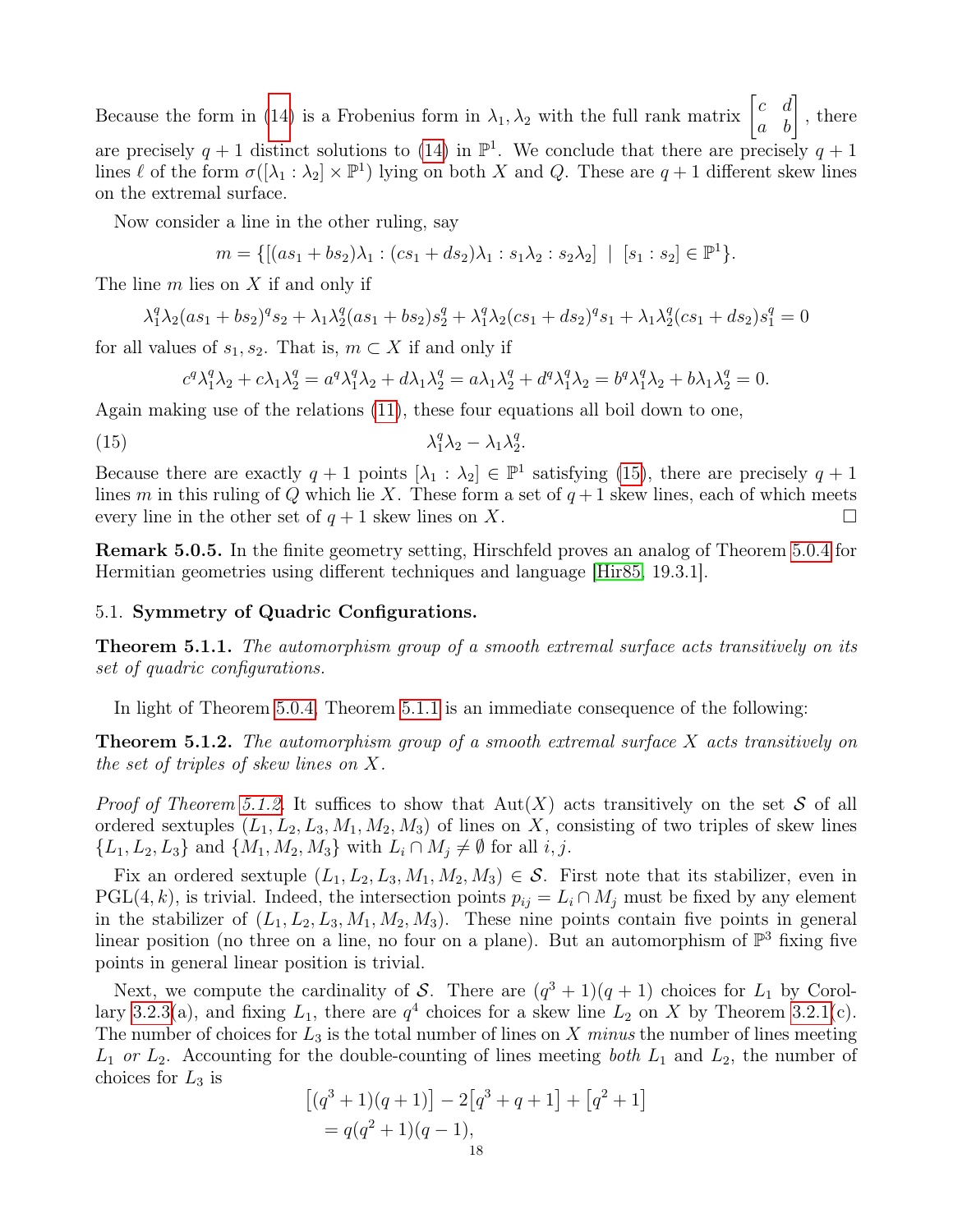Because the form in (14) is a Frobenius form in $\lambda_1, \lambda_2$ with the full rank matrix $\begin{bmatrix} c & d \\ a & b \end{bmatrix}$, there are precisely $q+1$ distinct solutions to (14) in $\mathbb{P}^1$. We conclude that there are precisely $q+1$ lines $\ell$ of the form $\sigma([\lambda_1 : \lambda_2] \times \mathbb{P}^1)$ lying on both $X$ and $Q$. These are $q+1$ different skew lines on the extremal surface.

Now consider a line in the other ruling, say

$$m = \{[(as_1 + bs_2)\lambda_1 : (cs_1 + ds_2)\lambda_1 : s_1\lambda_2 : s_2\lambda_2] \ \mid \ [s_1 : s_2] \in \mathbb{P}^1\}.$$

The line $m$ lies on $X$ if and only if

$$\lambda_1^q\lambda_2(as_1 + bs_2)^q s_2 + \lambda_1\lambda_2^q(as_1 + bs_2)s_2^q + \lambda_1^q\lambda_2(cs_1 + ds_2)^q s_1 + \lambda_1\lambda_2^q(cs_1 + ds_2)s_1^q = 0$$

for all values of $s_1, s_2$. That is, $m \subset X$ if and only if

$$c^q\lambda_1^q\lambda_2 + c\lambda_1\lambda_2^q = a^q\lambda_1^q\lambda_2 + d\lambda_1\lambda_2^q = a\lambda_1\lambda_2^q + d^q\lambda_1^q\lambda_2 = b^q\lambda_1^q\lambda_2 + b\lambda_1\lambda_2^q = 0.$$

Again making use of the relations (11), these four equations all boil down to one,

$$\lambda_1^q\lambda_2 - \lambda_1\lambda_2^q. \tag{15}$$

Because there are exactly $q+1$ points $[\lambda_1 : \lambda_2] \in \mathbb{P}^1$ satisfying (15), there are precisely $q+1$ lines $m$ in this ruling of $Q$ which lie $X$. These form a set of $q+1$ skew lines, each of which meets every line in the other set of $q+1$ skew lines on $X$. ☐

**Remark 5.0.5.** In the finite geometry setting, Hirschfeld proves an analog of Theorem 5.0.4 for Hermitian geometries using different techniques and language [Hir85, 19.3.1].

## 5.1. Symmetry of Quadric Configurations.

**Theorem 5.1.1.** *The automorphism group of a smooth extremal surface acts transitively on its set of quadric configurations.*

In light of Theorem 5.0.4, Theorem 5.1.1 is an immediate consequence of the following:

**Theorem 5.1.2.** *The automorphism group of a smooth extremal surface $X$ acts transitively on the set of triples of skew lines on $X$.*

*Proof of Theorem 5.1.2.* It suffices to show that $\mathrm{Aut}(X)$ acts transitively on the set $\mathcal{S}$ of all ordered sextuples $(L_1, L_2, L_3, M_1, M_2, M_3)$ of lines on $X$, consisting of two triples of skew lines $\{L_1, L_2, L_3\}$ and $\{M_1, M_2, M_3\}$ with $L_i \cap M_j \neq \emptyset$ for all $i, j$.

Fix an ordered sextuple $(L_1, L_2, L_3, M_1, M_2, M_3) \in \mathcal{S}$. First note that its stabilizer, even in $\mathrm{PGL}(4, k)$, is trivial. Indeed, the intersection points $p_{ij} = L_i \cap M_j$ must be fixed by any element in the stabilizer of $(L_1, L_2, L_3, M_1, M_2, M_3)$. These nine points contain five points in general linear position (no three on a line, no four on a plane). But an automorphism of $\mathbb{P}^3$ fixing five points in general linear position is trivial.

Next, we compute the cardinality of $\mathcal{S}$. There are $(q^3+1)(q+1)$ choices for $L_1$ by Corollary 3.2.3(a), and fixing $L_1$, there are $q^4$ choices for a skew line $L_2$ on $X$ by Theorem 3.2.1(c). The number of choices for $L_3$ is the total number of lines on $X$ *minus* the number of lines meeting $L_1$ *or* $L_2$. Accounting for the double-counting of lines meeting *both* $L_1$ and $L_2$, the number of choices for $L_3$ is

$$\begin{aligned}
&\big[(q^3+1)(q+1)\big] - 2\big[q^3 + q + 1\big] + \big[q^2 + 1\big] \\
&= q(q^2+1)(q-1),
\end{aligned}$$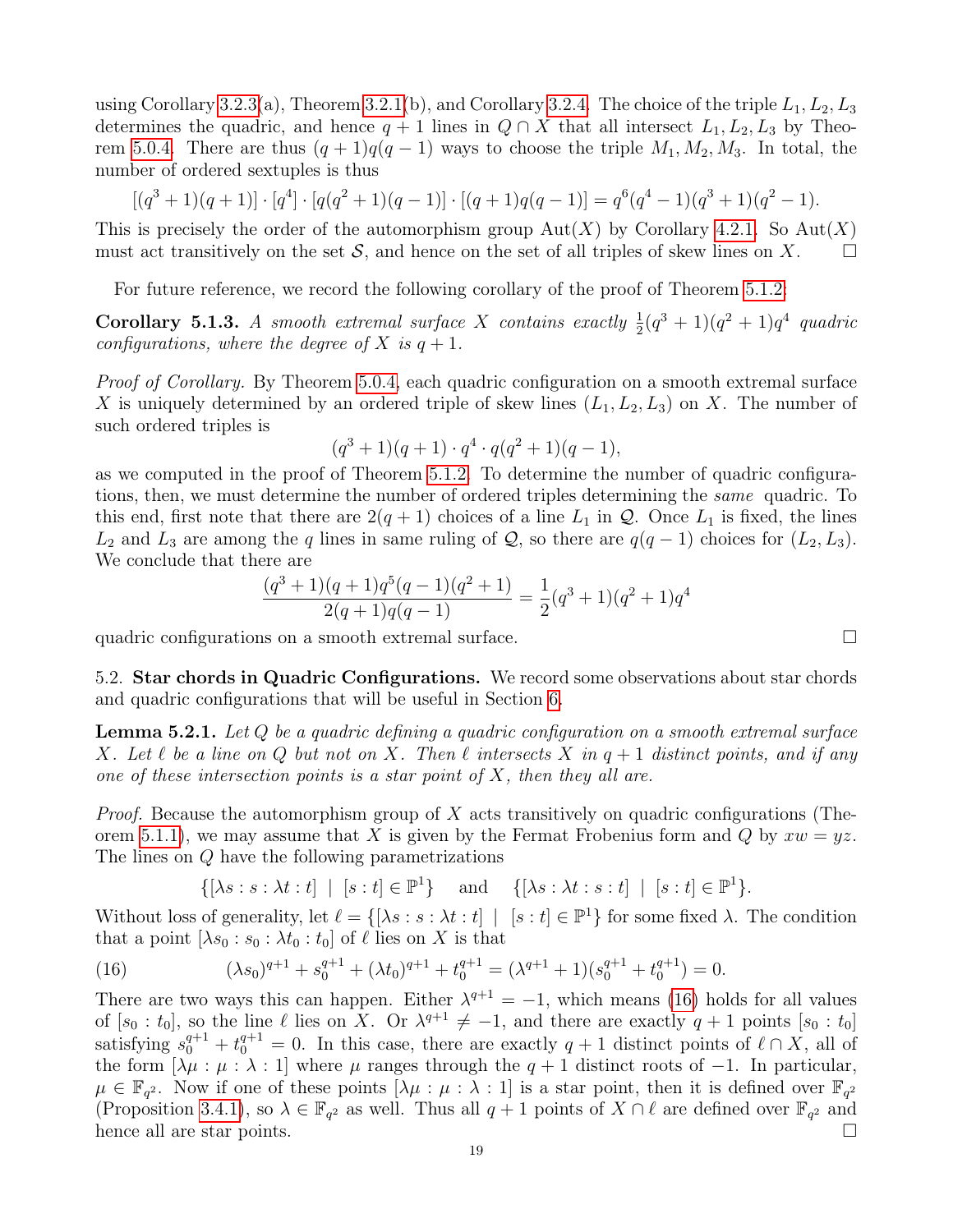using Corollary 3.2.3(a), Theorem 3.2.1(b), and Corollary 3.2.4. The choice of the triple $L_1, L_2, L_3$ determines the quadric, and hence $q+1$ lines in $Q \cap X$ that all intersect $L_1, L_2, L_3$ by Theorem 5.0.4. There are thus $(q+1)q(q-1)$ ways to choose the triple $M_1, M_2, M_3$. In total, the number of ordered sextuples is thus

$$[(q^3+1)(q+1)] \cdot [q^4] \cdot [q(q^2+1)(q-1)] \cdot [(q+1)q(q-1)] = q^6(q^4-1)(q^3+1)(q^2-1).$$

This is precisely the order of the automorphism group $\mathrm{Aut}(X)$ by Corollary 4.2.1. So $\mathrm{Aut}(X)$ must act transitively on the set $\mathcal{S}$, and hence on the set of all triples of skew lines on $X$. ☐

For future reference, we record the following corollary of the proof of Theorem 5.1.2:

**Corollary 5.1.3.** *A smooth extremal surface $X$ contains exactly $\frac{1}{2}(q^3+1)(q^2+1)q^4$ quadric configurations, where the degree of $X$ is $q+1$.*

*Proof of Corollary.* By Theorem 5.0.4, each quadric configuration on a smooth extremal surface $X$ is uniquely determined by an ordered triple of skew lines $(L_1, L_2, L_3)$ on $X$. The number of such ordered triples is

$$(q^3+1)(q+1) \cdot q^4 \cdot q(q^2+1)(q-1),$$

as we computed in the proof of Theorem 5.1.2. To determine the number of quadric configurations, then, we must determine the number of ordered triples determining the *same* quadric. To this end, first note that there are $2(q+1)$ choices of a line $L_1$ in $\mathcal{Q}$. Once $L_1$ is fixed, the lines $L_2$ and $L_3$ are among the $q$ lines in same ruling of $\mathcal{Q}$, so there are $q(q-1)$ choices for $(L_2, L_3)$. We conclude that there are

$$\frac{(q^3+1)(q+1)q^5(q-1)(q^2+1)}{2(q+1)q(q-1)} = \frac{1}{2}(q^3+1)(q^2+1)q^4$$

quadric configurations on a smooth extremal surface. ☐

5.2. **Star chords in Quadric Configurations.** We record some observations about star chords and quadric configurations that will be useful in Section 6.

**Lemma 5.2.1.** *Let $Q$ be a quadric defining a quadric configuration on a smooth extremal surface $X$. Let $\ell$ be a line on $Q$ but not on $X$. Then $\ell$ intersects $X$ in $q+1$ distinct points, and if any one of these intersection points is a star point of $X$, then they all are.*

*Proof.* Because the automorphism group of $X$ acts transitively on quadric configurations (Theorem 5.1.1), we may assume that $X$ is given by the Fermat Frobenius form and $Q$ by $xw = yz$. The lines on $Q$ have the following parametrizations

$$\{[\lambda s : s : \lambda t : t] \mid [s:t] \in \mathbb{P}^1\} \quad \text{and} \quad \{[\lambda s : \lambda t : s : t] \mid [s:t] \in \mathbb{P}^1\}.$$

Without loss of generality, let $\ell = \{[\lambda s : s : \lambda t : t] \mid [s:t] \in \mathbb{P}^1\}$ for some fixed $\lambda$. The condition that a point $[\lambda s_0 : s_0 : \lambda t_0 : t_0]$ of $\ell$ lies on $X$ is that

$$(\lambda s_0)^{q+1} + s_0^{q+1} + (\lambda t_0)^{q+1} + t_0^{q+1} = (\lambda^{q+1}+1)(s_0^{q+1} + t_0^{q+1}) = 0. \tag{16}$$

There are two ways this can happen. Either $\lambda^{q+1} = -1$, which means (16) holds for all values of $[s_0 : t_0]$, so the line $\ell$ lies on $X$. Or $\lambda^{q+1} \neq -1$, and there are exactly $q+1$ points $[s_0 : t_0]$ satisfying $s_0^{q+1} + t_0^{q+1} = 0$. In this case, there are exactly $q+1$ distinct points of $\ell \cap X$, all of the form $[\lambda\mu : \mu : \lambda : 1]$ where $\mu$ ranges through the $q+1$ distinct roots of $-1$. In particular, $\mu \in \mathbb{F}_{q^2}$. Now if one of these points $[\lambda\mu : \mu : \lambda : 1]$ is a star point, then it is defined over $\mathbb{F}_{q^2}$ (Proposition 3.4.1), so $\lambda \in \mathbb{F}_{q^2}$ as well. Thus all $q+1$ points of $X \cap \ell$ are defined over $\mathbb{F}_{q^2}$ and hence all are star points. ☐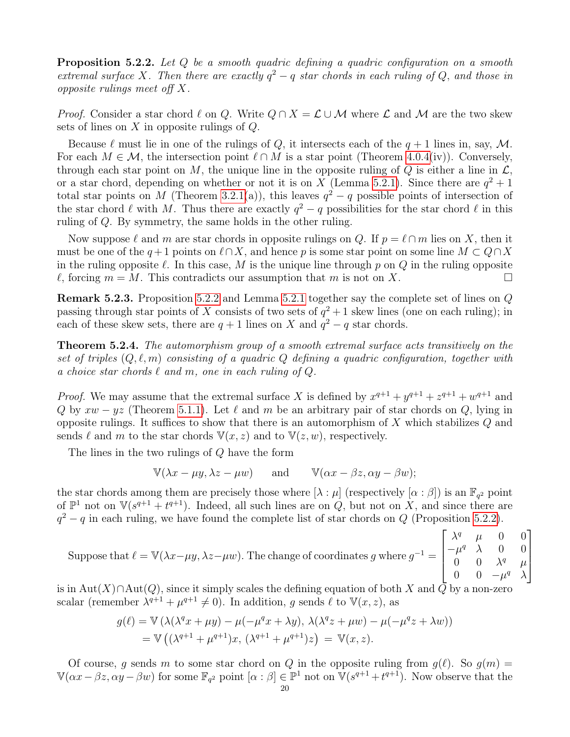**Proposition 5.2.2.** *Let $Q$ be a smooth quadric defining a quadric configuration on a smooth extremal surface $X$. Then there are exactly $q^2 - q$ star chords in each ruling of $Q$, and those in opposite rulings meet off $X$.*

*Proof.* Consider a star chord $\ell$ on $Q$. Write $Q \cap X = \mathcal{L} \cup \mathcal{M}$ where $\mathcal{L}$ and $\mathcal{M}$ are the two skew sets of lines on $X$ in opposite rulings of $Q$.

Because $\ell$ must lie in one of the rulings of $Q$, it intersects each of the $q+1$ lines in, say, $\mathcal{M}$. For each $M \in \mathcal{M}$, the intersection point $\ell \cap M$ is a star point (Theorem 4.0.4(iv)). Conversely, through each star point on $M$, the unique line in the opposite ruling of $Q$ is either a line in $\mathcal{L}$, or a star chord, depending on whether or not it is on $X$ (Lemma 5.2.1). Since there are $q^2+1$ total star points on $M$ (Theorem 3.2.1(a)), this leaves $q^2 - q$ possible points of intersection of the star chord $\ell$ with $M$. Thus there are exactly $q^2 - q$ possibilities for the star chord $\ell$ in this ruling of $Q$. By symmetry, the same holds in the other ruling.

Now suppose $\ell$ and $m$ are star chords in opposite rulings on $Q$. If $p = \ell \cap m$ lies on $X$, then it must be one of the $q+1$ points on $\ell \cap X$, and hence $p$ is some star point on some line $M \subset Q \cap X$ in the ruling opposite $\ell$. In this case, $M$ is the unique line through $p$ on $Q$ in the ruling opposite $\ell$, forcing $m = M$. This contradicts our assumption that $m$ is not on $X$. □

**Remark 5.2.3.** Proposition 5.2.2 and Lemma 5.2.1 together say the complete set of lines on $Q$ passing through star points of $X$ consists of two sets of $q^2+1$ skew lines (one on each ruling); in each of these skew sets, there are $q+1$ lines on $X$ and $q^2 - q$ star chords.

**Theorem 5.2.4.** *The automorphism group of a smooth extremal surface acts transitively on the set of triples $(Q, \ell, m)$ consisting of a quadric $Q$ defining a quadric configuration, together with a choice star chords $\ell$ and $m$, one in each ruling of $Q$.*

*Proof.* We may assume that the extremal surface $X$ is defined by $x^{q+1} + y^{q+1} + z^{q+1} + w^{q+1}$ and $Q$ by $xw - yz$ (Theorem 5.1.1). Let $\ell$ and $m$ be an arbitrary pair of star chords on $Q$, lying in opposite rulings. It suffices to show that there is an automorphism of $X$ which stabilizes $Q$ and sends $\ell$ and $m$ to the star chords $\mathbb{V}(x, z)$ and to $\mathbb{V}(z, w)$, respectively.

The lines in the two rulings of $Q$ have the form

$$\mathbb{V}(\lambda x - \mu y, \lambda z - \mu w) \qquad \text{and} \qquad \mathbb{V}(\alpha x - \beta z, \alpha y - \beta w);$$

the star chords among them are precisely those where $[\lambda : \mu]$ (respectively $[\alpha : \beta]$) is an $\mathbb{F}_{q^2}$ point of $\mathbb{P}^1$ not on $\mathbb{V}(s^{q+1} + t^{q+1})$. Indeed, all such lines are on $Q$, but not on $X$, and since there are $q^2 - q$ in each ruling, we have found the complete list of star chords on $Q$ (Proposition 5.2.2).

Suppose that $\ell = \mathbb{V}(\lambda x - \mu y, \lambda z - \mu w)$. The change of coordinates $g$ where $g^{-1} = \begin{bmatrix} \lambda^q & \mu & 0 & 0 \\ -\mu^q & \lambda & 0 & 0 \\ 0 & 0 & \lambda^q & \mu \\ 0 & 0 & -\mu^q & \lambda \end{bmatrix}$ is in $\mathrm{Aut}(X) \cap \mathrm{Aut}(Q)$, since it simply scales the defining equation of both $X$ and $Q$ by a non-zero scalar (remember $\lambda^{q+1} + \mu^{q+1} \neq 0$). In addition, $g$ sends $\ell$ to $\mathbb{V}(x, z)$, as

$$\begin{aligned} g(\ell) &= \mathbb{V}\left(\lambda(\lambda^q x + \mu y) - \mu(-\mu^q x + \lambda y),\, \lambda(\lambda^q z + \mu w) - \mu(-\mu^q z + \lambda w)\right) \\ &= \mathbb{V}\left((\lambda^{q+1} + \mu^{q+1})x,\, (\lambda^{q+1} + \mu^{q+1})z\right) \,=\, \mathbb{V}(x, z). \end{aligned}$$

Of course, $g$ sends $m$ to some star chord on $Q$ in the opposite ruling from $g(\ell)$. So $g(m) = \mathbb{V}(\alpha x - \beta z, \alpha y - \beta w)$ for some $\mathbb{F}_{q^2}$ point $[\alpha : \beta] \in \mathbb{P}^1$ not on $\mathbb{V}(s^{q+1} + t^{q+1})$. Now observe that the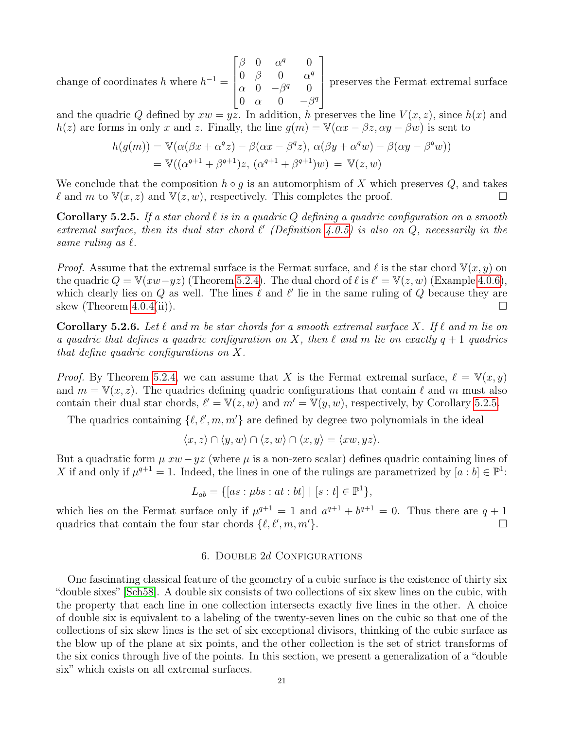change of coordinates $h$ where $h^{-1} = \begin{bmatrix} \beta & 0 & \alpha^q & 0 \\ 0 & \beta & 0 & \alpha^q \\ \alpha & 0 & -\beta^q & 0 \\ 0 & \alpha & 0 & -\beta^q \end{bmatrix}$ preserves the Fermat extremal surface and the quadric $Q$ defined by $xw = yz$. In addition, $h$ preserves the line $V(x, z)$, since $h(x)$ and $h(z)$ are forms in only $x$ and $z$. Finally, the line $g(m) = \mathbb{V}(\alpha x - \beta z, \alpha y - \beta w)$ is sent to

$$
\begin{aligned}
h(g(m)) &= \mathbb{V}(\alpha(\beta x + \alpha^q z) - \beta(\alpha x - \beta^q z),\ \alpha(\beta y + \alpha^q w) - \beta(\alpha y - \beta^q w)) \\
&= \mathbb{V}((\alpha^{q+1} + \beta^{q+1})z,\ (\alpha^{q+1} + \beta^{q+1})w) \ = \ \mathbb{V}(z, w)
\end{aligned}
$$

We conclude that the composition $h \circ g$ is an automorphism of $X$ which preserves $Q$, and takes $\ell$ and $m$ to $\mathbb{V}(x, z)$ and $\mathbb{V}(z, w)$, respectively. This completes the proof. $\square$

**Corollary 5.2.5.** *If a star chord $\ell$ is in a quadric $Q$ defining a quadric configuration on a smooth extremal surface, then its dual star chord $\ell'$ (Definition 4.0.5) is also on $Q$, necessarily in the same ruling as $\ell$.*

*Proof.* Assume that the extremal surface is the Fermat surface, and $\ell$ is the star chord $\mathbb{V}(x, y)$ on the quadric $Q = \mathbb{V}(xw - yz)$ (Theorem 5.2.4). The dual chord of $\ell$ is $\ell' = \mathbb{V}(z, w)$ (Example 4.0.6), which clearly lies on $Q$ as well. The lines $\ell$ and $\ell'$ lie in the same ruling of $Q$ because they are skew (Theorem 4.0.4(ii)). $\square$

**Corollary 5.2.6.** *Let $\ell$ and $m$ be star chords for a smooth extremal surface $X$. If $\ell$ and $m$ lie on a quadric that defines a quadric configuration on $X$, then $\ell$ and $m$ lie on exactly $q + 1$ quadrics that define quadric configurations on $X$.*

*Proof.* By Theorem 5.2.4, we can assume that $X$ is the Fermat extremal surface, $\ell = \mathbb{V}(x, y)$ and $m = \mathbb{V}(x, z)$. The quadrics defining quadric configurations that contain $\ell$ and $m$ must also contain their dual star chords, $\ell' = \mathbb{V}(z, w)$ and $m' = \mathbb{V}(y, w)$, respectively, by Corollary 5.2.5.

The quadrics containing $\{\ell, \ell', m, m'\}$ are defined by degree two polynomials in the ideal

$$
\langle x, z\rangle \cap \langle y, w\rangle \cap \langle z, w\rangle \cap \langle x, y\rangle = \langle xw, yz\rangle.
$$

But a quadratic form $\mu\, xw - yz$ (where $\mu$ is a non-zero scalar) defines quadric containing lines of $X$ if and only if $\mu^{q+1} = 1$. Indeed, the lines in one of the rulings are parametrized by $[a : b] \in \mathbb{P}^1$:

$$
L_{ab} = \{[as : \mu bs : at : bt] \mid [s : t] \in \mathbb{P}^1\},
$$

which lies on the Fermat surface only if $\mu^{q+1} = 1$ and $a^{q+1} + b^{q+1} = 0$. Thus there are $q + 1$ quadrics that contain the four star chords $\{\ell, \ell', m, m'\}$. $\square$

## 6. Double $2d$ Configurations

One fascinating classical feature of the geometry of a cubic surface is the existence of thirty six "double sixes" [Sch58]. A double six consists of two collections of six skew lines on the cubic, with the property that each line in one collection intersects exactly five lines in the other. A choice of double six is equivalent to a labeling of the twenty-seven lines on the cubic so that one of the collections of six skew lines is the set of six exceptional divisors, thinking of the cubic surface as the blow up of the plane at six points, and the other collection is the set of strict transforms of the six conics through five of the points. In this section, we present a generalization of a "double six" which exists on all extremal surfaces.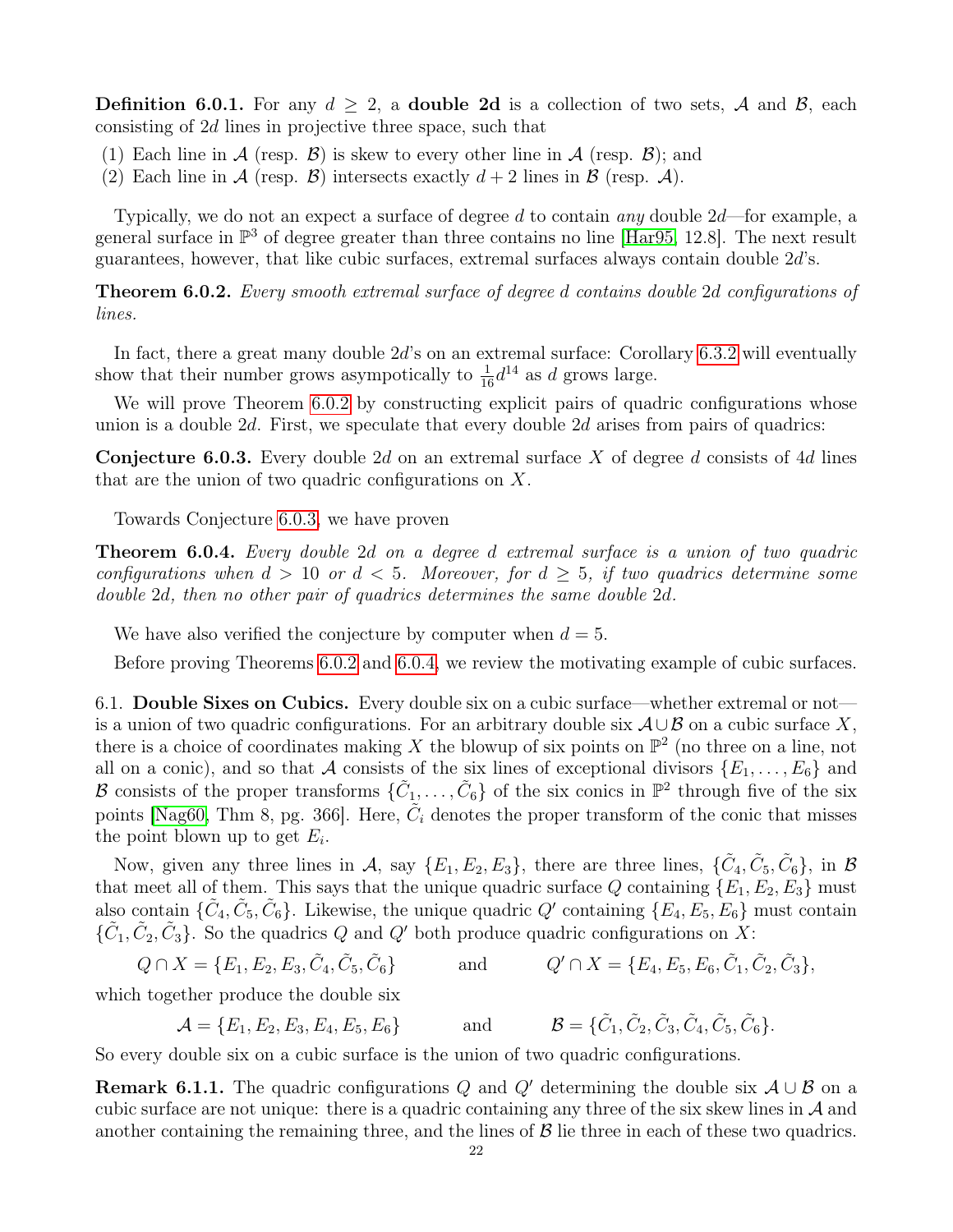**Definition 6.0.1.** For any $d \geq 2$, a **double 2d** is a collection of two sets, $\mathcal{A}$ and $\mathcal{B}$, each consisting of $2d$ lines in projective three space, such that

(1) Each line in $\mathcal{A}$ (resp. $\mathcal{B}$) is skew to every other line in $\mathcal{A}$ (resp. $\mathcal{B}$); and
(2) Each line in $\mathcal{A}$ (resp. $\mathcal{B}$) intersects exactly $d+2$ lines in $\mathcal{B}$ (resp. $\mathcal{A}$).

Typically, we do not an expect a surface of degree $d$ to contain *any* double $2d$—for example, a general surface in $\mathbb{P}^3$ of degree greater than three contains no line [Har95, 12.8]. The next result guarantees, however, that like cubic surfaces, extremal surfaces always contain double $2d$'s.

**Theorem 6.0.2.** *Every smooth extremal surface of degree d contains double* $2d$ *configurations of lines.*

In fact, there a great many double $2d$'s on an extremal surface: Corollary 6.3.2 will eventually show that their number grows asymptotically to $\frac{1}{16}d^{14}$ as $d$ grows large.

We will prove Theorem 6.0.2 by constructing explicit pairs of quadric configurations whose union is a double $2d$. First, we speculate that every double $2d$ arises from pairs of quadrics:

**Conjecture 6.0.3.** Every double $2d$ on an extremal surface $X$ of degree $d$ consists of $4d$ lines that are the union of two quadric configurations on $X$.

Towards Conjecture 6.0.3, we have proven

**Theorem 6.0.4.** *Every double* $2d$ *on a degree* $d$ *extremal surface is a union of two quadric configurations when* $d > 10$ *or* $d < 5$*. Moreover, for* $d \geq 5$*, if two quadrics determine some double* $2d$*, then no other pair of quadrics determines the same double* $2d$*.*

We have also verified the conjecture by computer when $d = 5$.

Before proving Theorems 6.0.2 and 6.0.4, we review the motivating example of cubic surfaces.

6.1. **Double Sixes on Cubics.** Every double six on a cubic surface—whether extremal or not—is a union of two quadric configurations. For an arbitrary double six $\mathcal{A} \cup \mathcal{B}$ on a cubic surface $X$, there is a choice of coordinates making $X$ the blowup of six points on $\mathbb{P}^2$ (no three on a line, not all on a conic), and so that $\mathcal{A}$ consists of the six lines of exceptional divisors $\{E_1, \ldots, E_6\}$ and $\mathcal{B}$ consists of the proper transforms $\{\tilde{C}_1, \ldots, \tilde{C}_6\}$ of the six conics in $\mathbb{P}^2$ through five of the six points [Nag60, Thm 8, pg. 366]. Here, $\tilde{C}_i$ denotes the proper transform of the conic that misses the point blown up to get $E_i$.

Now, given any three lines in $\mathcal{A}$, say $\{E_1, E_2, E_3\}$, there are three lines, $\{\tilde{C}_4, \tilde{C}_5, \tilde{C}_6\}$, in $\mathcal{B}$ that meet all of them. This says that the unique quadric surface $Q$ containing $\{E_1, E_2, E_3\}$ must also contain $\{\tilde{C}_4, \tilde{C}_5, \tilde{C}_6\}$. Likewise, the unique quadric $Q'$ containing $\{E_4, E_5, E_6\}$ must contain $\{\tilde{C}_1, \tilde{C}_2, \tilde{C}_3\}$. So the quadrics $Q$ and $Q'$ both produce quadric configurations on $X$:

$$Q \cap X = \{E_1, E_2, E_3, \tilde{C}_4, \tilde{C}_5, \tilde{C}_6\} \qquad \text{and} \qquad Q' \cap X = \{E_4, E_5, E_6, \tilde{C}_1, \tilde{C}_2, \tilde{C}_3\},$$

which together produce the double six

$$\mathcal{A} = \{E_1, E_2, E_3, E_4, E_5, E_6\} \qquad \text{and} \qquad \mathcal{B} = \{\tilde{C}_1, \tilde{C}_2, \tilde{C}_3, \tilde{C}_4, \tilde{C}_5, \tilde{C}_6\}.$$

So every double six on a cubic surface is the union of two quadric configurations.

**Remark 6.1.1.** The quadric configurations $Q$ and $Q'$ determining the double six $\mathcal{A} \cup \mathcal{B}$ on a cubic surface are not unique: there is a quadric containing any three of the six skew lines in $\mathcal{A}$ and another containing the remaining three, and the lines of $\mathcal{B}$ lie three in each of these two quadrics.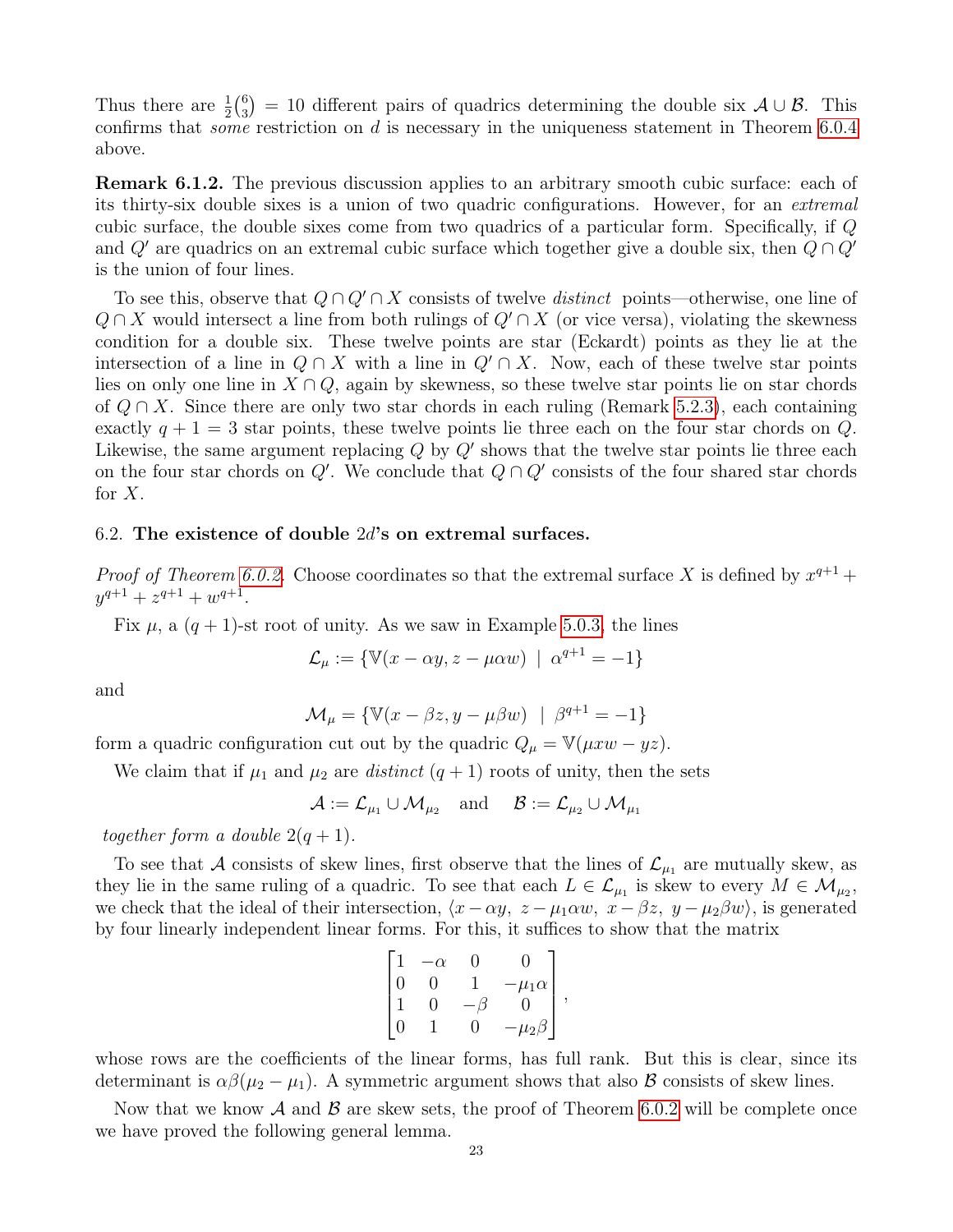Thus there are $\frac{1}{2}\binom{6}{3} = 10$ different pairs of quadrics determining the double six $\mathcal{A} \cup \mathcal{B}$. This confirms that *some* restriction on $d$ is necessary in the uniqueness statement in Theorem 6.0.4 above.

**Remark 6.1.2.** The previous discussion applies to an arbitrary smooth cubic surface: each of its thirty-six double sixes is a union of two quadric configurations. However, for an *extremal* cubic surface, the double sixes come from two quadrics of a particular form. Specifically, if $Q$ and $Q'$ are quadrics on an extremal cubic surface which together give a double six, then $Q \cap Q'$ is the union of four lines.

To see this, observe that $Q \cap Q' \cap X$ consists of twelve *distinct* points—otherwise, one line of $Q \cap X$ would intersect a line from both rulings of $Q' \cap X$ (or vice versa), violating the skewness condition for a double six. These twelve points are star (Eckardt) points as they lie at the intersection of a line in $Q \cap X$ with a line in $Q' \cap X$. Now, each of these twelve star points lies on only one line in $X \cap Q$, again by skewness, so these twelve star points lie on star chords of $Q \cap X$. Since there are only two star chords in each ruling (Remark 5.2.3), each containing exactly $q + 1 = 3$ star points, these twelve points lie three each on the four star chords on $Q$. Likewise, the same argument replacing $Q$ by $Q'$ shows that the twelve star points lie three each on the four star chords on $Q'$. We conclude that $Q \cap Q'$ consists of the four shared star chords for $X$.

## 6.2. The existence of double $2d$'s on extremal surfaces.

*Proof of Theorem 6.0.2.* Choose coordinates so that the extremal surface $X$ is defined by $x^{q+1} + y^{q+1} + z^{q+1} + w^{q+1}$.

Fix $\mu$, a $(q + 1)$-st root of unity. As we saw in Example 5.0.3, the lines

$$\mathcal{L}_\mu := \{\mathbb{V}(x - \alpha y, z - \mu\alpha w) \ | \ \alpha^{q+1} = -1\}$$

and

$$\mathcal{M}_\mu = \{\mathbb{V}(x - \beta z, y - \mu\beta w) \ | \ \beta^{q+1} = -1\}$$

form a quadric configuration cut out by the quadric $Q_\mu = \mathbb{V}(\mu xw - yz)$.

We claim that if $\mu_1$ and $\mu_2$ are *distinct* $(q + 1)$ roots of unity, then the sets

$$\mathcal{A} := \mathcal{L}_{\mu_1} \cup \mathcal{M}_{\mu_2} \quad \text{and} \quad \mathcal{B} := \mathcal{L}_{\mu_2} \cup \mathcal{M}_{\mu_1}$$

*together form a double* $2(q + 1)$.

To see that $\mathcal{A}$ consists of skew lines, first observe that the lines of $\mathcal{L}_{\mu_1}$ are mutually skew, as they lie in the same ruling of a quadric. To see that each $L \in \mathcal{L}_{\mu_1}$ is skew to every $M \in \mathcal{M}_{\mu_2}$, we check that the ideal of their intersection, $\langle x - \alpha y,\ z - \mu_1\alpha w,\ x - \beta z,\ y - \mu_2\beta w\rangle$, is generated by four linearly independent linear forms. For this, it suffices to show that the matrix

$$\begin{bmatrix} 1 & -\alpha & 0 & 0 \\ 0 & 0 & 1 & -\mu_1\alpha \\ 1 & 0 & -\beta & 0 \\ 0 & 1 & 0 & -\mu_2\beta \end{bmatrix},$$

whose rows are the coefficients of the linear forms, has full rank. But this is clear, since its determinant is $\alpha\beta(\mu_2 - \mu_1)$. A symmetric argument shows that also $\mathcal{B}$ consists of skew lines.

Now that we know $\mathcal{A}$ and $\mathcal{B}$ are skew sets, the proof of Theorem 6.0.2 will be complete once we have proved the following general lemma.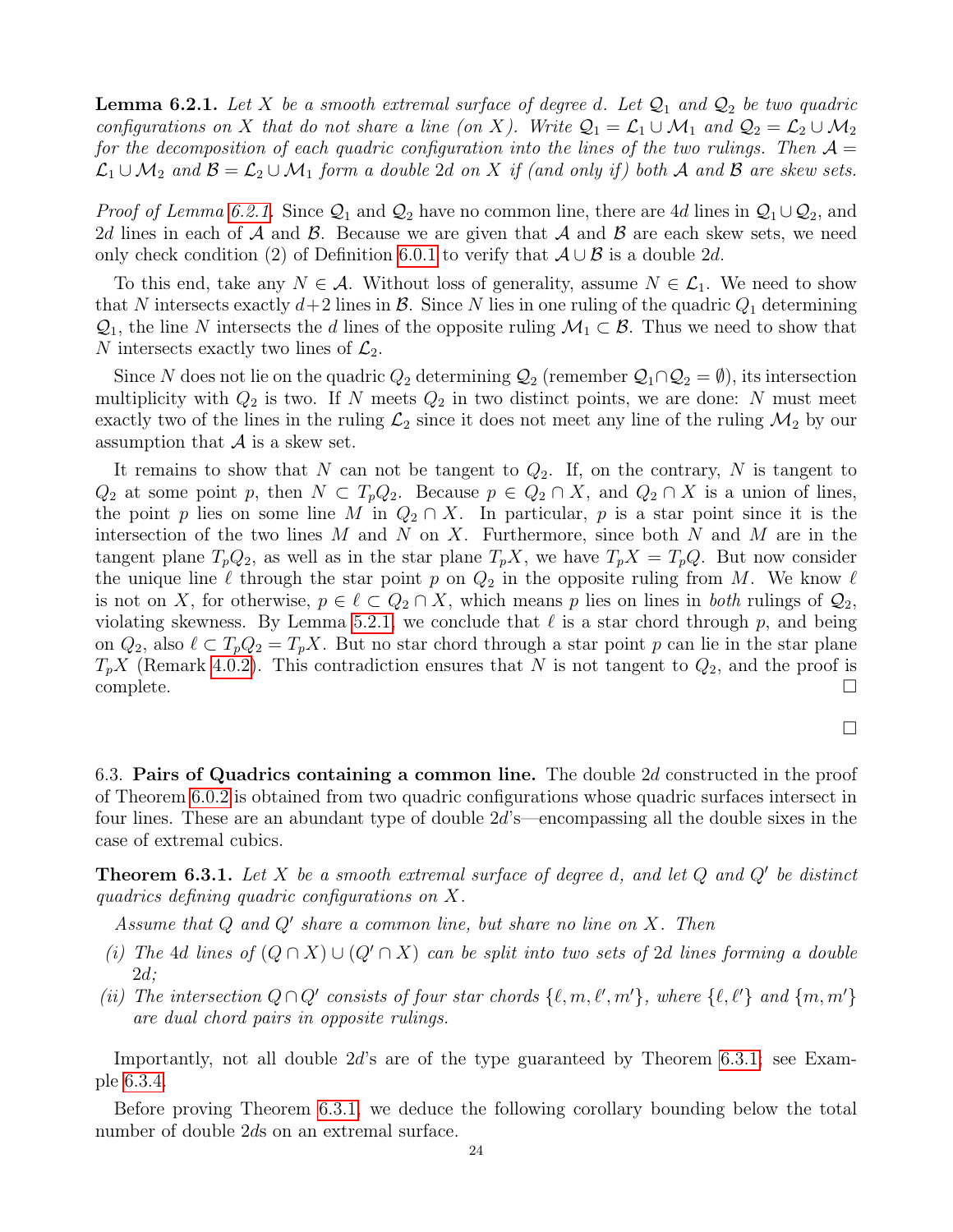**Lemma 6.2.1.** *Let $X$ be a smooth extremal surface of degree $d$. Let $\mathcal{Q}_1$ and $\mathcal{Q}_2$ be two quadric configurations on $X$ that do not share a line (on $X$). Write $\mathcal{Q}_1 = \mathcal{L}_1 \cup \mathcal{M}_1$ and $\mathcal{Q}_2 = \mathcal{L}_2 \cup \mathcal{M}_2$ for the decomposition of each quadric configuration into the lines of the two rulings. Then $\mathcal{A} = \mathcal{L}_1 \cup \mathcal{M}_2$ and $\mathcal{B} = \mathcal{L}_2 \cup \mathcal{M}_1$ form a double $2d$ on $X$ if (and only if) both $\mathcal{A}$ and $\mathcal{B}$ are skew sets.*

*Proof of Lemma 6.2.1.* Since $\mathcal{Q}_1$ and $\mathcal{Q}_2$ have no common line, there are $4d$ lines in $\mathcal{Q}_1 \cup \mathcal{Q}_2$, and $2d$ lines in each of $\mathcal{A}$ and $\mathcal{B}$. Because we are given that $\mathcal{A}$ and $\mathcal{B}$ are each skew sets, we need only check condition (2) of Definition 6.0.1 to verify that $\mathcal{A} \cup \mathcal{B}$ is a double $2d$.

To this end, take any $N \in \mathcal{A}$. Without loss of generality, assume $N \in \mathcal{L}_1$. We need to show that $N$ intersects exactly $d+2$ lines in $\mathcal{B}$. Since $N$ lies in one ruling of the quadric $Q_1$ determining $\mathcal{Q}_1$, the line $N$ intersects the $d$ lines of the opposite ruling $\mathcal{M}_1 \subset \mathcal{B}$. Thus we need to show that $N$ intersects exactly two lines of $\mathcal{L}_2$.

Since $N$ does not lie on the quadric $Q_2$ determining $\mathcal{Q}_2$ (remember $\mathcal{Q}_1 \cap \mathcal{Q}_2 = \emptyset$), its intersection multiplicity with $Q_2$ is two. If $N$ meets $Q_2$ in two distinct points, we are done: $N$ must meet exactly two of the lines in the ruling $\mathcal{L}_2$ since it does not meet any line of the ruling $\mathcal{M}_2$ by our assumption that $\mathcal{A}$ is a skew set.

It remains to show that $N$ can not be tangent to $Q_2$. If, on the contrary, $N$ is tangent to $Q_2$ at some point $p$, then $N \subset T_pQ_2$. Because $p \in Q_2 \cap X$, and $Q_2 \cap X$ is a union of lines, the point $p$ lies on some line $M$ in $Q_2 \cap X$. In particular, $p$ is a star point since it is the intersection of the two lines $M$ and $N$ on $X$. Furthermore, since both $N$ and $M$ are in the tangent plane $T_pQ_2$, as well as in the star plane $T_pX$, we have $T_pX = T_pQ$. But now consider the unique line $\ell$ through the star point $p$ on $Q_2$ in the opposite ruling from $M$. We know $\ell$ is not on $X$, for otherwise, $p \in \ell \subset Q_2 \cap X$, which means $p$ lies on lines in *both* rulings of $\mathcal{Q}_2$, violating skewness. By Lemma 5.2.1, we conclude that $\ell$ is a star chord through $p$, and being on $Q_2$, also $\ell \subset T_pQ_2 = T_pX$. But no star chord through a star point $p$ can lie in the star plane $T_pX$ (Remark 4.0.2). This contradiction ensures that $N$ is not tangent to $Q_2$, and the proof is complete. $\square$

$\square$

6.3. **Pairs of Quadrics containing a common line.** The double $2d$ constructed in the proof of Theorem 6.0.2 is obtained from two quadric configurations whose quadric surfaces intersect in four lines. These are an abundant type of double $2d$'s—encompassing all the double sixes in the case of extremal cubics.

**Theorem 6.3.1.** *Let $X$ be a smooth extremal surface of degree $d$, and let $Q$ and $Q'$ be distinct quadrics defining quadric configurations on $X$.*

*Assume that $Q$ and $Q'$ share a common line, but share no line on $X$. Then*

*(i) The $4d$ lines of $(Q \cap X) \cup (Q' \cap X)$ can be split into two sets of $2d$ lines forming a double $2d$;*

*(ii) The intersection $Q \cap Q'$ consists of four star chords $\{\ell, m, \ell', m'\}$, where $\{\ell, \ell'\}$ and $\{m, m'\}$ are dual chord pairs in opposite rulings.*

Importantly, not all double $2d$'s are of the type guaranteed by Theorem 6.3.1; see Example 6.3.4.

Before proving Theorem 6.3.1, we deduce the following corollary bounding below the total number of double $2d$s on an extremal surface.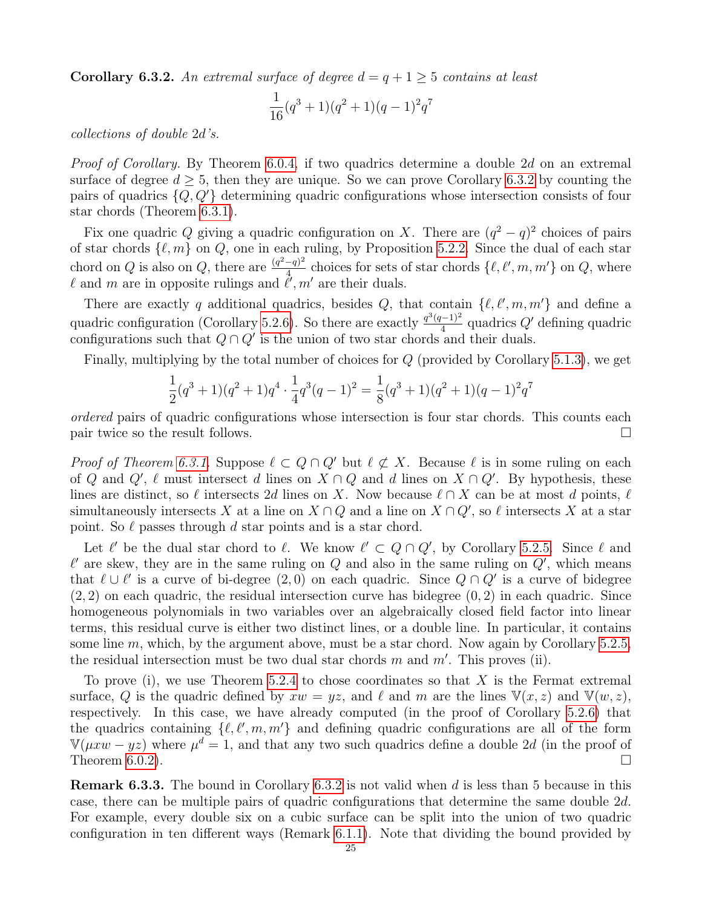**Corollary 6.3.2.** *An extremal surface of degree $d = q+1 \geq 5$ contains at least*

$$\frac{1}{16}(q^3+1)(q^2+1)(q-1)^2q^7$$

*collections of double $2d$'s.*

*Proof of Corollary.* By Theorem 6.0.4, if two quadrics determine a double $2d$ on an extremal surface of degree $d \geq 5$, then they are unique. So we can prove Corollary 6.3.2 by counting the pairs of quadrics $\{Q, Q'\}$ determining quadric configurations whose intersection consists of four star chords (Theorem 6.3.1).

Fix one quadric $Q$ giving a quadric configuration on $X$. There are $(q^2-q)^2$ choices of pairs of star chords $\{\ell, m\}$ on $Q$, one in each ruling, by Proposition 5.2.2. Since the dual of each star chord on $Q$ is also on $Q$, there are $\frac{(q^2-q)^2}{4}$ choices for sets of star chords $\{\ell, \ell', m, m'\}$ on $Q$, where $\ell$ and $m$ are in opposite rulings and $\ell', m'$ are their duals.

There are exactly $q$ additional quadrics, besides $Q$, that contain $\{\ell, \ell', m, m'\}$ and define a quadric configuration (Corollary 5.2.6). So there are exactly $\frac{q^3(q-1)^2}{4}$ quadrics $Q'$ defining quadric configurations such that $Q \cap Q'$ is the union of two star chords and their duals.

Finally, multiplying by the total number of choices for $Q$ (provided by Corollary 5.1.3), we get

$$\frac{1}{2}(q^3+1)(q^2+1)q^4 \cdot \frac{1}{4}q^3(q-1)^2 = \frac{1}{8}(q^3+1)(q^2+1)(q-1)^2q^7$$

*ordered* pairs of quadric configurations whose intersection is four star chords. This counts each pair twice so the result follows. □

*Proof of Theorem 6.3.1.* Suppose $\ell \subset Q \cap Q'$ but $\ell \not\subset X$. Because $\ell$ is in some ruling on each of $Q$ and $Q'$, $\ell$ must intersect $d$ lines on $X \cap Q$ and $d$ lines on $X \cap Q'$. By hypothesis, these lines are distinct, so $\ell$ intersects $2d$ lines on $X$. Now because $\ell \cap X$ can be at most $d$ points, $\ell$ simultaneously intersects $X$ at a line on $X \cap Q$ and a line on $X \cap Q'$, so $\ell$ intersects $X$ at a star point. So $\ell$ passes through $d$ star points and is a star chord.

Let $\ell'$ be the dual star chord to $\ell$. We know $\ell' \subset Q \cap Q'$, by Corollary 5.2.5. Since $\ell$ and $\ell'$ are skew, they are in the same ruling on $Q$ and also in the same ruling on $Q'$, which means that $\ell \cup \ell'$ is a curve of bi-degree $(2, 0)$ on each quadric. Since $Q \cap Q'$ is a curve of bidegree $(2, 2)$ on each quadric, the residual intersection curve has bidegree $(0, 2)$ in each quadric. Since homogeneous polynomials in two variables over an algebraically closed field factor into linear terms, this residual curve is either two distinct lines, or a double line. In particular, it contains some line $m$, which, by the argument above, must be a star chord. Now again by Corollary 5.2.5, the residual intersection must be two dual star chords $m$ and $m'$. This proves (ii).

To prove (i), we use Theorem 5.2.4 to chose coordinates so that $X$ is the Fermat extremal surface, $Q$ is the quadric defined by $xw = yz$, and $\ell$ and $m$ are the lines $\mathbb{V}(x, z)$ and $\mathbb{V}(w, z)$, respectively. In this case, we have already computed (in the proof of Corollary 5.2.6) that the quadrics containing $\{\ell, \ell', m, m'\}$ and defining quadric configurations are all of the form $\mathbb{V}(\mu xw - yz)$ where $\mu^d = 1$, and that any two such quadrics define a double $2d$ (in the proof of Theorem 6.0.2). □

**Remark 6.3.3.** The bound in Corollary 6.3.2 is not valid when $d$ is less than 5 because in this case, there can be multiple pairs of quadric configurations that determine the same double $2d$. For example, every double six on a cubic surface can be split into the union of two quadric configuration in ten different ways (Remark 6.1.1). Note that dividing the bound provided by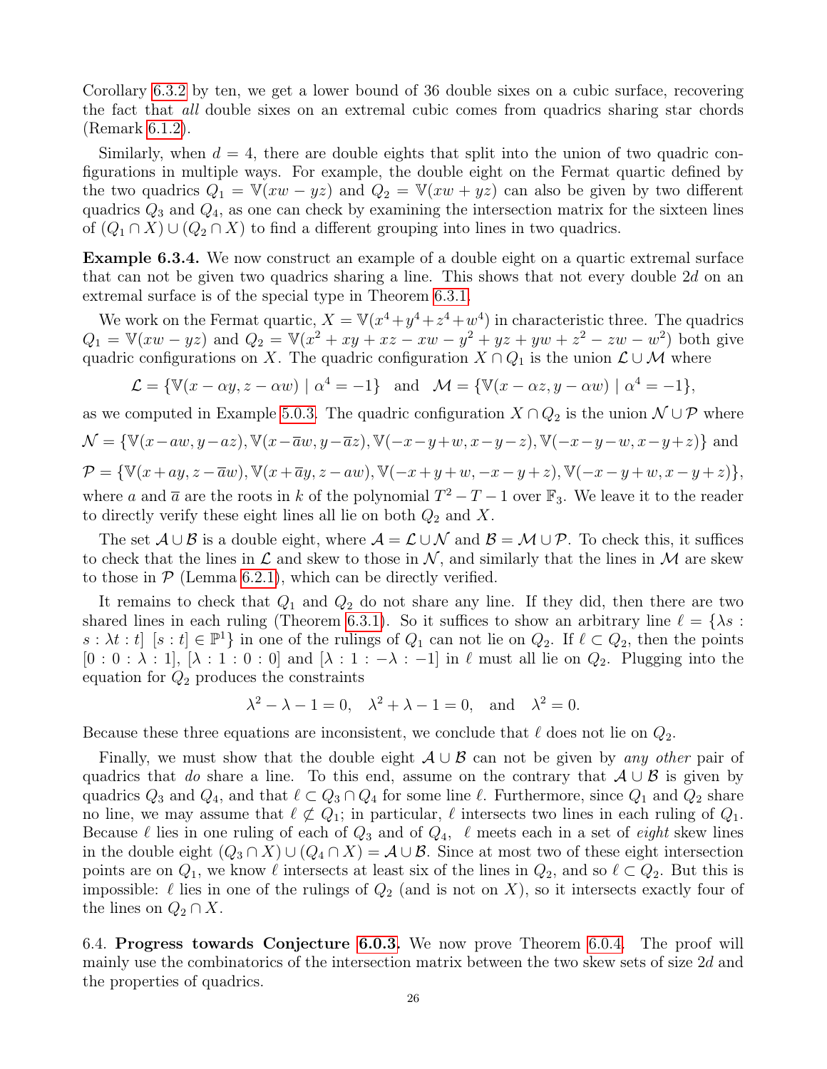Corollary 6.3.2 by ten, we get a lower bound of 36 double sixes on a cubic surface, recovering the fact that *all* double sixes on an extremal cubic comes from quadrics sharing star chords (Remark 6.1.2).

Similarly, when $d = 4$, there are double eights that split into the union of two quadric configurations in multiple ways. For example, the double eight on the Fermat quartic defined by the two quadrics $Q_1 = \mathbb{V}(xw - yz)$ and $Q_2 = \mathbb{V}(xw + yz)$ can also be given by two different quadrics $Q_3$ and $Q_4$, as one can check by examining the intersection matrix for the sixteen lines of $(Q_1 \cap X) \cup (Q_2 \cap X)$ to find a different grouping into lines in two quadrics.

**Example 6.3.4.** We now construct an example of a double eight on a quartic extremal surface that can not be given two quadrics sharing a line. This shows that not every double $2d$ on an extremal surface is of the special type in Theorem 6.3.1.

We work on the Fermat quartic, $X = \mathbb{V}(x^4+y^4+z^4+w^4)$ in characteristic three. The quadrics $Q_1 = \mathbb{V}(xw - yz)$ and $Q_2 = \mathbb{V}(x^2 + xy + xz - xw - y^2 + yz + yw + z^2 - zw - w^2)$ both give quadric configurations on $X$. The quadric configuration $X \cap Q_1$ is the union $\mathcal{L} \cup \mathcal{M}$ where

$$\mathcal{L} = \{\mathbb{V}(x - \alpha y, z - \alpha w) \mid \alpha^4 = -1\} \quad \text{and} \quad \mathcal{M} = \{\mathbb{V}(x - \alpha z, y - \alpha w) \mid \alpha^4 = -1\},$$

as we computed in Example 5.0.3. The quadric configuration $X \cap Q_2$ is the union $\mathcal{N} \cup \mathcal{P}$ where

$\mathcal{N} = \{\mathbb{V}(x-aw, y-az), \mathbb{V}(x-\overline{a}w, y-\overline{a}z), \mathbb{V}(-x-y+w, x-y-z), \mathbb{V}(-x-y-w, x-y+z)\}$ and

$\mathcal{P} = \{\mathbb{V}(x+ay, z-\overline{a}w), \mathbb{V}(x+\overline{a}y, z-aw), \mathbb{V}(-x+y+w, -x-y+z), \mathbb{V}(-x-y+w, x-y+z)\}$,

where $a$ and $\overline{a}$ are the roots in $k$ of the polynomial $T^2 - T - 1$ over $\mathbb{F}_3$. We leave it to the reader to directly verify these eight lines all lie on both $Q_2$ and $X$.

The set $\mathcal{A} \cup \mathcal{B}$ is a double eight, where $\mathcal{A} = \mathcal{L} \cup \mathcal{N}$ and $\mathcal{B} = \mathcal{M} \cup \mathcal{P}$. To check this, it suffices to check that the lines in $\mathcal{L}$ and skew to those in $\mathcal{N}$, and similarly that the lines in $\mathcal{M}$ are skew to those in $\mathcal{P}$ (Lemma 6.2.1), which can be directly verified.

It remains to check that $Q_1$ and $Q_2$ do not share any line. If they did, then there are two shared lines in each ruling (Theorem 6.3.1). So it suffices to show an arbitrary line $\ell = \{\lambda s : s : \lambda t : t] \ [s : t] \in \mathbb{P}^1\}$ in one of the rulings of $Q_1$ can not lie on $Q_2$. If $\ell \subset Q_2$, then the points $[0 : 0 : \lambda : 1]$, $[\lambda : 1 : 0 : 0]$ and $[\lambda : 1 : -\lambda : -1]$ in $\ell$ must all lie on $Q_2$. Plugging into the equation for $Q_2$ produces the constraints

$$\lambda^2 - \lambda - 1 = 0, \quad \lambda^2 + \lambda - 1 = 0, \quad \text{and} \quad \lambda^2 = 0.$$

Because these three equations are inconsistent, we conclude that $\ell$ does not lie on $Q_2$.

Finally, we must show that the double eight $\mathcal{A} \cup \mathcal{B}$ can not be given by *any other* pair of quadrics that *do* share a line. To this end, assume on the contrary that $\mathcal{A} \cup \mathcal{B}$ is given by quadrics $Q_3$ and $Q_4$, and that $\ell \subset Q_3 \cap Q_4$ for some line $\ell$. Furthermore, since $Q_1$ and $Q_2$ share no line, we may assume that $\ell \not\subset Q_1$; in particular, $\ell$ intersects two lines in each ruling of $Q_1$. Because $\ell$ lies in one ruling of each of $Q_3$ and of $Q_4$, $\ell$ meets each in a set of *eight* skew lines in the double eight $(Q_3 \cap X) \cup (Q_4 \cap X) = \mathcal{A} \cup \mathcal{B}$. Since at most two of these eight intersection points are on $Q_1$, we know $\ell$ intersects at least six of the lines in $Q_2$, and so $\ell \subset Q_2$. But this is impossible: $\ell$ lies in one of the rulings of $Q_2$ (and is not on $X$), so it intersects exactly four of the lines on $Q_2 \cap X$.

6.4. **Progress towards Conjecture 6.0.3.** We now prove Theorem 6.0.4. The proof will mainly use the combinatorics of the intersection matrix between the two skew sets of size $2d$ and the properties of quadrics.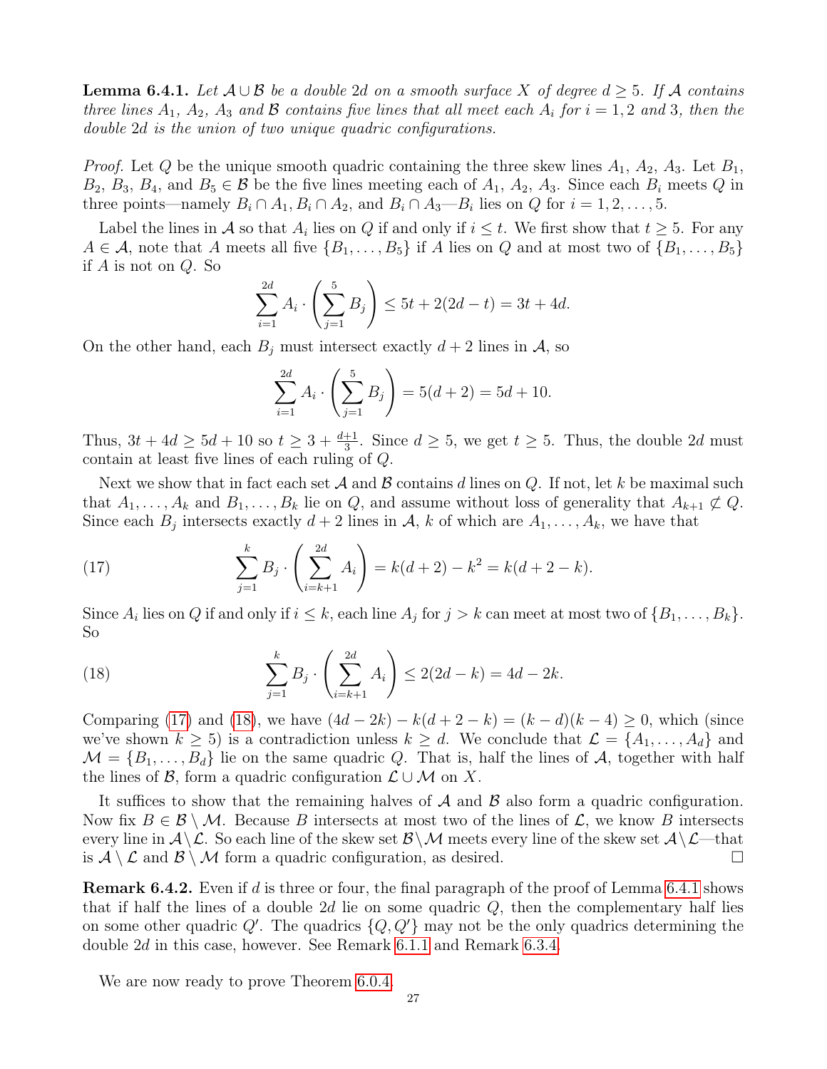**Lemma 6.4.1.** *Let $\mathcal{A} \cup \mathcal{B}$ be a double $2d$ on a smooth surface $X$ of degree $d \geq 5$. If $\mathcal{A}$ contains three lines $A_1$, $A_2$, $A_3$ and $\mathcal{B}$ contains five lines that all meet each $A_i$ for $i = 1, 2$ and $3$, then the double $2d$ is the union of two unique quadric configurations.*

*Proof.* Let $Q$ be the unique smooth quadric containing the three skew lines $A_1$, $A_2$, $A_3$. Let $B_1$, $B_2$, $B_3$, $B_4$, and $B_5 \in \mathcal{B}$ be the five lines meeting each of $A_1$, $A_2$, $A_3$. Since each $B_i$ meets $Q$ in three points—namely $B_i \cap A_1$, $B_i \cap A_2$, and $B_i \cap A_3$—$B_i$ lies on $Q$ for $i = 1, 2, \ldots, 5$.

Label the lines in $\mathcal{A}$ so that $A_i$ lies on $Q$ if and only if $i \leq t$. We first show that $t \geq 5$. For any $A \in \mathcal{A}$, note that $A$ meets all five $\{B_1, \ldots, B_5\}$ if $A$ lies on $Q$ and at most two of $\{B_1, \ldots, B_5\}$ if $A$ is not on $Q$. So

$$\sum_{i=1}^{2d} A_i \cdot \left( \sum_{j=1}^{5} B_j \right) \leq 5t + 2(2d - t) = 3t + 4d.$$

On the other hand, each $B_j$ must intersect exactly $d + 2$ lines in $\mathcal{A}$, so

$$\sum_{i=1}^{2d} A_i \cdot \left( \sum_{j=1}^{5} B_j \right) = 5(d + 2) = 5d + 10.$$

Thus, $3t + 4d \geq 5d + 10$ so $t \geq 3 + \frac{d+1}{3}$. Since $d \geq 5$, we get $t \geq 5$. Thus, the double $2d$ must contain at least five lines of each ruling of $Q$.

Next we show that in fact each set $\mathcal{A}$ and $\mathcal{B}$ contains $d$ lines on $Q$. If not, let $k$ be maximal such that $A_1, \ldots, A_k$ and $B_1, \ldots, B_k$ lie on $Q$, and assume without loss of generality that $A_{k+1} \not\subset Q$. Since each $B_j$ intersects exactly $d + 2$ lines in $\mathcal{A}$, $k$ of which are $A_1, \ldots, A_k$, we have that

$$\sum_{j=1}^{k} B_j \cdot \left( \sum_{i=k+1}^{2d} A_i \right) = k(d + 2) - k^2 = k(d + 2 - k). \tag{17}$$

Since $A_i$ lies on $Q$ if and only if $i \leq k$, each line $A_j$ for $j > k$ can meet at most two of $\{B_1, \ldots, B_k\}$. So

$$\sum_{j=1}^{k} B_j \cdot \left( \sum_{i=k+1}^{2d} A_i \right) \leq 2(2d - k) = 4d - 2k. \tag{18}$$

Comparing (17) and (18), we have $(4d - 2k) - k(d + 2 - k) = (k - d)(k - 4) \geq 0$, which (since we've shown $k \geq 5$) is a contradiction unless $k \geq d$. We conclude that $\mathcal{L} = \{A_1, \ldots, A_d\}$ and $\mathcal{M} = \{B_1, \ldots, B_d\}$ lie on the same quadric $Q$. That is, half the lines of $\mathcal{A}$, together with half the lines of $\mathcal{B}$, form a quadric configuration $\mathcal{L} \cup \mathcal{M}$ on $X$.

It suffices to show that the remaining halves of $\mathcal{A}$ and $\mathcal{B}$ also form a quadric configuration. Now fix $B \in \mathcal{B} \setminus \mathcal{M}$. Because $B$ intersects at most two of the lines of $\mathcal{L}$, we know $B$ intersects every line in $\mathcal{A} \setminus \mathcal{L}$. So each line of the skew set $\mathcal{B} \setminus \mathcal{M}$ meets every line of the skew set $\mathcal{A} \setminus \mathcal{L}$—that is $\mathcal{A} \setminus \mathcal{L}$ and $\mathcal{B} \setminus \mathcal{M}$ form a quadric configuration, as desired. □

**Remark 6.4.2.** Even if $d$ is three or four, the final paragraph of the proof of Lemma 6.4.1 shows that if half the lines of a double $2d$ lie on some quadric $Q$, then the complementary half lies on some other quadric $Q'$. The quadrics $\{Q, Q'\}$ may not be the only quadrics determining the double $2d$ in this case, however. See Remark 6.1.1 and Remark 6.3.4.

We are now ready to prove Theorem 6.0.4.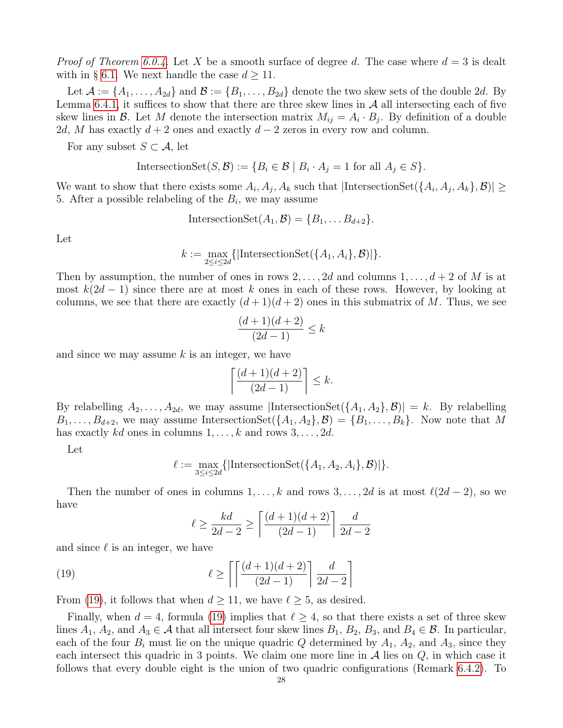*Proof of Theorem 6.0.4.* Let $X$ be a smooth surface of degree $d$. The case where $d = 3$ is dealt with in § 6.1. We next handle the case $d \geq 11$.

Let $\mathcal{A} := \{A_1, \ldots, A_{2d}\}$ and $\mathcal{B} := \{B_1, \ldots, B_{2d}\}$ denote the two skew sets of the double $2d$. By Lemma 6.4.1, it suffices to show that there are three skew lines in $\mathcal{A}$ all intersecting each of five skew lines in $\mathcal{B}$. Let $M$ denote the intersection matrix $M_{ij} = A_i \cdot B_j$. By definition of a double $2d$, $M$ has exactly $d+2$ ones and exactly $d-2$ zeros in every row and column.

For any subset $S \subset \mathcal{A}$, let

$$\mathrm{IntersectionSet}(S, \mathcal{B}) := \{B_i \in \mathcal{B} \mid B_i \cdot A_j = 1 \text{ for all } A_j \in S\}.$$

We want to show that there exists some $A_i, A_j, A_k$ such that $|\mathrm{IntersectionSet}(\{A_i, A_j, A_k\}, \mathcal{B})| \geq 5$. After a possible relabeling of the $B_i$, we may assume

$$\mathrm{IntersectionSet}(A_1, \mathcal{B}) = \{B_1, \ldots B_{d+2}\}.$$

Let

$$k := \max_{2 \leq i \leq 2d} \{|\mathrm{IntersectionSet}(\{A_1, A_i\}, \mathcal{B})|\}.$$

Then by assumption, the number of ones in rows $2, \ldots, 2d$ and columns $1, \ldots, d+2$ of $M$ is at most $k(2d-1)$ since there are at most $k$ ones in each of these rows. However, by looking at columns, we see that there are exactly $(d+1)(d+2)$ ones in this submatrix of $M$. Thus, we see

$$\frac{(d+1)(d+2)}{(2d-1)} \leq k$$

and since we may assume $k$ is an integer, we have

$$\left\lceil \frac{(d+1)(d+2)}{(2d-1)} \right\rceil \leq k.$$

By relabelling $A_2, \ldots, A_{2d}$, we may assume $|\mathrm{IntersectionSet}(\{A_1, A_2\}, \mathcal{B})| = k$. By relabelling $B_1, \ldots, B_{d+2}$, we may assume $\mathrm{IntersectionSet}(\{A_1, A_2\}, \mathcal{B}) = \{B_1, \ldots, B_k\}$. Now note that $M$ has exactly $kd$ ones in columns $1, \ldots, k$ and rows $3, \ldots, 2d$.

Let

$$\ell := \max_{3 \leq i \leq 2d} \{|\mathrm{IntersectionSet}(\{A_1, A_2, A_i\}, \mathcal{B})|\}.$$

Then the number of ones in columns $1, \ldots, k$ and rows $3, \ldots, 2d$ is at most $\ell(2d-2)$, so we have

$$\ell \geq \frac{kd}{2d-2} \geq \left\lceil \frac{(d+1)(d+2)}{(2d-1)} \right\rceil \frac{d}{2d-2}$$

and since $\ell$ is an integer, we have

$$\ell \geq \left\lceil \left\lceil \frac{(d+1)(d+2)}{(2d-1)} \right\rceil \frac{d}{2d-2} \right\rceil \tag{19}$$

From (19), it follows that when $d \geq 11$, we have $\ell \geq 5$, as desired.

Finally, when $d = 4$, formula (19) implies that $\ell \geq 4$, so that there exists a set of three skew lines $A_1$, $A_2$, and $A_3 \in \mathcal{A}$ that all intersect four skew lines $B_1$, $B_2$, $B_3$, and $B_4 \in \mathcal{B}$. In particular, each of the four $B_i$ must lie on the unique quadric $Q$ determined by $A_1$, $A_2$, and $A_3$, since they each intersect this quadric in 3 points. We claim one more line in $\mathcal{A}$ lies on $Q$, in which case it follows that every double eight is the union of two quadric configurations (Remark 6.4.2). To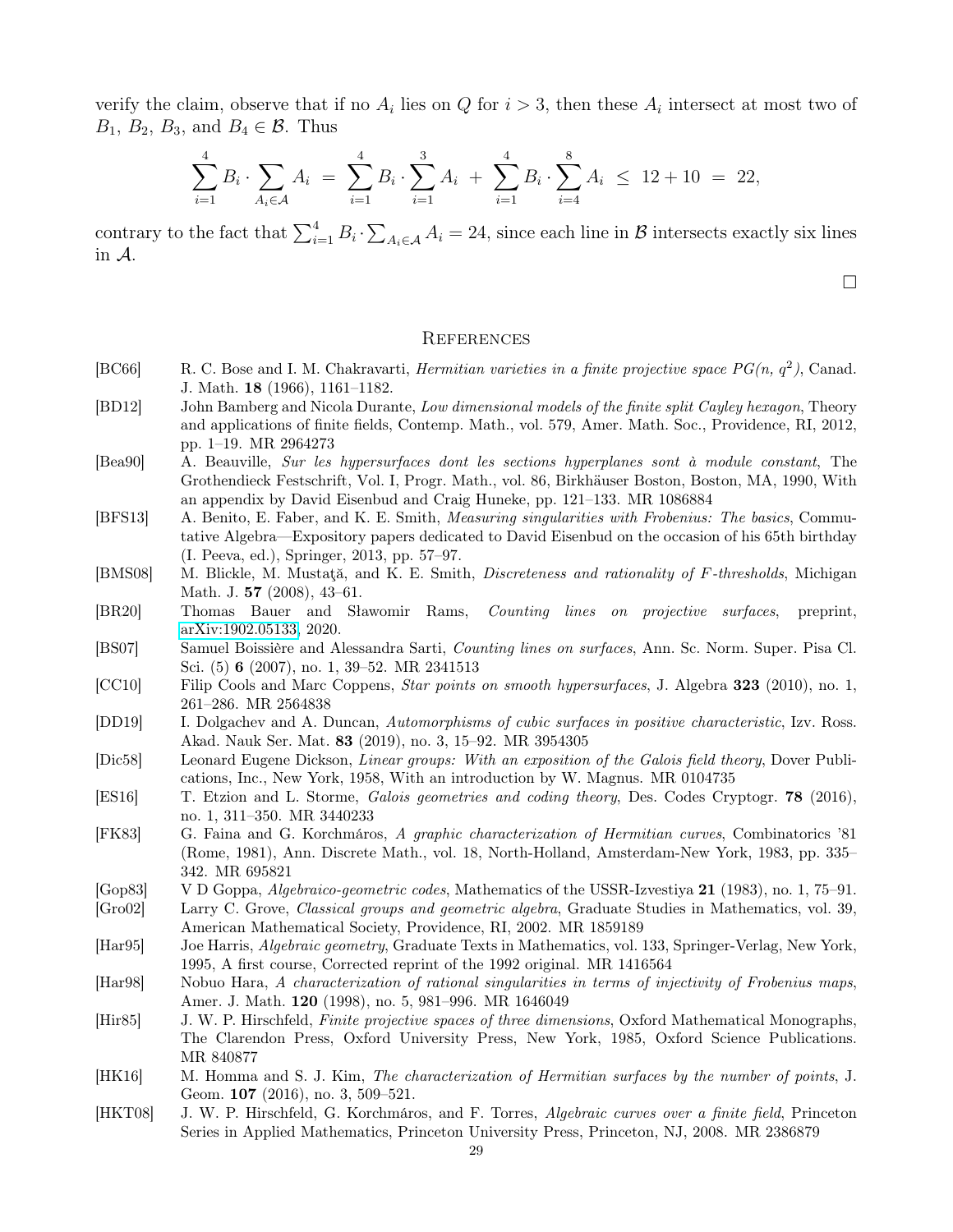verify the claim, observe that if no $A_i$ lies on $Q$ for $i > 3$, then these $A_i$ intersect at most two of $B_1$, $B_2$, $B_3$, and $B_4 \in \mathcal{B}$. Thus

$$\sum_{i=1}^{4} B_i \cdot \sum_{A_i \in \mathcal{A}} A_i \;=\; \sum_{i=1}^{4} B_i \cdot \sum_{i=1}^{3} A_i \;+\; \sum_{i=1}^{4} B_i \cdot \sum_{i=4}^{8} A_i \;\leq\; 12 + 10 \;=\; 22,$$

contrary to the fact that $\sum_{i=1}^{4} B_i \cdot \sum_{A_i \in \mathcal{A}} A_i = 24$, since each line in $\mathcal{B}$ intersects exactly six lines in $\mathcal{A}$.

□

## References

- [BC66] R. C. Bose and I. M. Chakravarti, *Hermitian varieties in a finite projective space PG(n, $q^2$)*, Canad. J. Math. **18** (1966), 1161–1182.
- [BD12] John Bamberg and Nicola Durante, *Low dimensional models of the finite split Cayley hexagon*, Theory and applications of finite fields, Contemp. Math., vol. 579, Amer. Math. Soc., Providence, RI, 2012, pp. 1–19. MR 2964273
- [Bea90] A. Beauville, *Sur les hypersurfaces dont les sections hyperplanes sont à module constant*, The Grothendieck Festschrift, Vol. I, Progr. Math., vol. 86, Birkhäuser Boston, Boston, MA, 1990, With an appendix by David Eisenbud and Craig Huneke, pp. 121–133. MR 1086884
- [BFS13] A. Benito, E. Faber, and K. E. Smith, *Measuring singularities with Frobenius: The basics*, Commutative Algebra—Expository papers dedicated to David Eisenbud on the occasion of his 65th birthday (I. Peeva, ed.), Springer, 2013, pp. 57–97.
- [BMS08] M. Blickle, M. Mustaţă, and K. E. Smith, *Discreteness and rationality of F-thresholds*, Michigan Math. J. **57** (2008), 43–61.
- [BR20] Thomas Bauer and Sławomir Rams, *Counting lines on projective surfaces*, preprint, arXiv:1902.05133, 2020.
- [BS07] Samuel Boissière and Alessandra Sarti, *Counting lines on surfaces*, Ann. Sc. Norm. Super. Pisa Cl. Sci. (5) **6** (2007), no. 1, 39–52. MR 2341513
- [CC10] Filip Cools and Marc Coppens, *Star points on smooth hypersurfaces*, J. Algebra **323** (2010), no. 1, 261–286. MR 2564838
- [DD19] I. Dolgachev and A. Duncan, *Automorphisms of cubic surfaces in positive characteristic*, Izv. Ross. Akad. Nauk Ser. Mat. **83** (2019), no. 3, 15–92. MR 3954305
- [Dic58] Leonard Eugene Dickson, *Linear groups: With an exposition of the Galois field theory*, Dover Publications, Inc., New York, 1958, With an introduction by W. Magnus. MR 0104735
- [ES16] T. Etzion and L. Storme, *Galois geometries and coding theory*, Des. Codes Cryptogr. **78** (2016), no. 1, 311–350. MR 3440233
- [FK83] G. Faina and G. Korchmáros, *A graphic characterization of Hermitian curves*, Combinatorics '81 (Rome, 1981), Ann. Discrete Math., vol. 18, North-Holland, Amsterdam-New York, 1983, pp. 335–342. MR 695821
- [Gop83] V D Goppa, *Algebraico-geometric codes*, Mathematics of the USSR-Izvestiya **21** (1983), no. 1, 75–91.
- [Gro02] Larry C. Grove, *Classical groups and geometric algebra*, Graduate Studies in Mathematics, vol. 39, American Mathematical Society, Providence, RI, 2002. MR 1859189
- [Har95] Joe Harris, *Algebraic geometry*, Graduate Texts in Mathematics, vol. 133, Springer-Verlag, New York, 1995, A first course, Corrected reprint of the 1992 original. MR 1416564
- [Har98] Nobuo Hara, *A characterization of rational singularities in terms of injectivity of Frobenius maps*, Amer. J. Math. **120** (1998), no. 5, 981–996. MR 1646049
- [Hir85] J. W. P. Hirschfeld, *Finite projective spaces of three dimensions*, Oxford Mathematical Monographs, The Clarendon Press, Oxford University Press, New York, 1985, Oxford Science Publications. MR 840877
- [HK16] M. Homma and S. J. Kim, *The characterization of Hermitian surfaces by the number of points*, J. Geom. **107** (2016), no. 3, 509–521.
- [HKT08] J. W. P. Hirschfeld, G. Korchmáros, and F. Torres, *Algebraic curves over a finite field*, Princeton Series in Applied Mathematics, Princeton University Press, Princeton, NJ, 2008. MR 2386879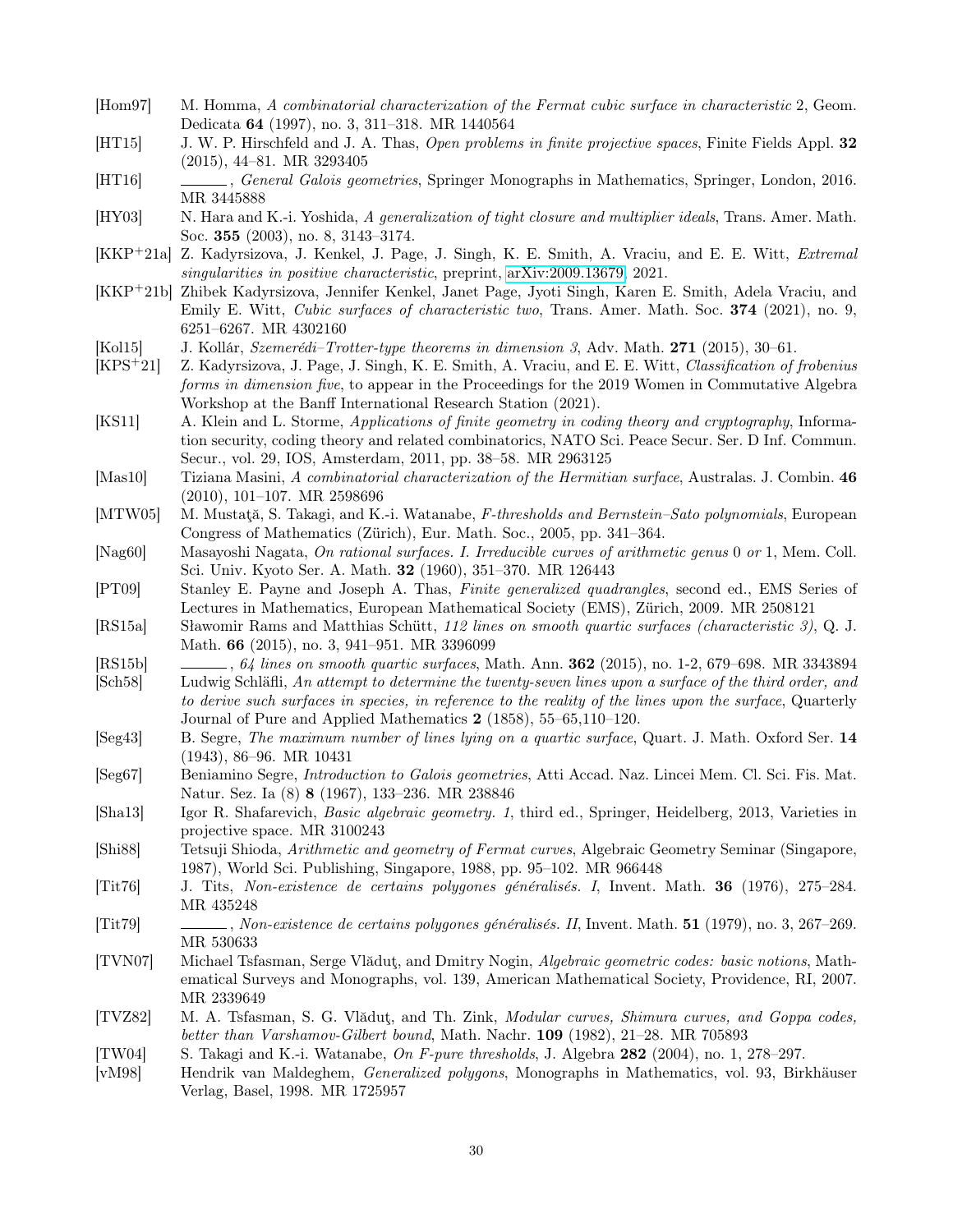[Hom97] M. Homma, *A combinatorial characterization of the Fermat cubic surface in characteristic* 2, Geom. Dedicata **64** (1997), no. 3, 311–318. MR 1440564

[HT15] J. W. P. Hirschfeld and J. A. Thas, *Open problems in finite projective spaces*, Finite Fields Appl. **32** (2015), 44–81. MR 3293405

[HT16] ———, *General Galois geometries*, Springer Monographs in Mathematics, Springer, London, 2016. MR 3445888

[HY03] N. Hara and K.-i. Yoshida, *A generalization of tight closure and multiplier ideals*, Trans. Amer. Math. Soc. **355** (2003), no. 8, 3143–3174.

[KKP+21a] Z. Kadyrsizova, J. Kenkel, J. Page, J. Singh, K. E. Smith, A. Vraciu, and E. E. Witt, *Extremal singularities in positive characteristic*, preprint, arXiv:2009.13679, 2021.

[KKP+21b] Zhibek Kadyrsizova, Jennifer Kenkel, Janet Page, Jyoti Singh, Karen E. Smith, Adela Vraciu, and Emily E. Witt, *Cubic surfaces of characteristic two*, Trans. Amer. Math. Soc. **374** (2021), no. 9, 6251–6267. MR 4302160

[Kol15] J. Kollár, *Szemerédi–Trotter-type theorems in dimension 3*, Adv. Math. **271** (2015), 30–61.

[KPS+21] Z. Kadyrsizova, J. Page, J. Singh, K. E. Smith, A. Vraciu, and E. E. Witt, *Classification of frobenius forms in dimension five*, to appear in the Proceedings for the 2019 Women in Commutative Algebra Workshop at the Banff International Research Station (2021).

[KS11] A. Klein and L. Storme, *Applications of finite geometry in coding theory and cryptography*, Information security, coding theory and related combinatorics, NATO Sci. Peace Secur. Ser. D Inf. Commun. Secur., vol. 29, IOS, Amsterdam, 2011, pp. 38–58. MR 2963125

[Mas10] Tiziana Masini, *A combinatorial characterization of the Hermitian surface*, Australas. J. Combin. **46** (2010), 101–107. MR 2598696

[MTW05] M. Mustaţă, S. Takagi, and K.-i. Watanabe, *F-thresholds and Bernstein–Sato polynomials*, European Congress of Mathematics (Zürich), Eur. Math. Soc., 2005, pp. 341–364.

[Nag60] Masayoshi Nagata, *On rational surfaces. I. Irreducible curves of arithmetic genus* 0 *or* 1, Mem. Coll. Sci. Univ. Kyoto Ser. A. Math. **32** (1960), 351–370. MR 126443

[PT09] Stanley E. Payne and Joseph A. Thas, *Finite generalized quadrangles*, second ed., EMS Series of Lectures in Mathematics, European Mathematical Society (EMS), Zürich, 2009. MR 2508121

[RS15a] Sławomir Rams and Matthias Schütt, *112 lines on smooth quartic surfaces (characteristic 3)*, Q. J. Math. **66** (2015), no. 3, 941–951. MR 3396099

[RS15b] ———, *64 lines on smooth quartic surfaces*, Math. Ann. **362** (2015), no. 1-2, 679–698. MR 3343894

[Sch58] Ludwig Schläfli, *An attempt to determine the twenty-seven lines upon a surface of the third order, and to derive such surfaces in species, in reference to the reality of the lines upon the surface*, Quarterly Journal of Pure and Applied Mathematics **2** (1858), 55–65,110–120.

[Seg43] B. Segre, *The maximum number of lines lying on a quartic surface*, Quart. J. Math. Oxford Ser. **14** (1943), 86–96. MR 10431

[Seg67] Beniamino Segre, *Introduction to Galois geometries*, Atti Accad. Naz. Lincei Mem. Cl. Sci. Fis. Mat. Natur. Sez. Ia (8) **8** (1967), 133–236. MR 238846

[Sha13] Igor R. Shafarevich, *Basic algebraic geometry. 1*, third ed., Springer, Heidelberg, 2013, Varieties in projective space. MR 3100243

[Shi88] Tetsuji Shioda, *Arithmetic and geometry of Fermat curves*, Algebraic Geometry Seminar (Singapore, 1987), World Sci. Publishing, Singapore, 1988, pp. 95–102. MR 966448

[Tit76] J. Tits, *Non-existence de certains polygones généralisés. I*, Invent. Math. **36** (1976), 275–284. MR 435248

[Tit79] ———, *Non-existence de certains polygones généralisés. II*, Invent. Math. **51** (1979), no. 3, 267–269. MR 530633

[TVN07] Michael Tsfasman, Serge Vlăduţ, and Dmitry Nogin, *Algebraic geometric codes: basic notions*, Mathematical Surveys and Monographs, vol. 139, American Mathematical Society, Providence, RI, 2007. MR 2339649

[TVZ82] M. A. Tsfasman, S. G. Vlăduţ, and Th. Zink, *Modular curves, Shimura curves, and Goppa codes, better than Varshamov-Gilbert bound*, Math. Nachr. **109** (1982), 21–28. MR 705893

[TW04] S. Takagi and K.-i. Watanabe, *On F-pure thresholds*, J. Algebra **282** (2004), no. 1, 278–297.

[vM98] Hendrik van Maldeghem, *Generalized polygons*, Monographs in Mathematics, vol. 93, Birkhäuser Verlag, Basel, 1998. MR 1725957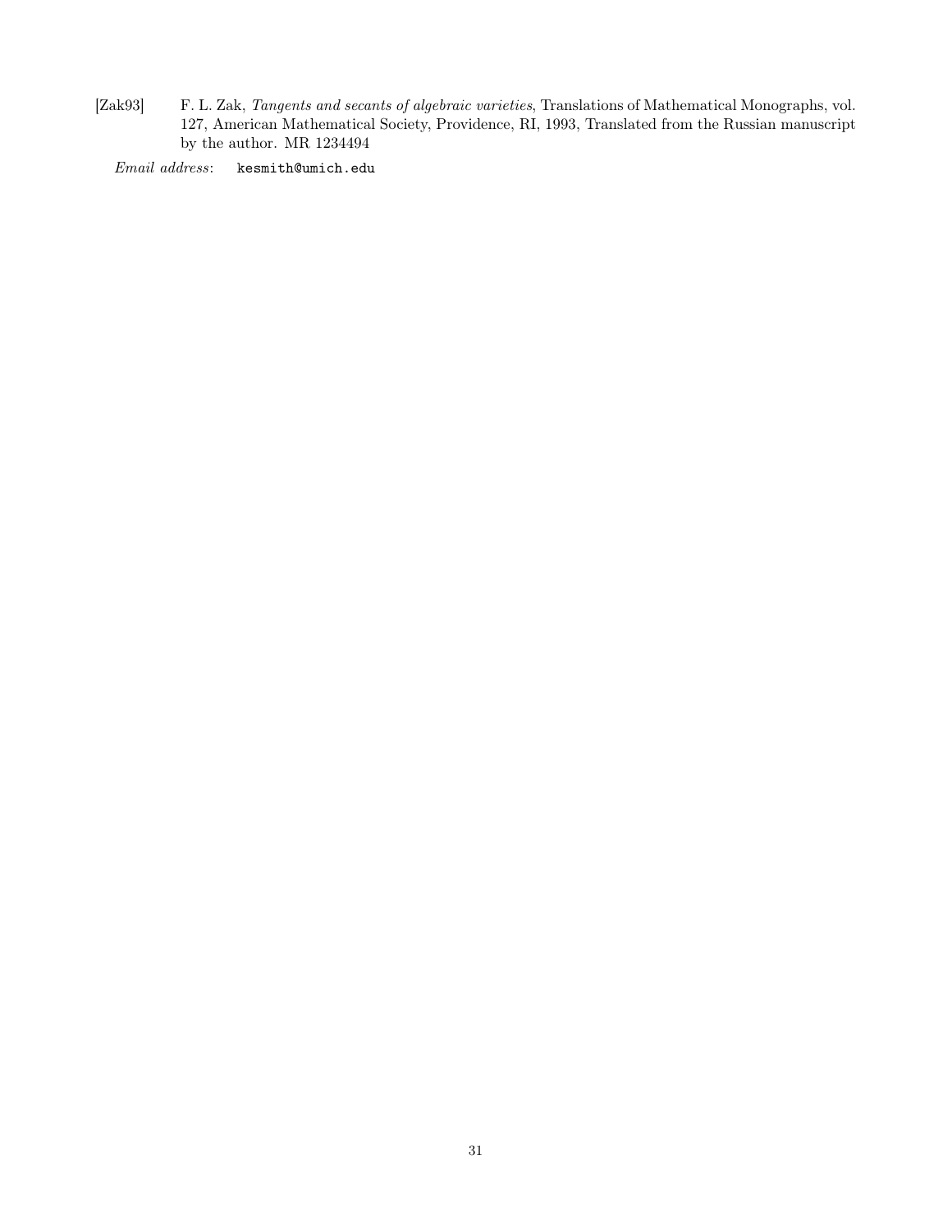[Zak93] F. L. Zak, *Tangents and secants of algebraic varieties*, Translations of Mathematical Monographs, vol. 127, American Mathematical Society, Providence, RI, 1993, Translated from the Russian manuscript by the author. MR 1234494

*Email address*: `kesmith@umich.edu`